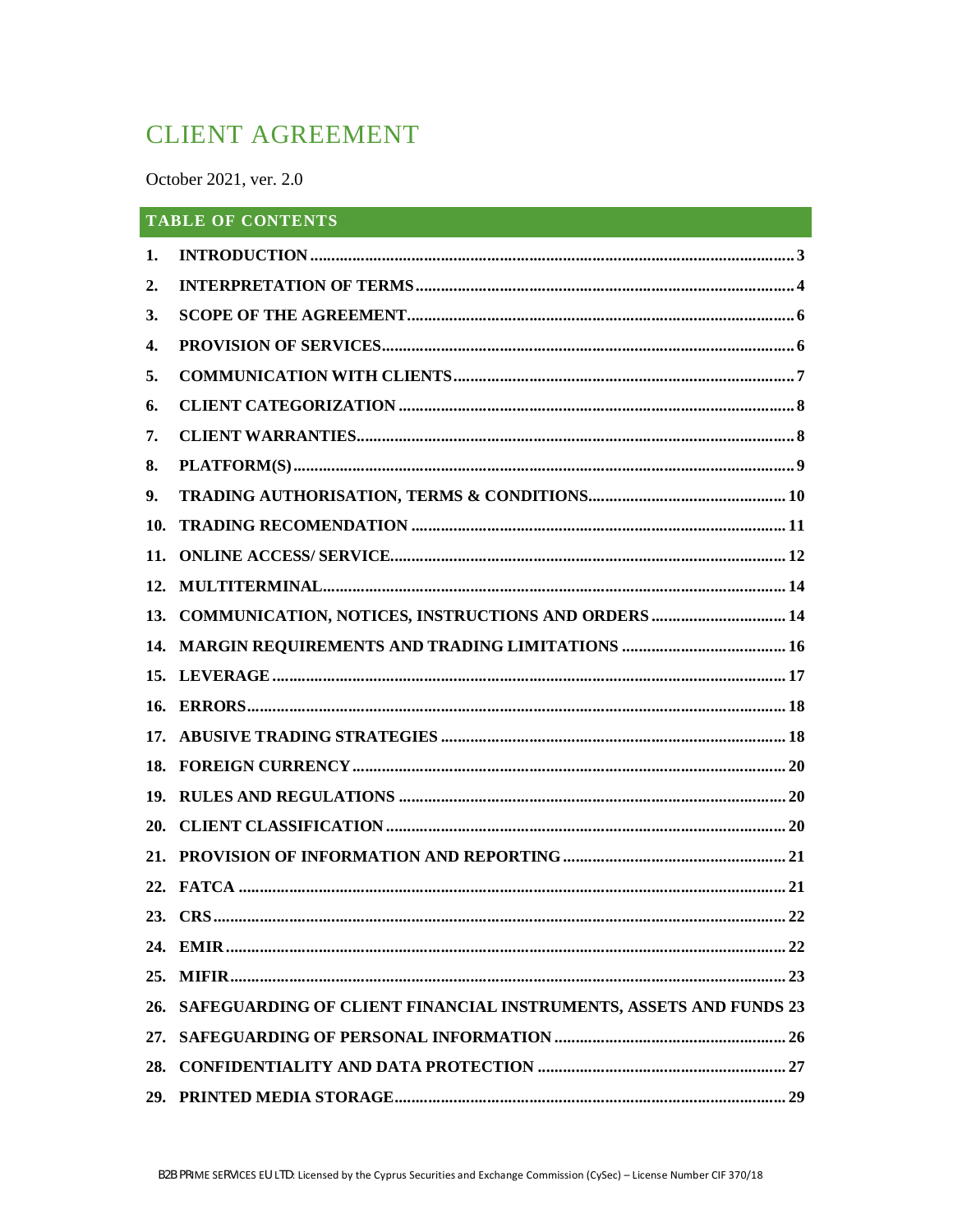# CLIENT AGREEMENT

October 2021, ver. 2.0

## TABLE OF CONTENTS

| | | |
|---|---|---|
| 1. | INTRODUCTION | 3 |
| 2. | INTERPRETATION OF TERMS | 4 |
| 3. | SCOPE OF THE AGREEMENT | 6 |
| 4. | PROVISION OF SERVICES | 6 |
| 5. | COMMUNICATION WITH CLIENTS | 7 |
| 6. | CLIENT CATEGORIZATION | 8 |
| 7. | CLIENT WARRANTIES | 8 |
| 8. | PLATFORM(S) | 9 |
| 9. | TRADING AUTHORISATION, TERMS & CONDITIONS | 10 |
| 10. | TRADING RECOMENDATION | 11 |
| 11. | ONLINE ACCESS/ SERVICE | 12 |
| 12. | MULTITERMINAL | 14 |
| 13. | COMMUNICATION, NOTICES, INSTRUCTIONS AND ORDERS | 14 |
| 14. | MARGIN REQUIREMENTS AND TRADING LIMITATIONS | 16 |
| 15. | LEVERAGE | 17 |
| 16. | ERRORS | 18 |
| 17. | ABUSIVE TRADING STRATEGIES | 18 |
| 18. | FOREIGN CURRENCY | 20 |
| 19. | RULES AND REGULATIONS | 20 |
| 20. | CLIENT CLASSIFICATION | 20 |
| 21. | PROVISION OF INFORMATION AND REPORTING | 21 |
| 22. | FATCA | 21 |
| 23. | CRS | 22 |
| 24. | EMIR | 22 |
| 25. | MIFIR | 23 |
| 26. | SAFEGUARDING OF CLIENT FINANCIAL INSTRUMENTS, ASSETS AND FUNDS | 23 |
| 27. | SAFEGUARDING OF PERSONAL INFORMATION | 26 |
| 28. | CONFIDENTIALITY AND DATA PROTECTION | 27 |
| 29. | PRINTED MEDIA STORAGE | 29 |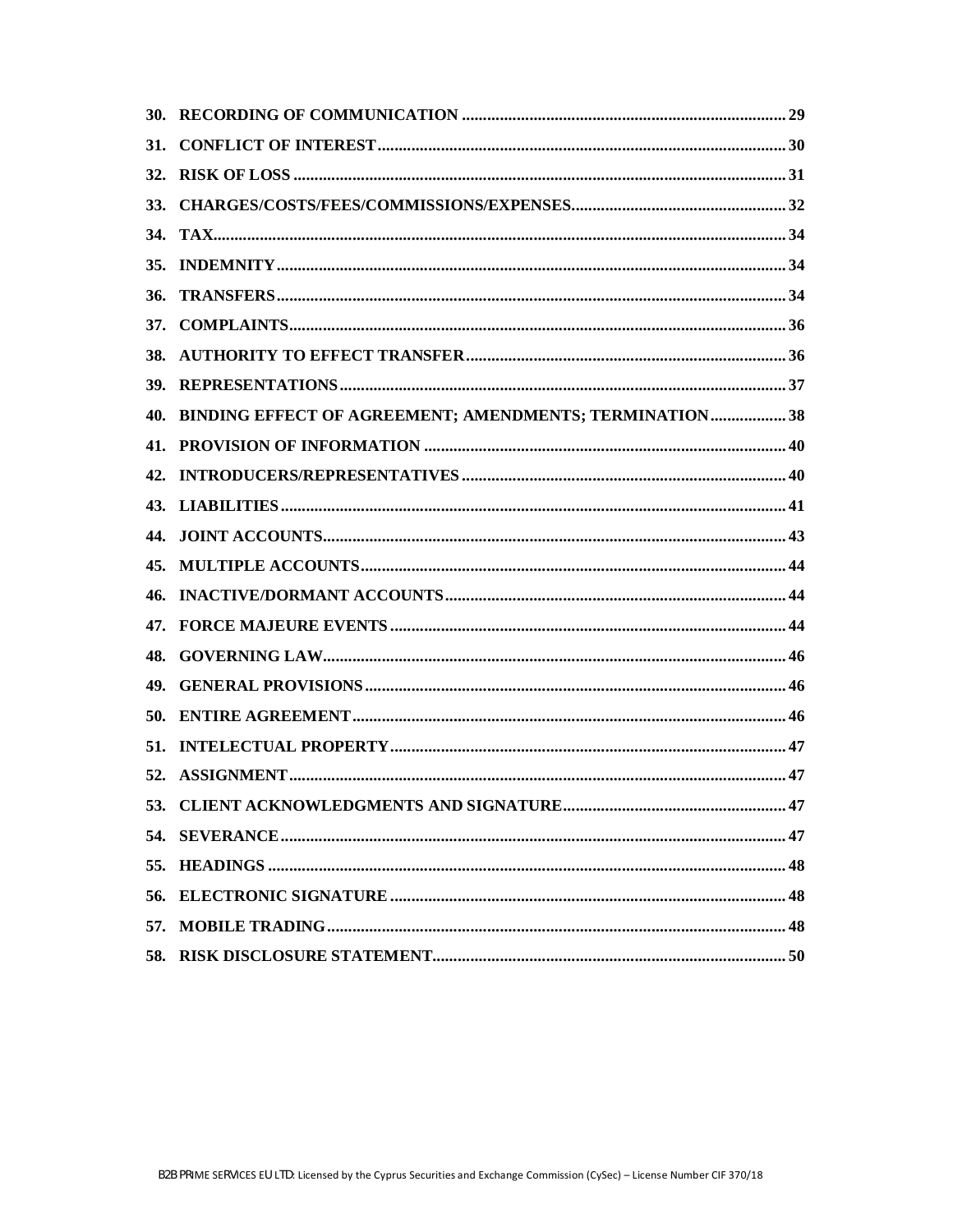30. **RECORDING OF COMMUNICATION** ............ 29
31. **CONFLICT OF INTEREST** ............ 30
32. **RISK OF LOSS** ............ 31
33. **CHARGES/COSTS/FEES/COMMISSIONS/EXPENSES** ............ 32
34. **TAX** ............ 34
35. **INDEMNITY** ............ 34
36. **TRANSFERS** ............ 34
37. **COMPLAINTS** ............ 36
38. **AUTHORITY TO EFFECT TRANSFER** ............ 36
39. **REPRESENTATIONS** ............ 37
40. **BINDING EFFECT OF AGREEMENT; AMENDMENTS; TERMINATION** ............ 38
41. **PROVISION OF INFORMATION** ............ 40
42. **INTRODUCERS/REPRESENTATIVES** ............ 40
43. **LIABILITIES** ............ 41
44. **JOINT ACCOUNTS** ............ 43
45. **MULTIPLE ACCOUNTS** ............ 44
46. **INACTIVE/DORMANT ACCOUNTS** ............ 44
47. **FORCE MAJEURE EVENTS** ............ 44
48. **GOVERNING LAW** ............ 46
49. **GENERAL PROVISIONS** ............ 46
50. **ENTIRE AGREEMENT** ............ 46
51. **INTELECTUAL PROPERTY** ............ 47
52. **ASSIGNMENT** ............ 47
53. **CLIENT ACKNOWLEDGMENTS AND SIGNATURE** ............ 47
54. **SEVERANCE** ............ 47
55. **HEADINGS** ............ 48
56. **ELECTRONIC SIGNATURE** ............ 48
57. **MOBILE TRADING** ............ 48
58. **RISK DISCLOSURE STATEMENT** ............ 50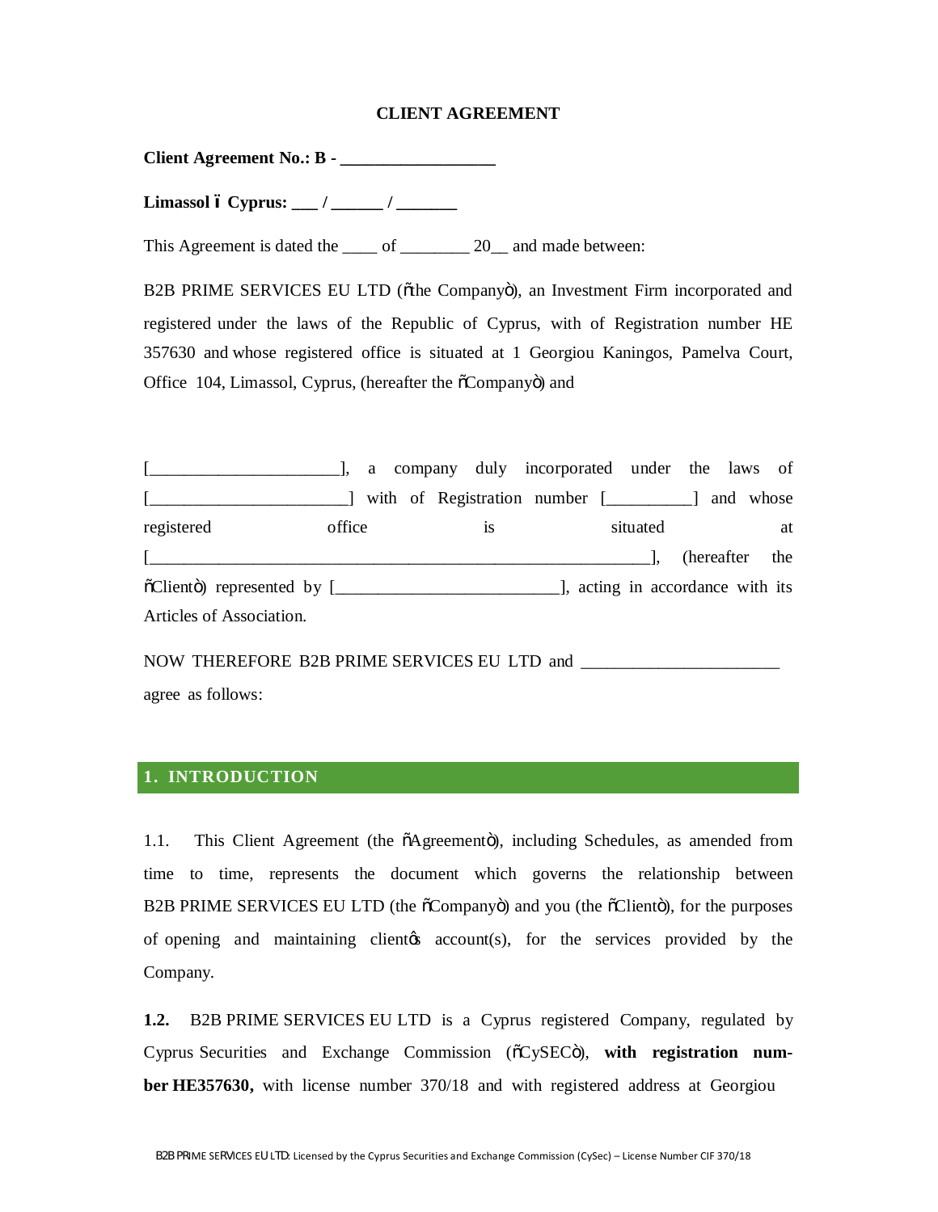**CLIENT AGREEMENT**

**Client Agreement No.: B - ________________**

**Limassol – Cyprus: ___ / ______ / _______**

This Agreement is dated the ____ of ________ 20__ and made between:

B2B PRIME SERVICES EU LTD ("the Company"), an Investment Firm incorporated and registered under the laws of the Republic of Cyprus, with of Registration number HE 357630 and whose registered office is situated at 1 Georgiou Kaningos, Pamelva Court, Office 104, Limassol, Cyprus, (hereafter the "Company") and

[______________________], a company duly incorporated under the laws of [______________________] with of Registration number [__________] and whose registered office is situated at [___________________________________________________________], (hereafter the "Client") represented by [_________________________], acting in accordance with its Articles of Association.

NOW THEREFORE B2B PRIME SERVICES EU LTD and ______________________ agree as follows:

## 1. INTRODUCTION

1.1. This Client Agreement (the "Agreement"), including Schedules, as amended from time to time, represents the document which governs the relationship between B2B PRIME SERVICES EU LTD (the "Company") and you (the "Client"), for the purposes of opening and maintaining client's account(s), for the services provided by the Company.

**1.2.** B2B PRIME SERVICES EU LTD is a Cyprus registered Company, regulated by Cyprus Securities and Exchange Commission ("CySEC"), **with registration number HE357630,** with license number 370/18 and with registered address at Georgiou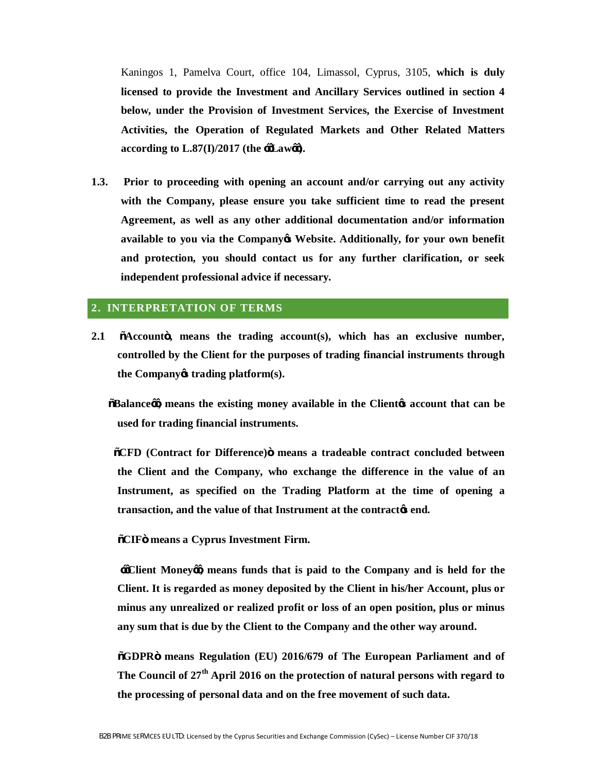Kaningos 1, Pamelva Court, office 104, Limassol, Cyprus, 3105, **which is duly licensed to provide the Investment and Ancillary Services outlined in section 4 below, under the Provision of Investment Services, the Exercise of Investment Activities, the Operation of Regulated Markets and Other Related Matters according to L.87(I)/2017 (the "Law").**

**1.3. Prior to proceeding with opening an account and/or carrying out any activity with the Company, please ensure you take sufficient time to read the present Agreement, as well as any other additional documentation and/or information available to you via the Company's Website. Additionally, for your own benefit and protection, you should contact us for any further clarification, or seek independent professional advice if necessary.**

## 2. INTERPRETATION OF TERMS

**2.1 "Account", means the trading account(s), which has an exclusive number, controlled by the Client for the purposes of trading financial instruments through the Company's trading platform(s).**

**"Balance", means the existing money available in the Client's account that can be used for trading financial instruments.**

**"CFD (Contract for Difference)" means a tradeable contract concluded between the Client and the Company, who exchange the difference in the value of an Instrument, as specified on the Trading Platform at the time of opening a transaction, and the value of that Instrument at the contract's end.**

**"CIF" means a Cyprus Investment Firm.**

**"Client Money", means funds that is paid to the Company and is held for the Client. It is regarded as money deposited by the Client in his/her Account, plus or minus any unrealized or realized profit or loss of an open position, plus or minus any sum that is due by the Client to the Company and the other way around.**

**"GDPR" means Regulation (EU) 2016/679 of The European Parliament and of The Council of 27th April 2016 on the protection of natural persons with regard to the processing of personal data and on the free movement of such data.**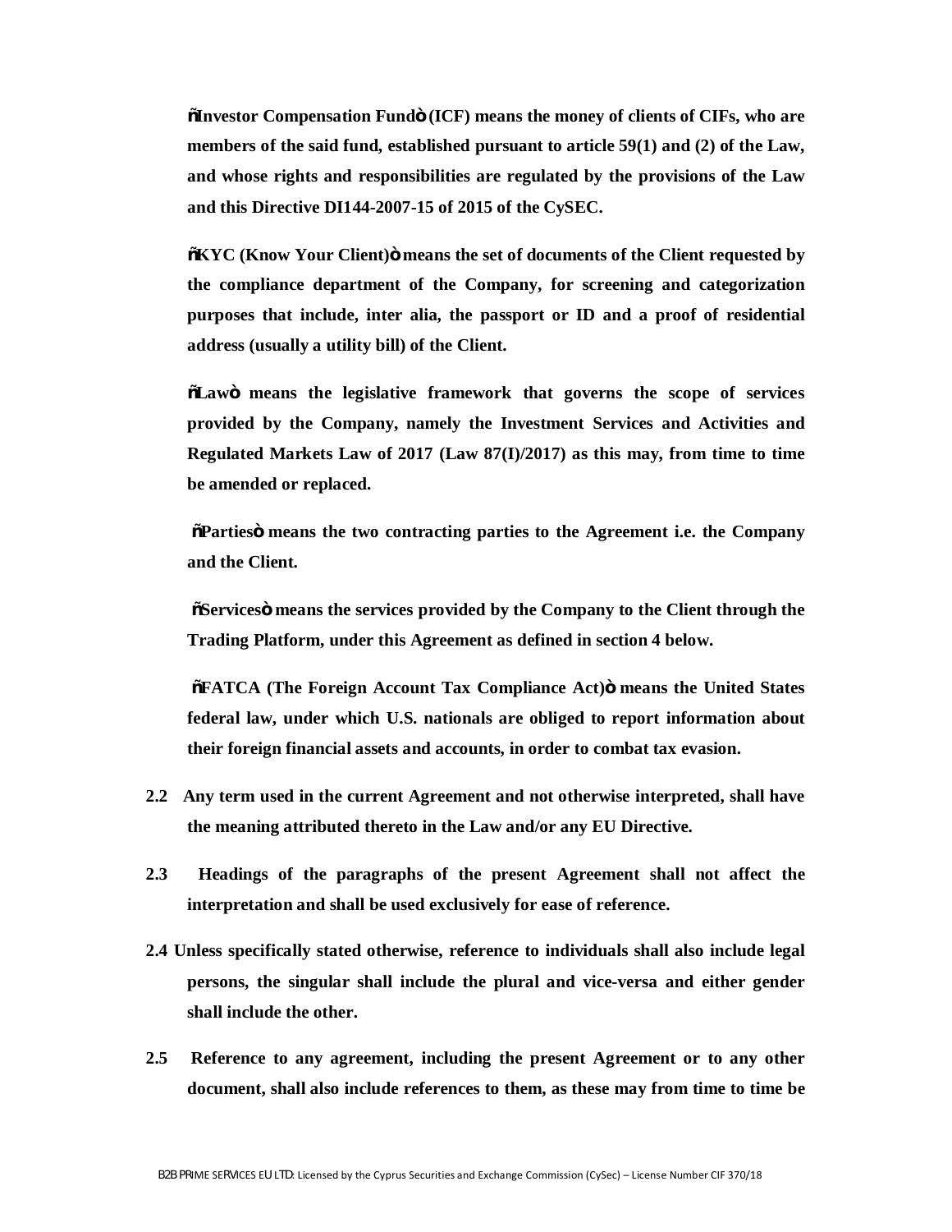**"Investor Compensation Fund" (ICF) means the money of clients of CIFs, who are members of the said fund, established pursuant to article 59(1) and (2) of the Law, and whose rights and responsibilities are regulated by the provisions of the Law and this Directive DI144-2007-15 of 2015 of the CySEC.**

**"KYC (Know Your Client)" means the set of documents of the Client requested by the compliance department of the Company, for screening and categorization purposes that include, inter alia, the passport or ID and a proof of residential address (usually a utility bill) of the Client.**

**"Law" means the legislative framework that governs the scope of services provided by the Company, namely the Investment Services and Activities and Regulated Markets Law of 2017 (Law 87(I)/2017) as this may, from time to time be amended or replaced.**

**"Parties" means the two contracting parties to the Agreement i.e. the Company and the Client.**

**"Services" means the services provided by the Company to the Client through the Trading Platform, under this Agreement as defined in section 4 below.**

**"FATCA (The Foreign Account Tax Compliance Act)" means the United States federal law, under which U.S. nationals are obliged to report information about their foreign financial assets and accounts, in order to combat tax evasion.**

**2.2 Any term used in the current Agreement and not otherwise interpreted, shall have the meaning attributed thereto in the Law and/or any EU Directive.**

**2.3 Headings of the paragraphs of the present Agreement shall not affect the interpretation and shall be used exclusively for ease of reference.**

**2.4 Unless specifically stated otherwise, reference to individuals shall also include legal persons, the singular shall include the plural and vice-versa and either gender shall include the other.**

**2.5 Reference to any agreement, including the present Agreement or to any other document, shall also include references to them, as these may from time to time be**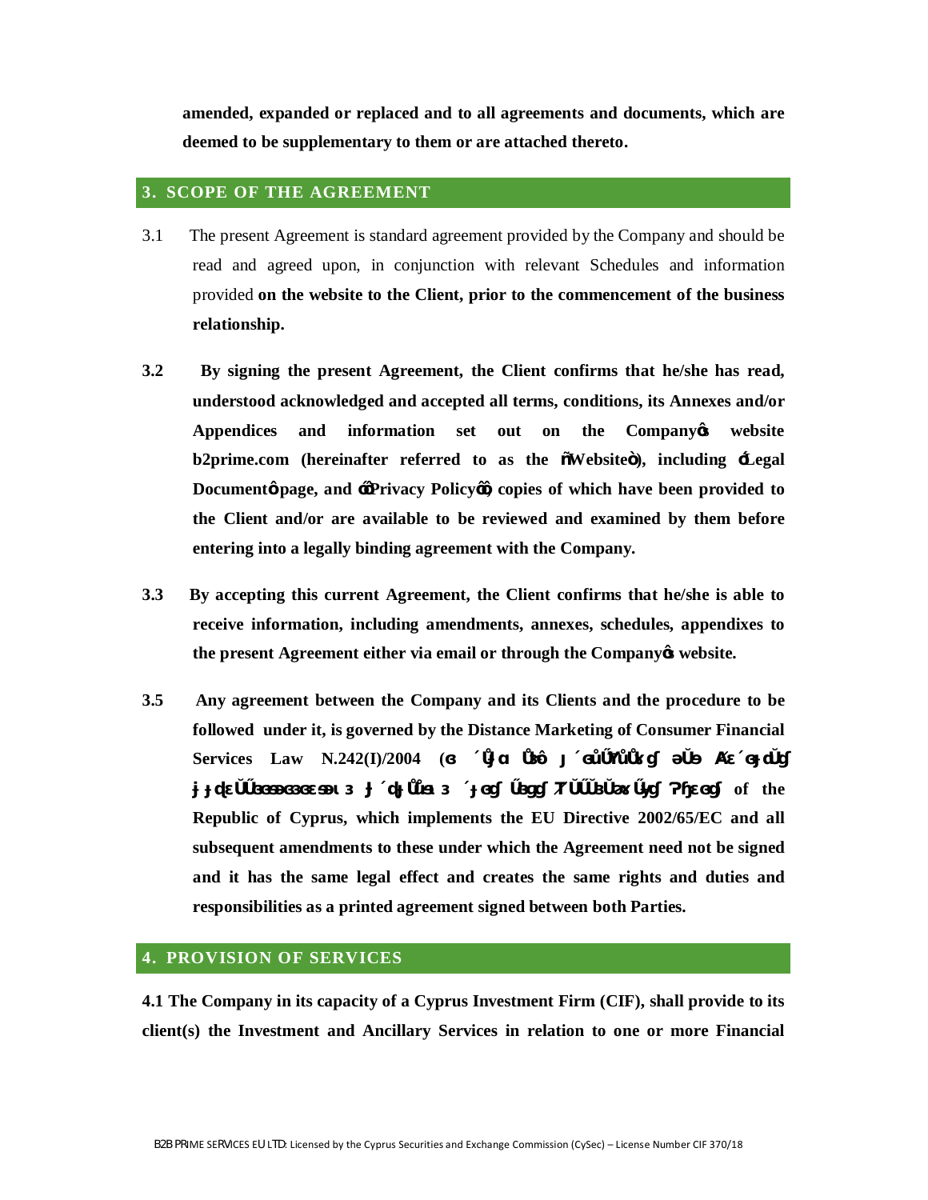**amended, expanded or replaced and to all agreements and documents, which are deemed to be supplementary to them or are attached thereto.**

## 3. SCOPE OF THE AGREEMENT

3.1 The present Agreement is standard agreement provided by the Company and should be read and agreed upon, in conjunction with relevant Schedules and information provided **on the website to the Client, prior to the commencement of the business relationship.**

**3.2 By signing the present Agreement, the Client confirms that he/she has read, understood acknowledged and accepted all terms, conditions, its Annexes and/or Appendices and information set out on the Company's website b2prime.com (hereinafter referred to as the "Website"), including "Legal Document" page, and "Privacy Policy", copies of which have been provided to the Client and/or are available to be reviewed and examined by them before entering into a legally binding agreement with the Company.**

**3.3 By accepting this current Agreement, the Client confirms that he/she is able to receive information, including amendments, annexes, schedules, appendixes to the present Agreement either via email or through the Company's website.**

**3.5 Any agreement between the Company and its Clients and the procedure to be followed under it, is governed by the Distance Marketing of Consumer Financial Services Law N.242(I)/2004 (ϴ ΄Ůƚɑ Ůƀô ɉ΄ǾůŰŤůŬɤƒ ǝŬǝ ΆƐ΄ǾɉďŬƒ ɉɉďƐŬŰƃǾƃǾƐƐƀıƷ ɉ΄ďɉŮƀıƷ ΄ɉǾƒ ŰƃǾƒ ҬŬŰŰƀŬǽŰɉƒ ʔƒƐǾƒ) of the Republic of Cyprus, which implements the EU Directive 2002/65/EC and all subsequent amendments to these under which the Agreement need not be signed and it has the same legal effect and creates the same rights and duties and responsibilities as a printed agreement signed between both Parties.**

## 4. PROVISION OF SERVICES

**4.1 The Company in its capacity of a Cyprus Investment Firm (CIF), shall provide to its client(s) the Investment and Ancillary Services in relation to one or more Financial**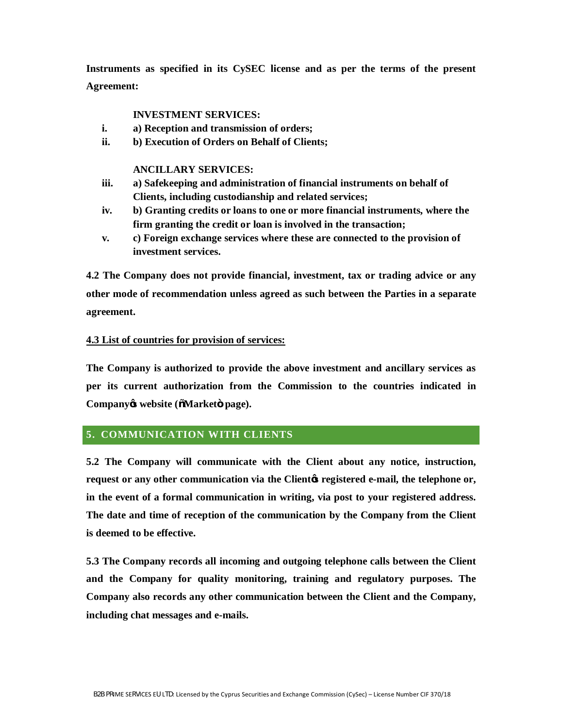**Instruments as specified in its CySEC license and as per the terms of the present Agreement:**

**INVESTMENT SERVICES:**

- **i. a) Reception and transmission of orders;**
- **ii. b) Execution of Orders on Behalf of Clients;**

**ANCILLARY SERVICES:**

- **iii. a) Safekeeping and administration of financial instruments on behalf of Clients, including custodianship and related services;**
- **iv. b) Granting credits or loans to one or more financial instruments, where the firm granting the credit or loan is involved in the transaction;**
- **v. c) Foreign exchange services where these are connected to the provision of investment services.**

**4.2 The Company does not provide financial, investment, tax or trading advice or any other mode of recommendation unless agreed as such between the Parties in a separate agreement.**

**4.3 List of countries for provision of services:**

**The Company is authorized to provide the above investment and ancillary services as per its current authorization from the Commission to the countries indicated in Companyøs website (õMarketö page).**

## 5. COMMUNICATION WITH CLIENTS

**5.2 The Company will communicate with the Client about any notice, instruction, request or any other communication via the Clientøs registered e-mail, the telephone or, in the event of a formal communication in writing, via post to your registered address. The date and time of reception of the communication by the Company from the Client is deemed to be effective.**

**5.3 The Company records all incoming and outgoing telephone calls between the Client and the Company for quality monitoring, training and regulatory purposes. The Company also records any other communication between the Client and the Company, including chat messages and e-mails.**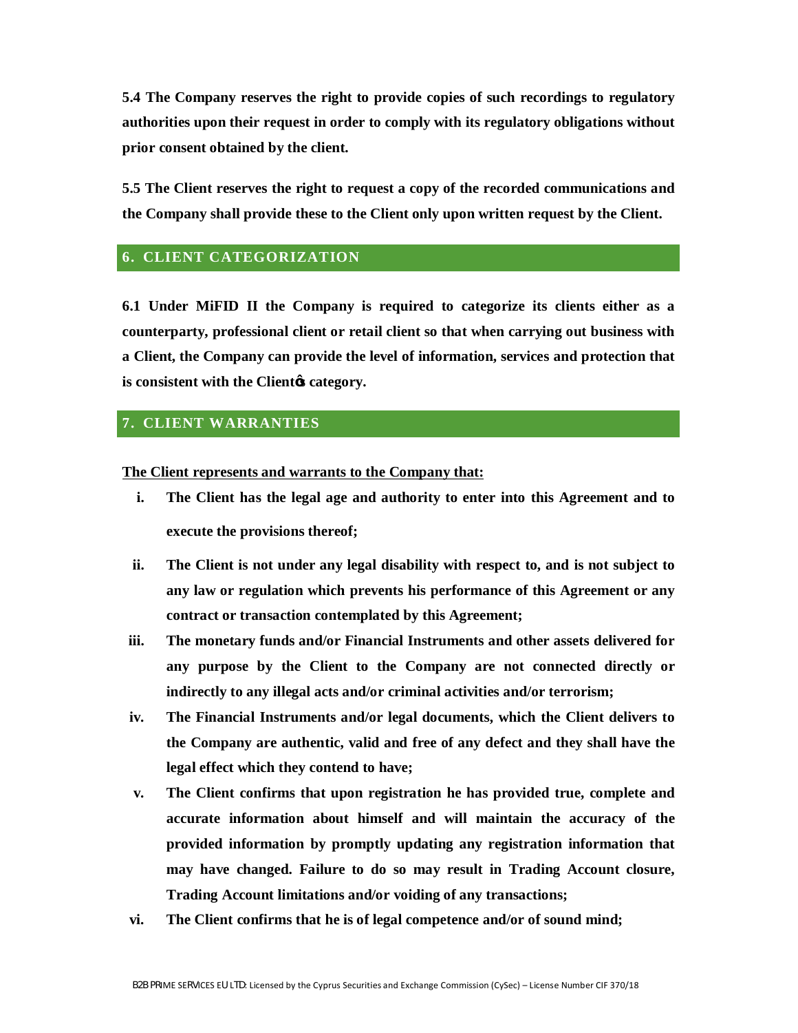**5.4 The Company reserves the right to provide copies of such recordings to regulatory authorities upon their request in order to comply with its regulatory obligations without prior consent obtained by the client.**

**5.5 The Client reserves the right to request a copy of the recorded communications and the Company shall provide these to the Client only upon written request by the Client.**

## 6. CLIENT CATEGORIZATION

**6.1 Under MiFID II the Company is required to categorize its clients either as a counterparty, professional client or retail client so that when carrying out business with a Client, the Company can provide the level of information, services and protection that is consistent with the Client's category.**

## 7. CLIENT WARRANTIES

**The Client represents and warrants to the Company that:**

- **i.** **The Client has the legal age and authority to enter into this Agreement and to execute the provisions thereof;**
- **ii.** **The Client is not under any legal disability with respect to, and is not subject to any law or regulation which prevents his performance of this Agreement or any contract or transaction contemplated by this Agreement;**
- **iii.** **The monetary funds and/or Financial Instruments and other assets delivered for any purpose by the Client to the Company are not connected directly or indirectly to any illegal acts and/or criminal activities and/or terrorism;**
- **iv.** **The Financial Instruments and/or legal documents, which the Client delivers to the Company are authentic, valid and free of any defect and they shall have the legal effect which they contend to have;**
- **v.** **The Client confirms that upon registration he has provided true, complete and accurate information about himself and will maintain the accuracy of the provided information by promptly updating any registration information that may have changed. Failure to do so may result in Trading Account closure, Trading Account limitations and/or voiding of any transactions;**
- **vi.** **The Client confirms that he is of legal competence and/or of sound mind;**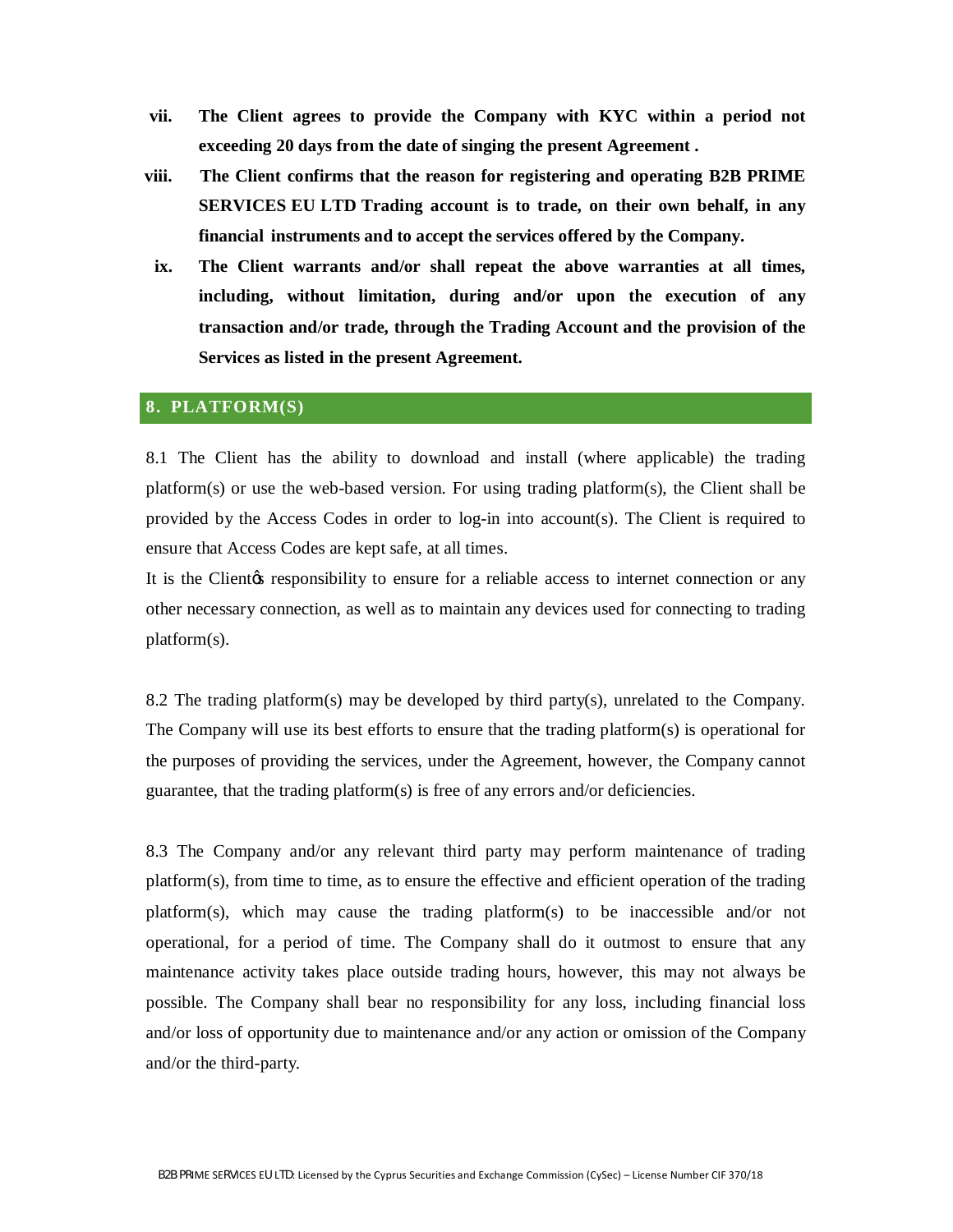vii. **The Client agrees to provide the Company with KYC within a period not exceeding 20 days from the date of singing the present Agreement .**

viii. **The Client confirms that the reason for registering and operating B2B PRIME SERVICES EU LTD Trading account is to trade, on their own behalf, in any financial instruments and to accept the services offered by the Company.**

ix. **The Client warrants and/or shall repeat the above warranties at all times, including, without limitation, during and/or upon the execution of any transaction and/or trade, through the Trading Account and the provision of the Services as listed in the present Agreement.**

## 8. PLATFORM(S)

8.1 The Client has the ability to download and install (where applicable) the trading platform(s) or use the web-based version. For using trading platform(s), the Client shall be provided by the Access Codes in order to log-in into account(s). The Client is required to ensure that Access Codes are kept safe, at all times.

It is the Client's responsibility to ensure for a reliable access to internet connection or any other necessary connection, as well as to maintain any devices used for connecting to trading platform(s).

8.2 The trading platform(s) may be developed by third party(s), unrelated to the Company. The Company will use its best efforts to ensure that the trading platform(s) is operational for the purposes of providing the services, under the Agreement, however, the Company cannot guarantee, that the trading platform(s) is free of any errors and/or deficiencies.

8.3 The Company and/or any relevant third party may perform maintenance of trading platform(s), from time to time, as to ensure the effective and efficient operation of the trading platform(s), which may cause the trading platform(s) to be inaccessible and/or not operational, for a period of time. The Company shall do it outmost to ensure that any maintenance activity takes place outside trading hours, however, this may not always be possible. The Company shall bear no responsibility for any loss, including financial loss and/or loss of opportunity due to maintenance and/or any action or omission of the Company and/or the third-party.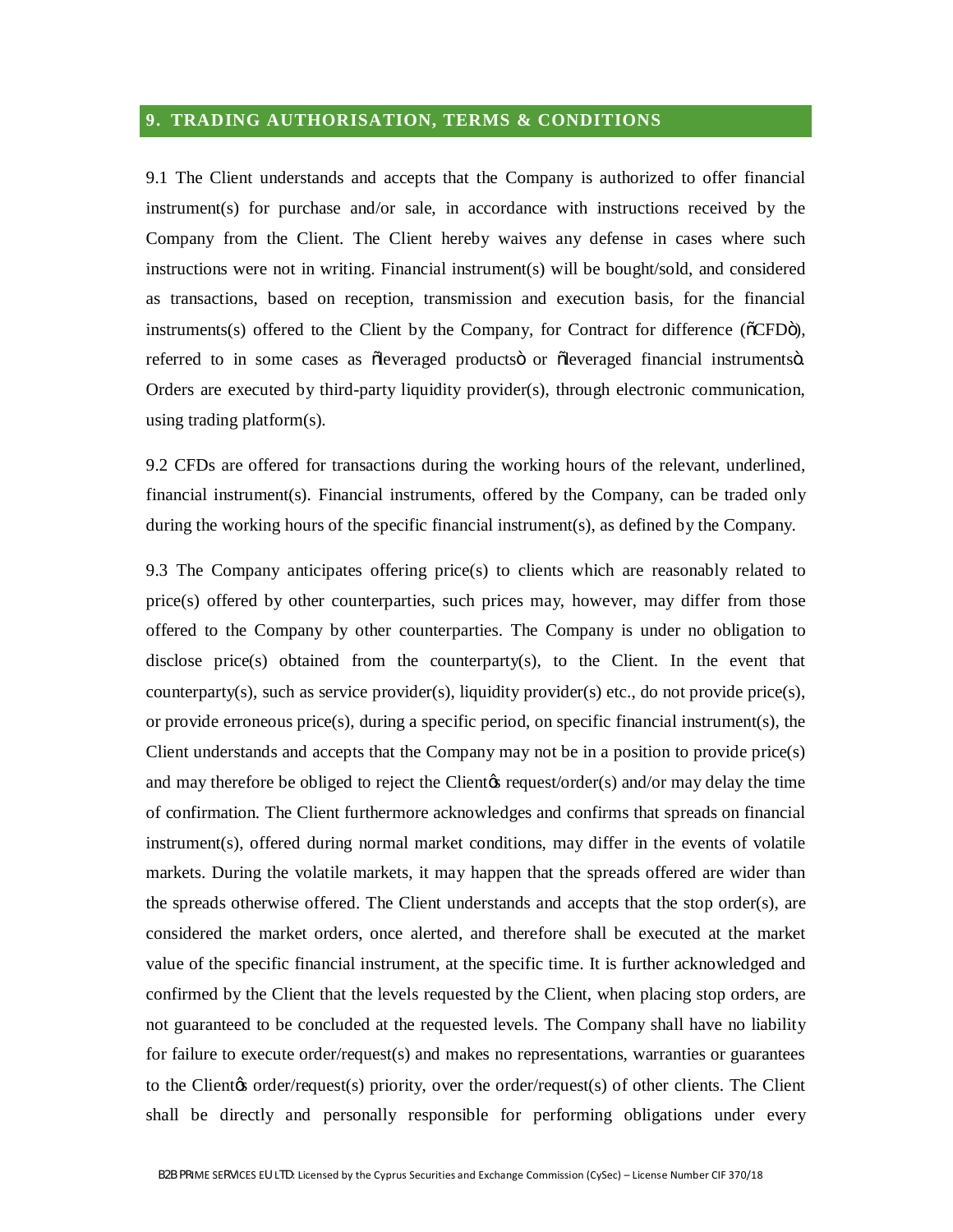## 9. TRADING AUTHORISATION, TERMS & CONDITIONS

9.1 The Client understands and accepts that the Company is authorized to offer financial instrument(s) for purchase and/or sale, in accordance with instructions received by the Company from the Client. The Client hereby waives any defense in cases where such instructions were not in writing. Financial instrument(s) will be bought/sold, and considered as transactions, based on reception, transmission and execution basis, for the financial instruments(s) offered to the Client by the Company, for Contract for difference (õCFDö), referred to in some cases as õleveraged productsö or õleveraged financial instrumentsö. Orders are executed by third-party liquidity provider(s), through electronic communication, using trading platform(s).

9.2 CFDs are offered for transactions during the working hours of the relevant, underlined, financial instrument(s). Financial instruments, offered by the Company, can be traded only during the working hours of the specific financial instrument(s), as defined by the Company.

9.3 The Company anticipates offering price(s) to clients which are reasonably related to price(s) offered by other counterparties, such prices may, however, may differ from those offered to the Company by other counterparties. The Company is under no obligation to disclose price(s) obtained from the counterparty(s), to the Client. In the event that counterparty(s), such as service provider(s), liquidity provider(s) etc., do not provide price(s), or provide erroneous price(s), during a specific period, on specific financial instrument(s), the Client understands and accepts that the Company may not be in a position to provide price(s) and may therefore be obliged to reject the Clientøs request/order(s) and/or may delay the time of confirmation. The Client furthermore acknowledges and confirms that spreads on financial instrument(s), offered during normal market conditions, may differ in the events of volatile markets. During the volatile markets, it may happen that the spreads offered are wider than the spreads otherwise offered. The Client understands and accepts that the stop order(s), are considered the market orders, once alerted, and therefore shall be executed at the market value of the specific financial instrument, at the specific time. It is further acknowledged and confirmed by the Client that the levels requested by the Client, when placing stop orders, are not guaranteed to be concluded at the requested levels. The Company shall have no liability for failure to execute order/request(s) and makes no representations, warranties or guarantees to the Clientøs order/request(s) priority, over the order/request(s) of other clients. The Client shall be directly and personally responsible for performing obligations under every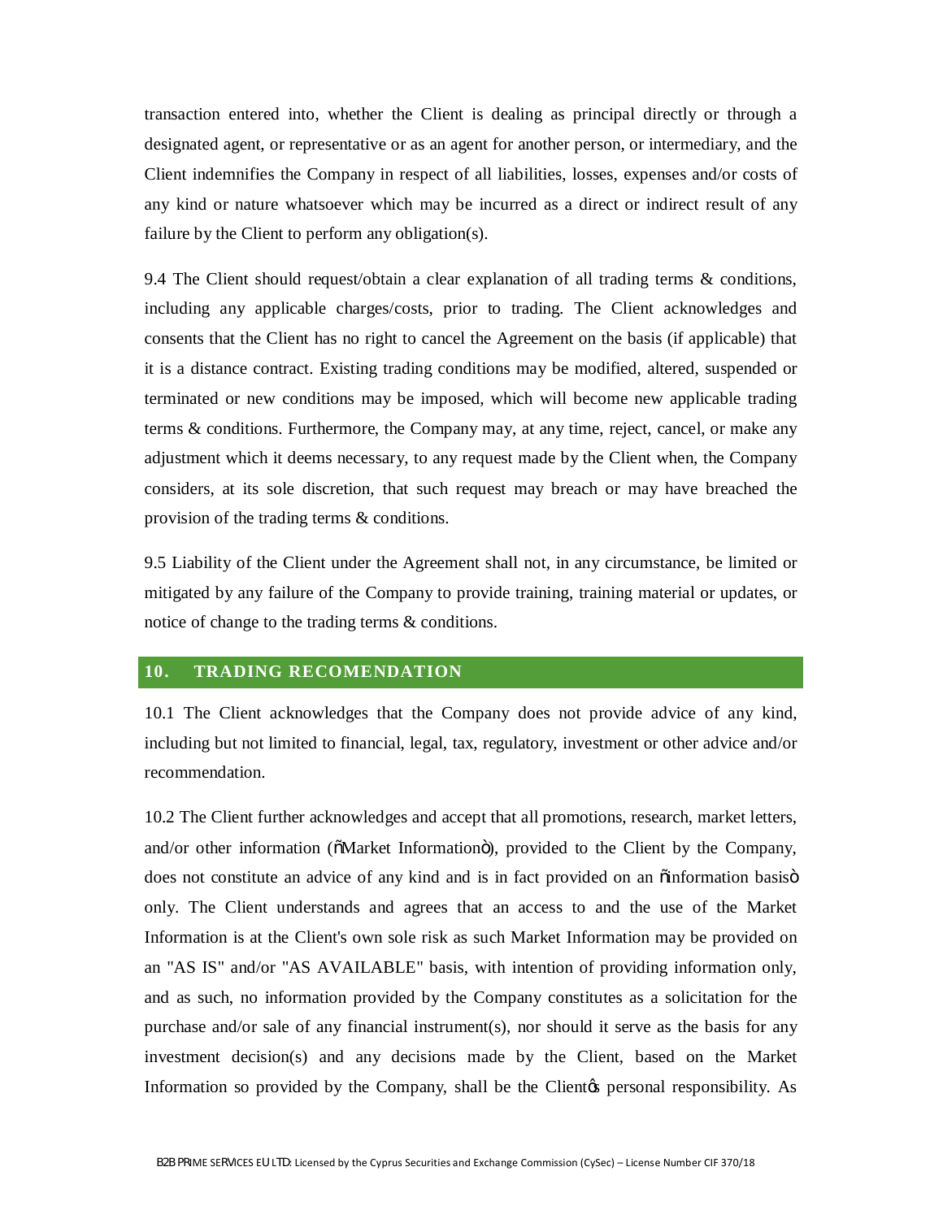transaction entered into, whether the Client is dealing as principal directly or through a designated agent, or representative or as an agent for another person, or intermediary, and the Client indemnifies the Company in respect of all liabilities, losses, expenses and/or costs of any kind or nature whatsoever which may be incurred as a direct or indirect result of any failure by the Client to perform any obligation(s).

9.4 The Client should request/obtain a clear explanation of all trading terms & conditions, including any applicable charges/costs, prior to trading. The Client acknowledges and consents that the Client has no right to cancel the Agreement on the basis (if applicable) that it is a distance contract. Existing trading conditions may be modified, altered, suspended or terminated or new conditions may be imposed, which will become new applicable trading terms & conditions. Furthermore, the Company may, at any time, reject, cancel, or make any adjustment which it deems necessary, to any request made by the Client when, the Company considers, at its sole discretion, that such request may breach or may have breached the provision of the trading terms & conditions.

9.5 Liability of the Client under the Agreement shall not, in any circumstance, be limited or mitigated by any failure of the Company to provide training, training material or updates, or notice of change to the trading terms & conditions.

## 10. TRADING RECOMENDATION

10.1 The Client acknowledges that the Company does not provide advice of any kind, including but not limited to financial, legal, tax, regulatory, investment or other advice and/or recommendation.

10.2 The Client further acknowledges and accept that all promotions, research, market letters, and/or other information ("Market Information"), provided to the Client by the Company, does not constitute an advice of any kind and is in fact provided on an "information basis" only. The Client understands and agrees that an access to and the use of the Market Information is at the Client's own sole risk as such Market Information may be provided on an "AS IS" and/or "AS AVAILABLE" basis, with intention of providing information only, and as such, no information provided by the Company constitutes as a solicitation for the purchase and/or sale of any financial instrument(s), nor should it serve as the basis for any investment decision(s) and any decisions made by the Client, based on the Market Information so provided by the Company, shall be the Client's personal responsibility. As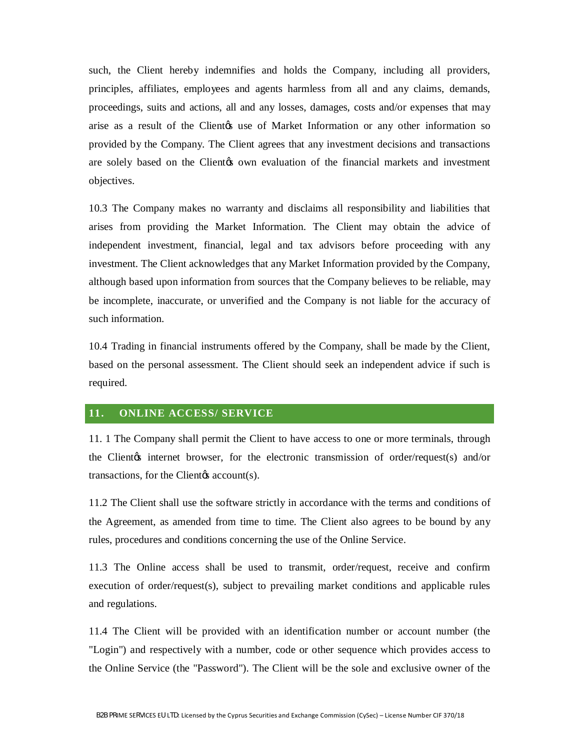such, the Client hereby indemnifies and holds the Company, including all providers, principles, affiliates, employees and agents harmless from all and any claims, demands, proceedings, suits and actions, all and any losses, damages, costs and/or expenses that may arise as a result of the Clientꞌs use of Market Information or any other information so provided by the Company. The Client agrees that any investment decisions and transactions are solely based on the Clientꞌs own evaluation of the financial markets and investment objectives.

10.3 The Company makes no warranty and disclaims all responsibility and liabilities that arises from providing the Market Information. The Client may obtain the advice of independent investment, financial, legal and tax advisors before proceeding with any investment. The Client acknowledges that any Market Information provided by the Company, although based upon information from sources that the Company believes to be reliable, may be incomplete, inaccurate, or unverified and the Company is not liable for the accuracy of such information.

10.4 Trading in financial instruments offered by the Company, shall be made by the Client, based on the personal assessment. The Client should seek an independent advice if such is required.

## 11. ONLINE ACCESS/ SERVICE

11. 1 The Company shall permit the Client to have access to one or more terminals, through the Clientꞌs internet browser, for the electronic transmission of order/request(s) and/or transactions, for the Clientꞌs account(s).

11.2 The Client shall use the software strictly in accordance with the terms and conditions of the Agreement, as amended from time to time. The Client also agrees to be bound by any rules, procedures and conditions concerning the use of the Online Service.

11.3 The Online access shall be used to transmit, order/request, receive and confirm execution of order/request(s), subject to prevailing market conditions and applicable rules and regulations.

11.4 The Client will be provided with an identification number or account number (the "Login") and respectively with a number, code or other sequence which provides access to the Online Service (the "Password"). The Client will be the sole and exclusive owner of the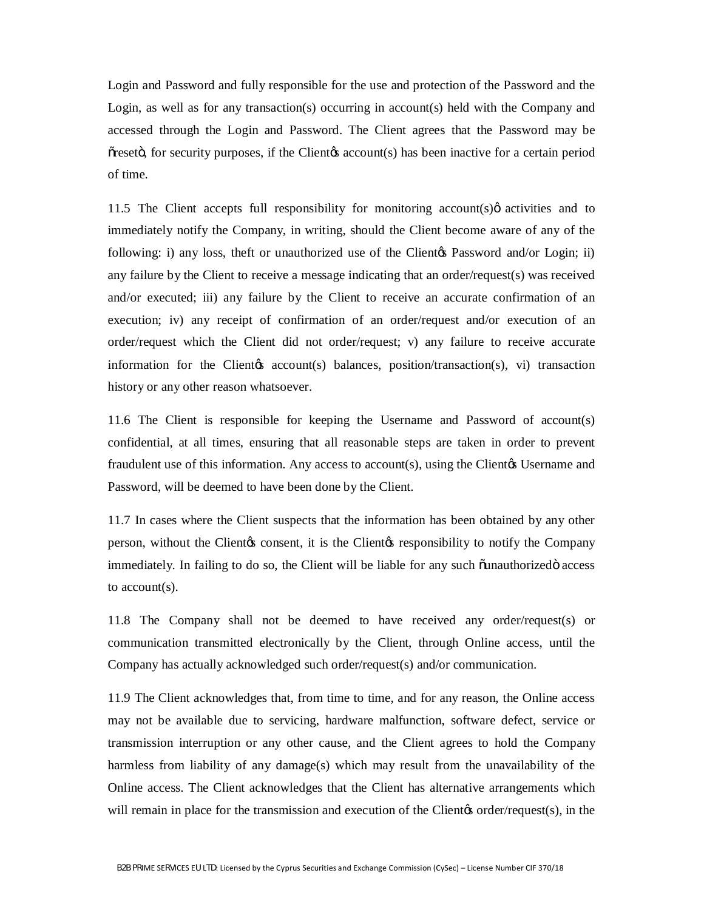Login and Password and fully responsible for the use and protection of the Password and the Login, as well as for any transaction(s) occurring in account(s) held with the Company and accessed through the Login and Password. The Client agrees that the Password may be õresetö, for security purposes, if the Clientøs account(s) has been inactive for a certain period of time.

11.5 The Client accepts full responsibility for monitoring account(s)ø activities and to immediately notify the Company, in writing, should the Client become aware of any of the following: i) any loss, theft or unauthorized use of the Clientøs Password and/or Login; ii) any failure by the Client to receive a message indicating that an order/request(s) was received and/or executed; iii) any failure by the Client to receive an accurate confirmation of an execution; iv) any receipt of confirmation of an order/request and/or execution of an order/request which the Client did not order/request; v) any failure to receive accurate information for the Clientøs account(s) balances, position/transaction(s), vi) transaction history or any other reason whatsoever.

11.6 The Client is responsible for keeping the Username and Password of account(s) confidential, at all times, ensuring that all reasonable steps are taken in order to prevent fraudulent use of this information. Any access to account(s), using the Clientøs Username and Password, will be deemed to have been done by the Client.

11.7 In cases where the Client suspects that the information has been obtained by any other person, without the Clientøs consent, it is the Clientøs responsibility to notify the Company immediately. In failing to do so, the Client will be liable for any such õunauthorizedö access to account(s).

11.8 The Company shall not be deemed to have received any order/request(s) or communication transmitted electronically by the Client, through Online access, until the Company has actually acknowledged such order/request(s) and/or communication.

11.9 The Client acknowledges that, from time to time, and for any reason, the Online access may not be available due to servicing, hardware malfunction, software defect, service or transmission interruption or any other cause, and the Client agrees to hold the Company harmless from liability of any damage(s) which may result from the unavailability of the Online access. The Client acknowledges that the Client has alternative arrangements which will remain in place for the transmission and execution of the Clientøs order/request(s), in the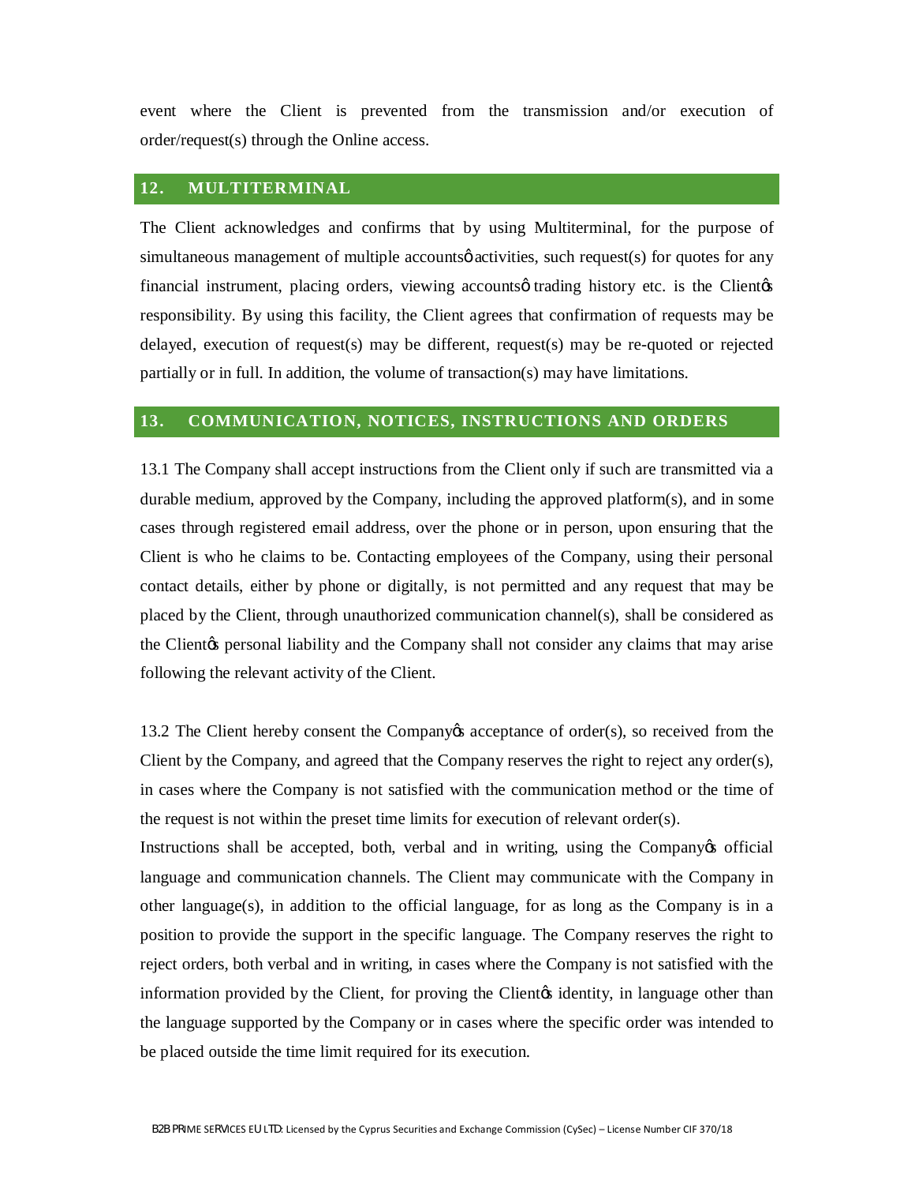event where the Client is prevented from the transmission and/or execution of order/request(s) through the Online access.

## 12. MULTITERMINAL

The Client acknowledges and confirms that by using Multiterminal, for the purpose of simultaneous management of multiple accountsø activities, such request(s) for quotes for any financial instrument, placing orders, viewing accountsø trading history etc. is the Clientøs responsibility. By using this facility, the Client agrees that confirmation of requests may be delayed, execution of request(s) may be different, request(s) may be re-quoted or rejected partially or in full. In addition, the volume of transaction(s) may have limitations.

## 13. COMMUNICATION, NOTICES, INSTRUCTIONS AND ORDERS

13.1 The Company shall accept instructions from the Client only if such are transmitted via a durable medium, approved by the Company, including the approved platform(s), and in some cases through registered email address, over the phone or in person, upon ensuring that the Client is who he claims to be. Contacting employees of the Company, using their personal contact details, either by phone or digitally, is not permitted and any request that may be placed by the Client, through unauthorized communication channel(s), shall be considered as the Clientøs personal liability and the Company shall not consider any claims that may arise following the relevant activity of the Client.

13.2 The Client hereby consent the Companyøs acceptance of order(s), so received from the Client by the Company, and agreed that the Company reserves the right to reject any order(s), in cases where the Company is not satisfied with the communication method or the time of the request is not within the preset time limits for execution of relevant order(s).

Instructions shall be accepted, both, verbal and in writing, using the Companyøs official language and communication channels. The Client may communicate with the Company in other language(s), in addition to the official language, for as long as the Company is in a position to provide the support in the specific language. The Company reserves the right to reject orders, both verbal and in writing, in cases where the Company is not satisfied with the information provided by the Client, for proving the Clientøs identity, in language other than the language supported by the Company or in cases where the specific order was intended to be placed outside the time limit required for its execution.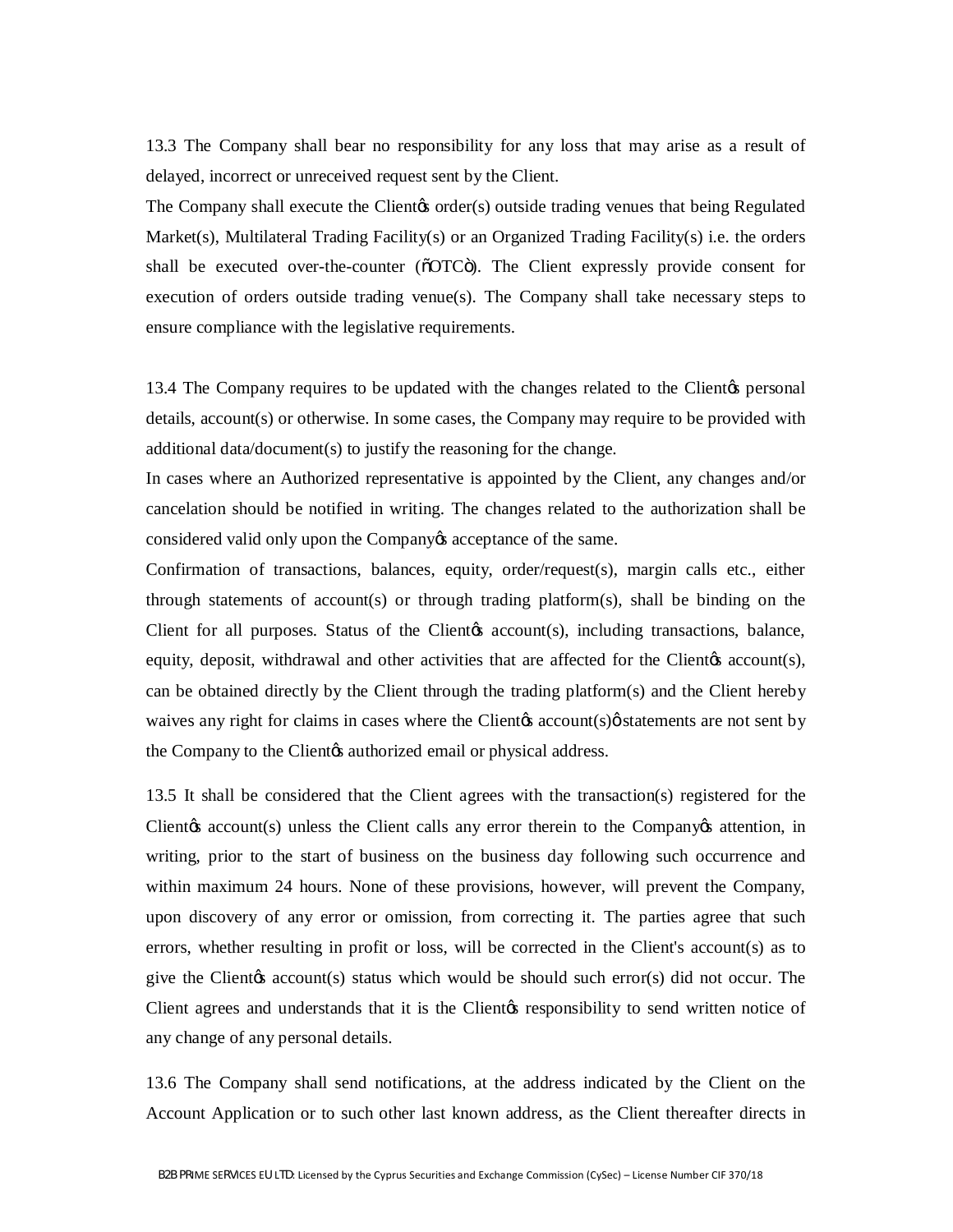13.3 The Company shall bear no responsibility for any loss that may arise as a result of delayed, incorrect or unreceived request sent by the Client.

The Company shall execute the Client's order(s) outside trading venues that being Regulated Market(s), Multilateral Trading Facility(s) or an Organized Trading Facility(s) i.e. the orders shall be executed over-the-counter ("OTC"). The Client expressly provide consent for execution of orders outside trading venue(s). The Company shall take necessary steps to ensure compliance with the legislative requirements.

13.4 The Company requires to be updated with the changes related to the Client's personal details, account(s) or otherwise. In some cases, the Company may require to be provided with additional data/document(s) to justify the reasoning for the change.

In cases where an Authorized representative is appointed by the Client, any changes and/or cancelation should be notified in writing. The changes related to the authorization shall be considered valid only upon the Company's acceptance of the same.

Confirmation of transactions, balances, equity, order/request(s), margin calls etc., either through statements of account(s) or through trading platform(s), shall be binding on the Client for all purposes. Status of the Client's account(s), including transactions, balance, equity, deposit, withdrawal and other activities that are affected for the Client's account(s), can be obtained directly by the Client through the trading platform(s) and the Client hereby waives any right for claims in cases where the Client's account(s)' statements are not sent by the Company to the Client's authorized email or physical address.

13.5 It shall be considered that the Client agrees with the transaction(s) registered for the Client's account(s) unless the Client calls any error therein to the Company's attention, in writing, prior to the start of business on the business day following such occurrence and within maximum 24 hours. None of these provisions, however, will prevent the Company, upon discovery of any error or omission, from correcting it. The parties agree that such errors, whether resulting in profit or loss, will be corrected in the Client's account(s) as to give the Client's account(s) status which would be should such error(s) did not occur. The Client agrees and understands that it is the Client's responsibility to send written notice of any change of any personal details.

13.6 The Company shall send notifications, at the address indicated by the Client on the Account Application or to such other last known address, as the Client thereafter directs in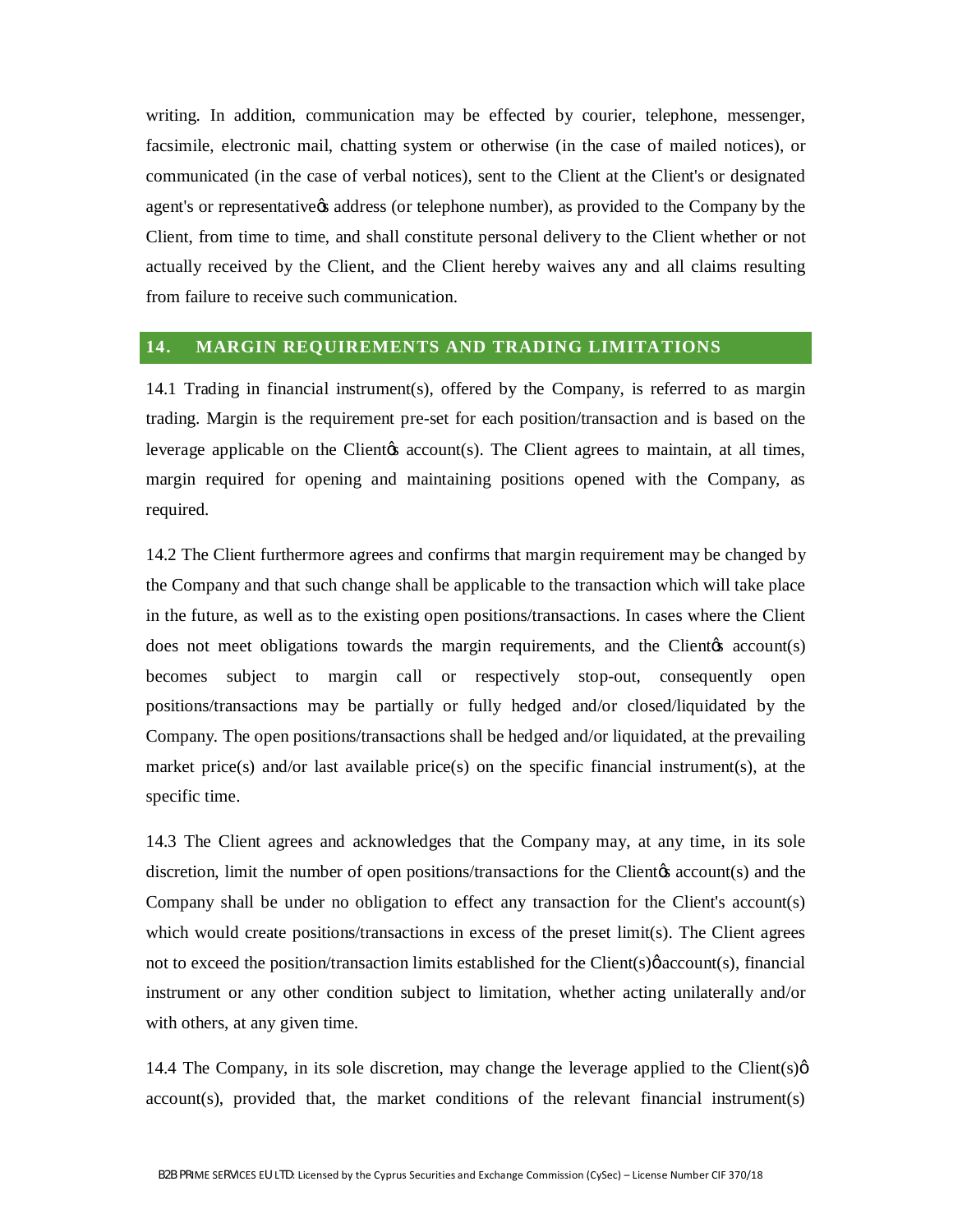writing. In addition, communication may be effected by courier, telephone, messenger, facsimile, electronic mail, chatting system or otherwise (in the case of mailed notices), or communicated (in the case of verbal notices), sent to the Client at the Client's or designated agent's or representative's address (or telephone number), as provided to the Company by the Client, from time to time, and shall constitute personal delivery to the Client whether or not actually received by the Client, and the Client hereby waives any and all claims resulting from failure to receive such communication.

## 14. MARGIN REQUIREMENTS AND TRADING LIMITATIONS

14.1 Trading in financial instrument(s), offered by the Company, is referred to as margin trading. Margin is the requirement pre-set for each position/transaction and is based on the leverage applicable on the Client's account(s). The Client agrees to maintain, at all times, margin required for opening and maintaining positions opened with the Company, as required.

14.2 The Client furthermore agrees and confirms that margin requirement may be changed by the Company and that such change shall be applicable to the transaction which will take place in the future, as well as to the existing open positions/transactions. In cases where the Client does not meet obligations towards the margin requirements, and the Client's account(s) becomes subject to margin call or respectively stop-out, consequently open positions/transactions may be partially or fully hedged and/or closed/liquidated by the Company. The open positions/transactions shall be hedged and/or liquidated, at the prevailing market price(s) and/or last available price(s) on the specific financial instrument(s), at the specific time.

14.3 The Client agrees and acknowledges that the Company may, at any time, in its sole discretion, limit the number of open positions/transactions for the Client's account(s) and the Company shall be under no obligation to effect any transaction for the Client's account(s) which would create positions/transactions in excess of the preset limit(s). The Client agrees not to exceed the position/transaction limits established for the Client(s)' account(s), financial instrument or any other condition subject to limitation, whether acting unilaterally and/or with others, at any given time.

14.4 The Company, in its sole discretion, may change the leverage applied to the Client(s)' account(s), provided that, the market conditions of the relevant financial instrument(s)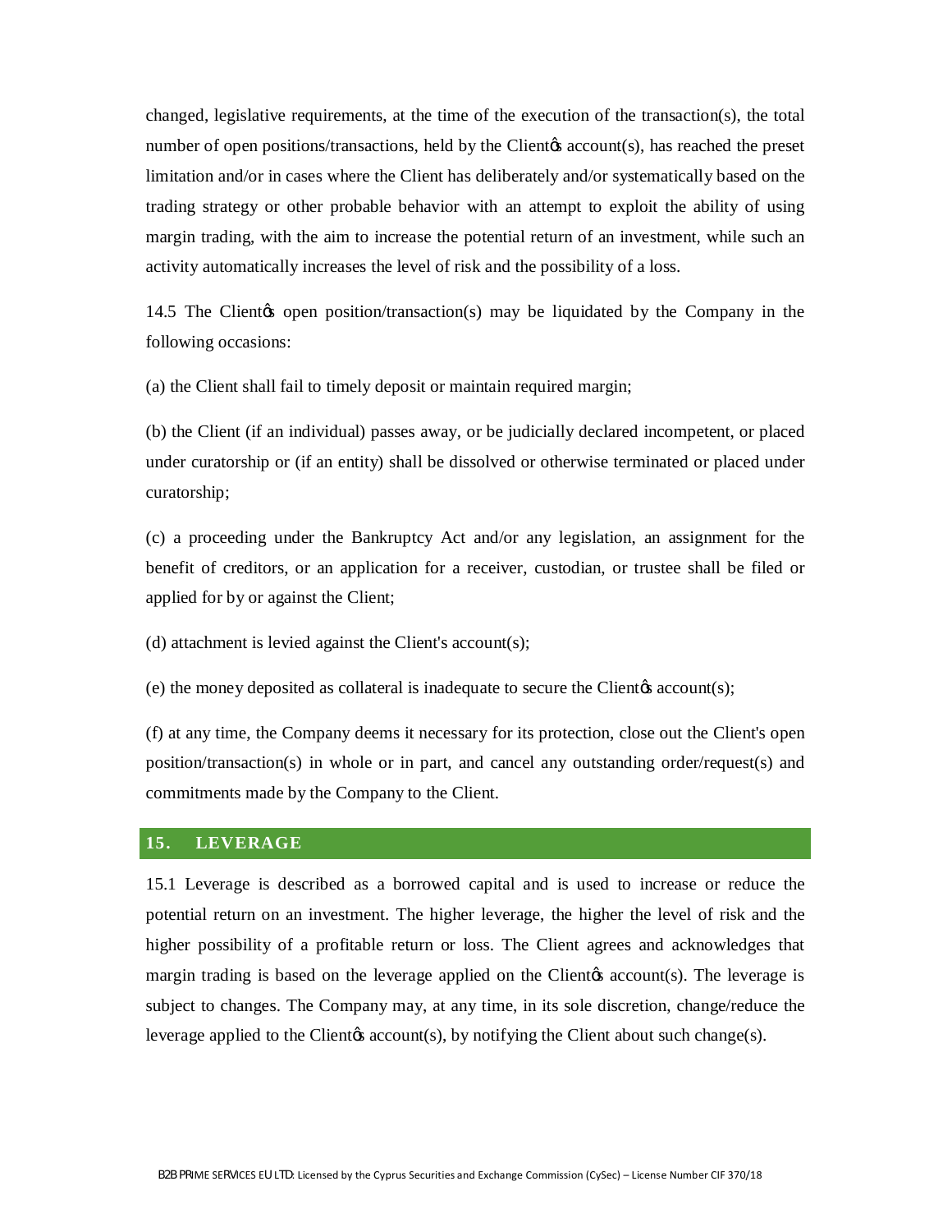changed, legislative requirements, at the time of the execution of the transaction(s), the total number of open positions/transactions, held by the Clientφs account(s), has reached the preset limitation and/or in cases where the Client has deliberately and/or systematically based on the trading strategy or other probable behavior with an attempt to exploit the ability of using margin trading, with the aim to increase the potential return of an investment, while such an activity automatically increases the level of risk and the possibility of a loss.

14.5 The Clientφs open position/transaction(s) may be liquidated by the Company in the following occasions:

(a) the Client shall fail to timely deposit or maintain required margin;

(b) the Client (if an individual) passes away, or be judicially declared incompetent, or placed under curatorship or (if an entity) shall be dissolved or otherwise terminated or placed under curatorship;

(c) a proceeding under the Bankruptcy Act and/or any legislation, an assignment for the benefit of creditors, or an application for a receiver, custodian, or trustee shall be filed or applied for by or against the Client;

(d) attachment is levied against the Client's account(s);

(e) the money deposited as collateral is inadequate to secure the Clientφs account(s);

(f) at any time, the Company deems it necessary for its protection, close out the Client's open position/transaction(s) in whole or in part, and cancel any outstanding order/request(s) and commitments made by the Company to the Client.

## 15. LEVERAGE

15.1 Leverage is described as a borrowed capital and is used to increase or reduce the potential return on an investment. The higher leverage, the higher the level of risk and the higher possibility of a profitable return or loss. The Client agrees and acknowledges that margin trading is based on the leverage applied on the Clientφs account(s). The leverage is subject to changes. The Company may, at any time, in its sole discretion, change/reduce the leverage applied to the Clientφs account(s), by notifying the Client about such change(s).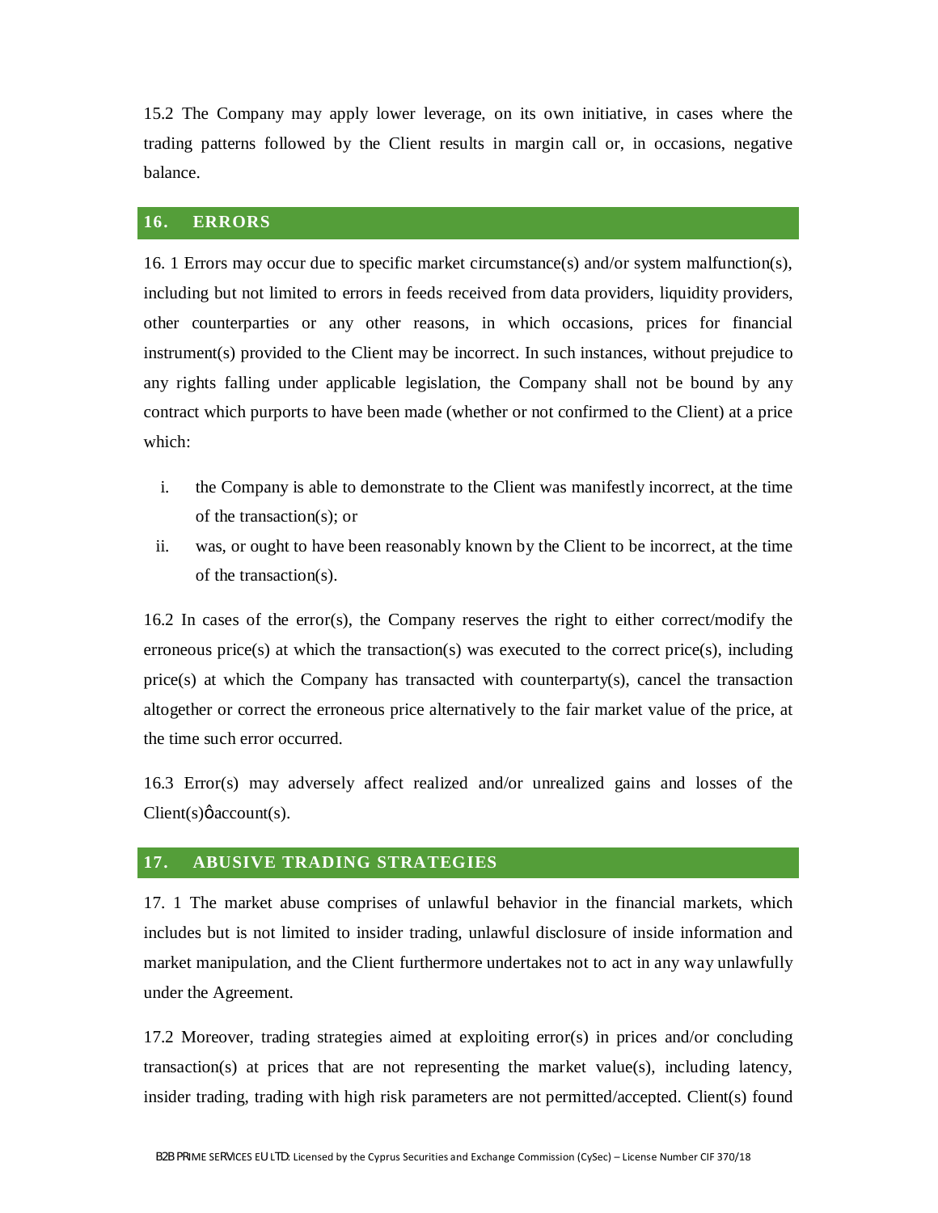15.2 The Company may apply lower leverage, on its own initiative, in cases where the trading patterns followed by the Client results in margin call or, in occasions, negative balance.

## 16. ERRORS

16. 1 Errors may occur due to specific market circumstance(s) and/or system malfunction(s), including but not limited to errors in feeds received from data providers, liquidity providers, other counterparties or any other reasons, in which occasions, prices for financial instrument(s) provided to the Client may be incorrect. In such instances, without prejudice to any rights falling under applicable legislation, the Company shall not be bound by any contract which purports to have been made (whether or not confirmed to the Client) at a price which:

i. the Company is able to demonstrate to the Client was manifestly incorrect, at the time of the transaction(s); or
ii. was, or ought to have been reasonably known by the Client to be incorrect, at the time of the transaction(s).

16.2 In cases of the error(s), the Company reserves the right to either correct/modify the erroneous price(s) at which the transaction(s) was executed to the correct price(s), including price(s) at which the Company has transacted with counterparty(s), cancel the transaction altogether or correct the erroneous price alternatively to the fair market value of the price, at the time such error occurred.

16.3 Error(s) may adversely affect realized and/or unrealized gains and losses of the Client(s)ǿ account(s).

## 17. ABUSIVE TRADING STRATEGIES

17. 1 The market abuse comprises of unlawful behavior in the financial markets, which includes but is not limited to insider trading, unlawful disclosure of inside information and market manipulation, and the Client furthermore undertakes not to act in any way unlawfully under the Agreement.

17.2 Moreover, trading strategies aimed at exploiting error(s) in prices and/or concluding transaction(s) at prices that are not representing the market value(s), including latency, insider trading, trading with high risk parameters are not permitted/accepted. Client(s) found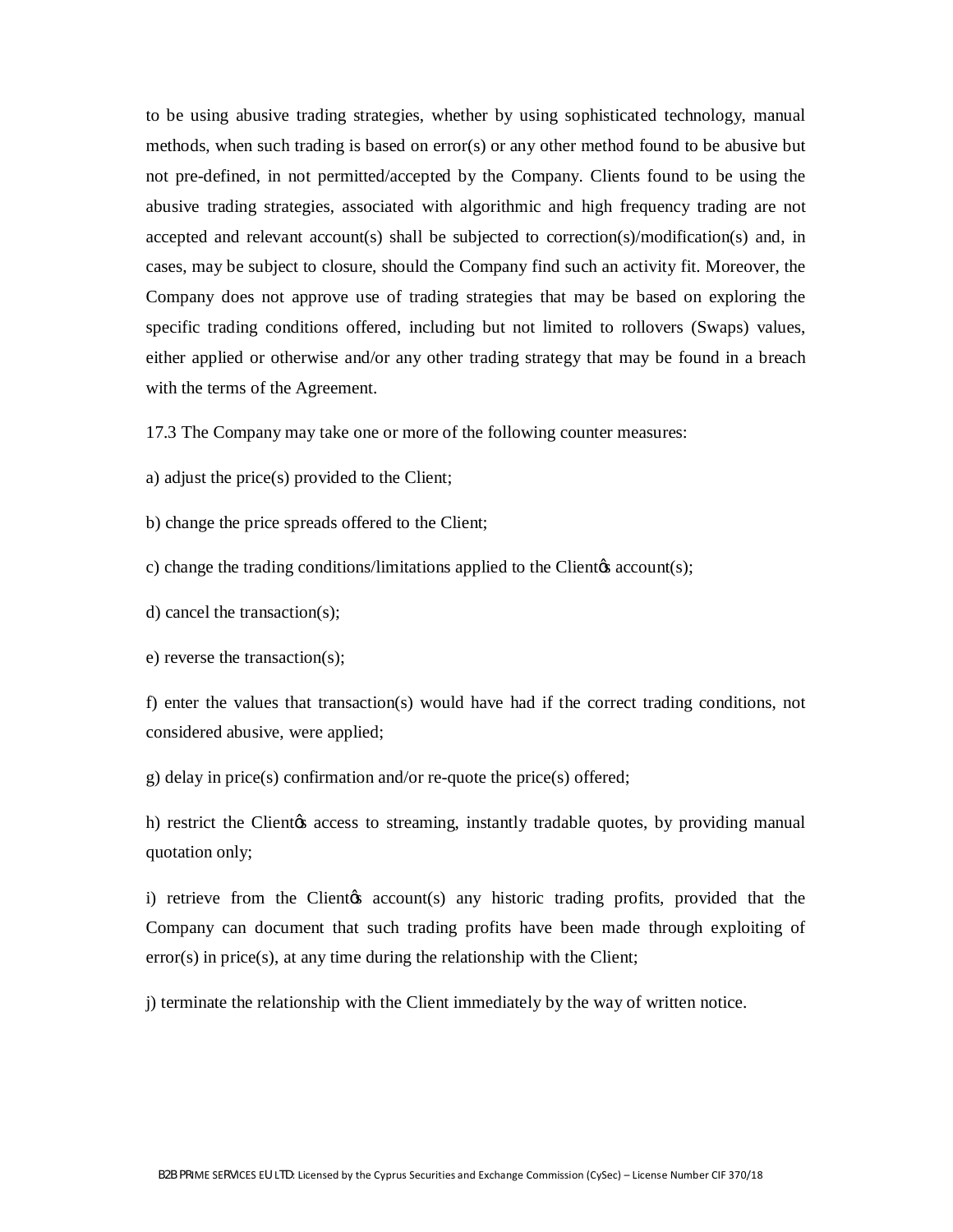to be using abusive trading strategies, whether by using sophisticated technology, manual methods, when such trading is based on error(s) or any other method found to be abusive but not pre-defined, in not permitted/accepted by the Company. Clients found to be using the abusive trading strategies, associated with algorithmic and high frequency trading are not accepted and relevant account(s) shall be subjected to correction(s)/modification(s) and, in cases, may be subject to closure, should the Company find such an activity fit. Moreover, the Company does not approve use of trading strategies that may be based on exploring the specific trading conditions offered, including but not limited to rollovers (Swaps) values, either applied or otherwise and/or any other trading strategy that may be found in a breach with the terms of the Agreement.

17.3 The Company may take one or more of the following counter measures:

a) adjust the price(s) provided to the Client;

b) change the price spreads offered to the Client;

c) change the trading conditions/limitations applied to the Client's account(s);

d) cancel the transaction(s);

e) reverse the transaction(s);

f) enter the values that transaction(s) would have had if the correct trading conditions, not considered abusive, were applied;

g) delay in price(s) confirmation and/or re-quote the price(s) offered;

h) restrict the Client's access to streaming, instantly tradable quotes, by providing manual quotation only;

i) retrieve from the Client's account(s) any historic trading profits, provided that the Company can document that such trading profits have been made through exploiting of error(s) in price(s), at any time during the relationship with the Client;

j) terminate the relationship with the Client immediately by the way of written notice.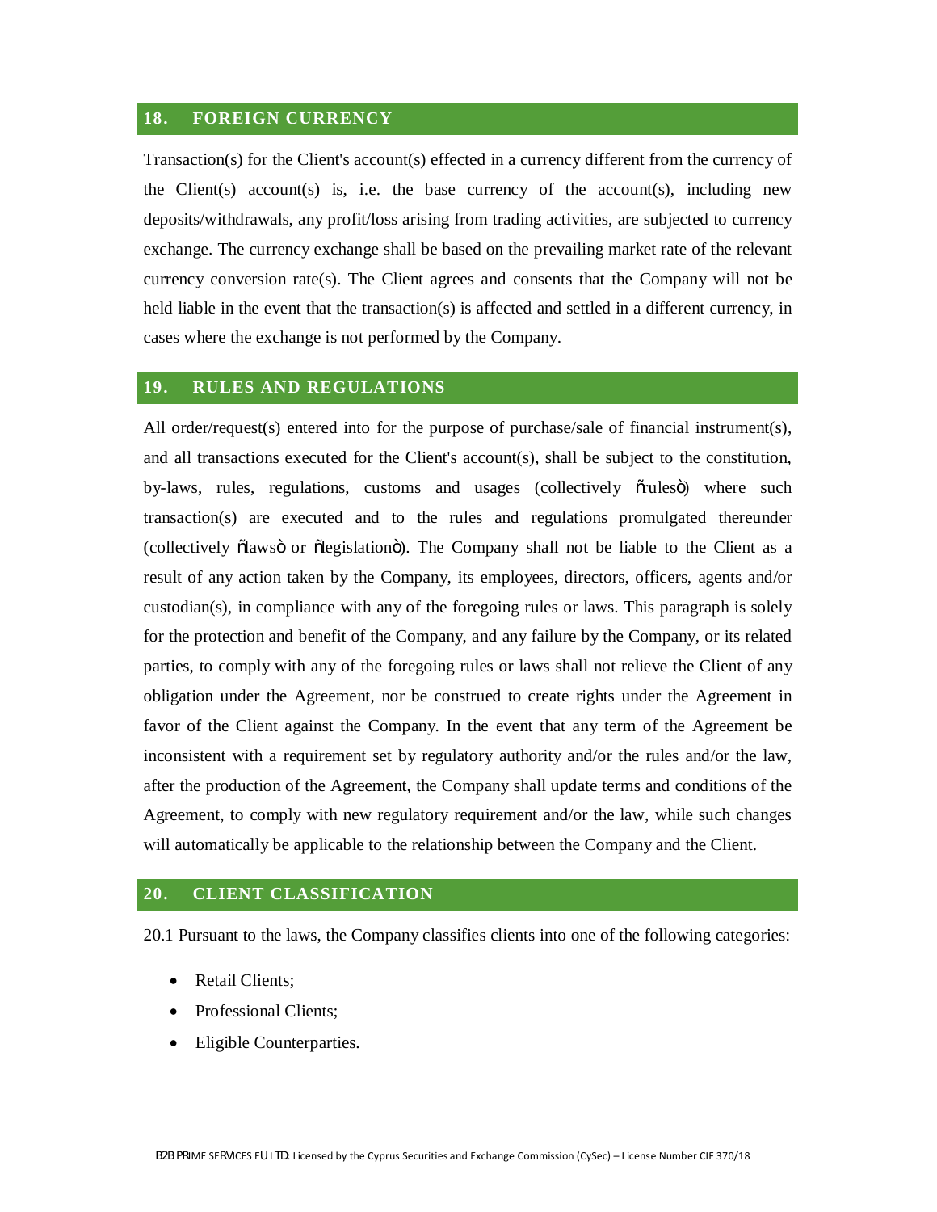## 18. FOREIGN CURRENCY

Transaction(s) for the Client's account(s) effected in a currency different from the currency of the Client(s) account(s) is, i.e. the base currency of the account(s), including new deposits/withdrawals, any profit/loss arising from trading activities, are subjected to currency exchange. The currency exchange shall be based on the prevailing market rate of the relevant currency conversion rate(s). The Client agrees and consents that the Company will not be held liable in the event that the transaction(s) is affected and settled in a different currency, in cases where the exchange is not performed by the Company.

## 19. RULES AND REGULATIONS

All order/request(s) entered into for the purpose of purchase/sale of financial instrument(s), and all transactions executed for the Client's account(s), shall be subject to the constitution, by-laws, rules, regulations, customs and usages (collectively õrulesö) where such transaction(s) are executed and to the rules and regulations promulgated thereunder (collectively õlawsö or õlegislationö). The Company shall not be liable to the Client as a result of any action taken by the Company, its employees, directors, officers, agents and/or custodian(s), in compliance with any of the foregoing rules or laws. This paragraph is solely for the protection and benefit of the Company, and any failure by the Company, or its related parties, to comply with any of the foregoing rules or laws shall not relieve the Client of any obligation under the Agreement, nor be construed to create rights under the Agreement in favor of the Client against the Company. In the event that any term of the Agreement be inconsistent with a requirement set by regulatory authority and/or the rules and/or the law, after the production of the Agreement, the Company shall update terms and conditions of the Agreement, to comply with new regulatory requirement and/or the law, while such changes will automatically be applicable to the relationship between the Company and the Client.

## 20. CLIENT CLASSIFICATION

20.1 Pursuant to the laws, the Company classifies clients into one of the following categories:

- Retail Clients;
- Professional Clients;
- Eligible Counterparties.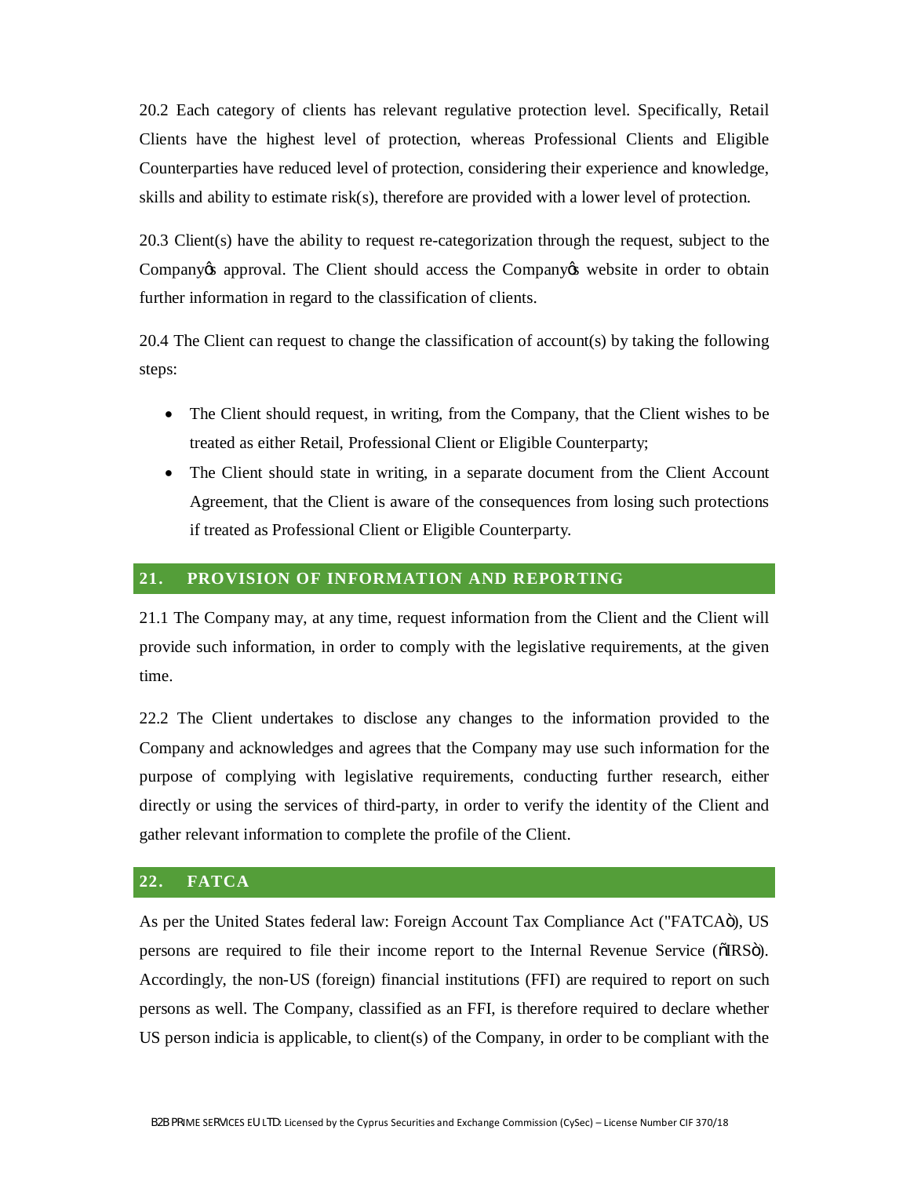20.2 Each category of clients has relevant regulative protection level. Specifically, Retail Clients have the highest level of protection, whereas Professional Clients and Eligible Counterparties have reduced level of protection, considering their experience and knowledge, skills and ability to estimate risk(s), therefore are provided with a lower level of protection.

20.3 Client(s) have the ability to request re-categorization through the request, subject to the Company's approval. The Client should access the Company's website in order to obtain further information in regard to the classification of clients.

20.4 The Client can request to change the classification of account(s) by taking the following steps:

- The Client should request, in writing, from the Company, that the Client wishes to be treated as either Retail, Professional Client or Eligible Counterparty;
- The Client should state in writing, in a separate document from the Client Account Agreement, that the Client is aware of the consequences from losing such protections if treated as Professional Client or Eligible Counterparty.

## 21. PROVISION OF INFORMATION AND REPORTING

21.1 The Company may, at any time, request information from the Client and the Client will provide such information, in order to comply with the legislative requirements, at the given time.

22.2 The Client undertakes to disclose any changes to the information provided to the Company and acknowledges and agrees that the Company may use such information for the purpose of complying with legislative requirements, conducting further research, either directly or using the services of third-party, in order to verify the identity of the Client and gather relevant information to complete the profile of the Client.

## 22. FATCA

As per the United States federal law: Foreign Account Tax Compliance Act ("FATCA"), US persons are required to file their income report to the Internal Revenue Service ("IRS"). Accordingly, the non-US (foreign) financial institutions (FFI) are required to report on such persons as well. The Company, classified as an FFI, is therefore required to declare whether US person indicia is applicable, to client(s) of the Company, in order to be compliant with the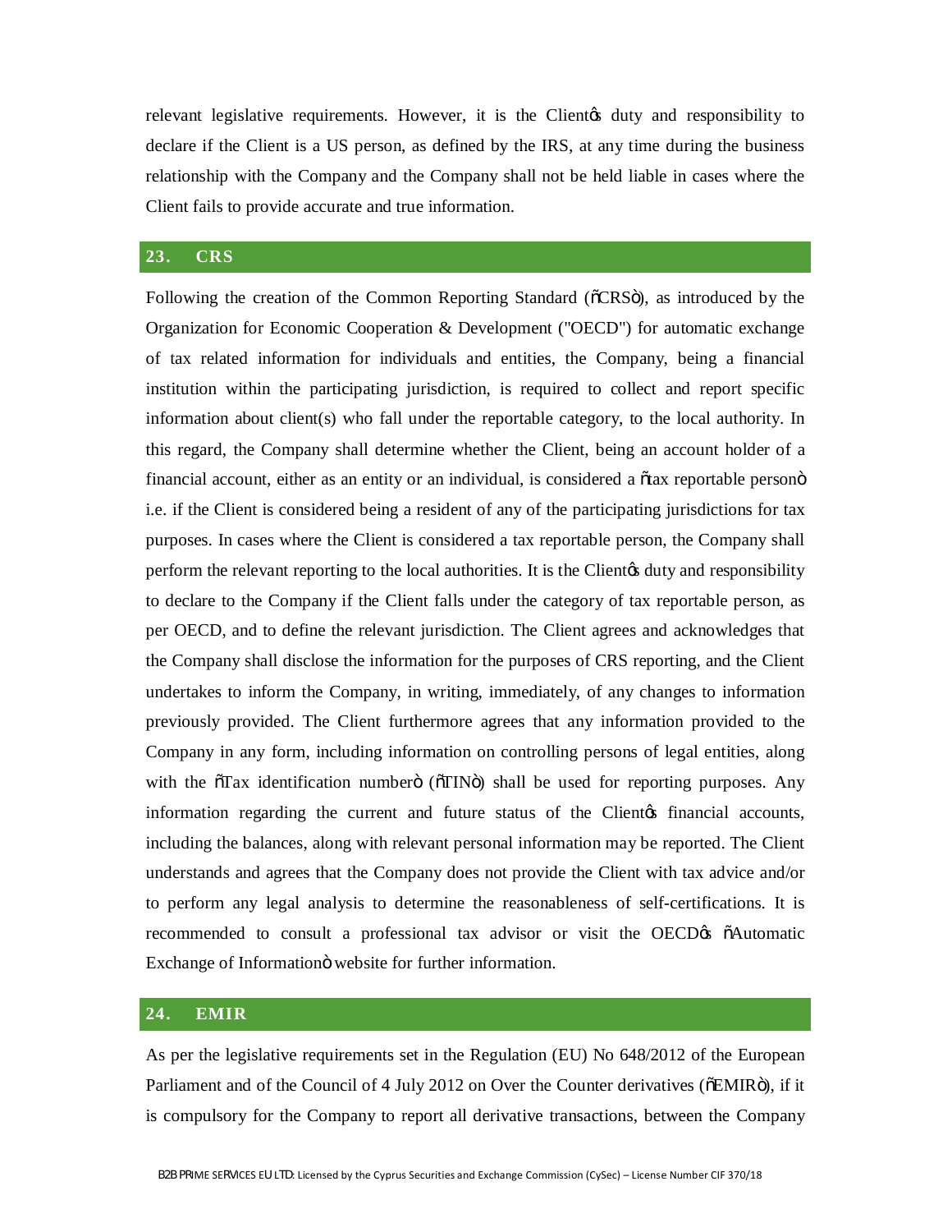relevant legislative requirements. However, it is the Client's duty and responsibility to declare if the Client is a US person, as defined by the IRS, at any time during the business relationship with the Company and the Company shall not be held liable in cases where the Client fails to provide accurate and true information.

## 23. CRS

Following the creation of the Common Reporting Standard ("CRS"), as introduced by the Organization for Economic Cooperation & Development ("OECD") for automatic exchange of tax related information for individuals and entities, the Company, being a financial institution within the participating jurisdiction, is required to collect and report specific information about client(s) who fall under the reportable category, to the local authority. In this regard, the Company shall determine whether the Client, being an account holder of a financial account, either as an entity or an individual, is considered a "tax reportable person" i.e. if the Client is considered being a resident of any of the participating jurisdictions for tax purposes. In cases where the Client is considered a tax reportable person, the Company shall perform the relevant reporting to the local authorities. It is the Client's duty and responsibility to declare to the Company if the Client falls under the category of tax reportable person, as per OECD, and to define the relevant jurisdiction. The Client agrees and acknowledges that the Company shall disclose the information for the purposes of CRS reporting, and the Client undertakes to inform the Company, in writing, immediately, of any changes to information previously provided. The Client furthermore agrees that any information provided to the Company in any form, including information on controlling persons of legal entities, along with the "Tax identification number" ("TIN") shall be used for reporting purposes. Any information regarding the current and future status of the Client's financial accounts, including the balances, along with relevant personal information may be reported. The Client understands and agrees that the Company does not provide the Client with tax advice and/or to perform any legal analysis to determine the reasonableness of self-certifications. It is recommended to consult a professional tax advisor or visit the OECD's "Automatic Exchange of Information" website for further information.

## 24. EMIR

As per the legislative requirements set in the Regulation (EU) No 648/2012 of the European Parliament and of the Council of 4 July 2012 on Over the Counter derivatives ("EMIR"), if it is compulsory for the Company to report all derivative transactions, between the Company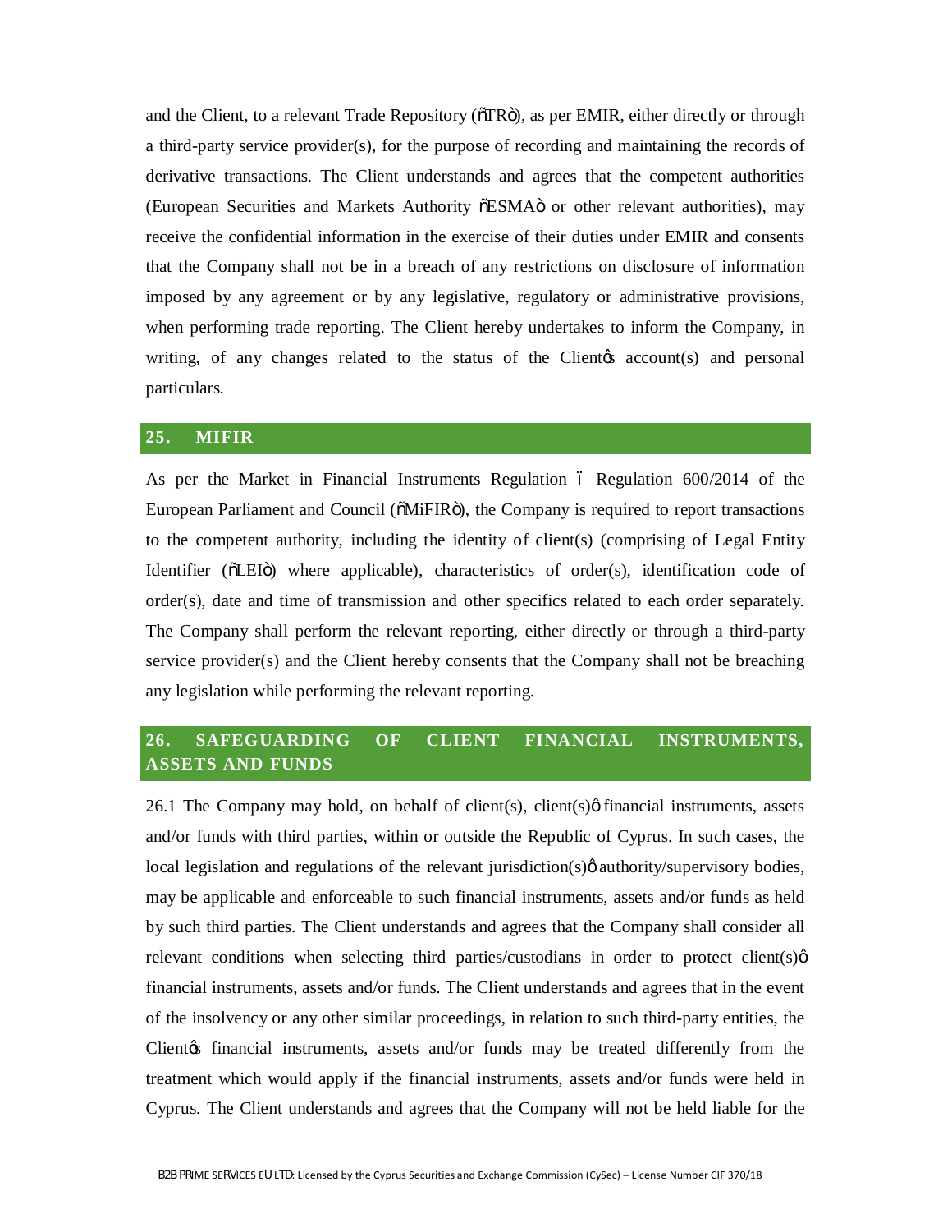and the Client, to a relevant Trade Repository ("TR"), as per EMIR, either directly or through a third-party service provider(s), for the purpose of recording and maintaining the records of derivative transactions. The Client understands and agrees that the competent authorities (European Securities and Markets Authority "ESMA" or other relevant authorities), may receive the confidential information in the exercise of their duties under EMIR and consents that the Company shall not be in a breach of any restrictions on disclosure of information imposed by any agreement or by any legislative, regulatory or administrative provisions, when performing trade reporting. The Client hereby undertakes to inform the Company, in writing, of any changes related to the status of the Client's account(s) and personal particulars.

## 25. MIFIR

As per the Market in Financial Instruments Regulation – Regulation 600/2014 of the European Parliament and Council ("MiFIR"), the Company is required to report transactions to the competent authority, including the identity of client(s) (comprising of Legal Entity Identifier ("LEI") where applicable), characteristics of order(s), identification code of order(s), date and time of transmission and other specifics related to each order separately. The Company shall perform the relevant reporting, either directly or through a third-party service provider(s) and the Client hereby consents that the Company shall not be breaching any legislation while performing the relevant reporting.

## 26. SAFEGUARDING OF CLIENT FINANCIAL INSTRUMENTS, ASSETS AND FUNDS

26.1 The Company may hold, on behalf of client(s), client(s)' financial instruments, assets and/or funds with third parties, within or outside the Republic of Cyprus. In such cases, the local legislation and regulations of the relevant jurisdiction(s)' authority/supervisory bodies, may be applicable and enforceable to such financial instruments, assets and/or funds as held by such third parties. The Client understands and agrees that the Company shall consider all relevant conditions when selecting third parties/custodians in order to protect client(s)' financial instruments, assets and/or funds. The Client understands and agrees that in the event of the insolvency or any other similar proceedings, in relation to such third-party entities, the Client's financial instruments, assets and/or funds may be treated differently from the treatment which would apply if the financial instruments, assets and/or funds were held in Cyprus. The Client understands and agrees that the Company will not be held liable for the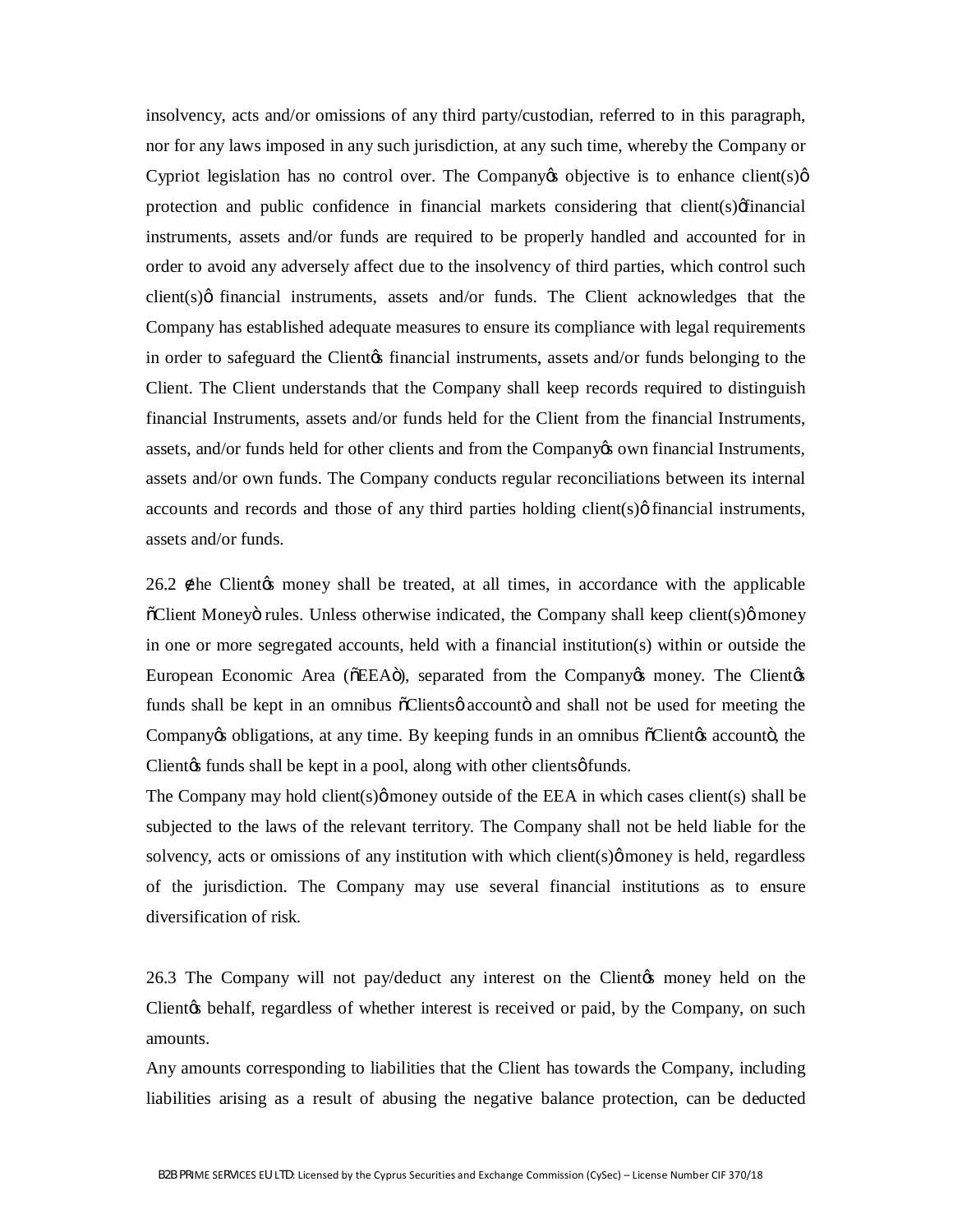insolvency, acts and/or omissions of any third party/custodian, referred to in this paragraph, nor for any laws imposed in any such jurisdiction, at any such time, whereby the Company or Cypriot legislation has no control over. The Company's objective is to enhance client(s)' protection and public confidence in financial markets considering that client(s)' financial instruments, assets and/or funds are required to be properly handled and accounted for in order to avoid any adversely affect due to the insolvency of third parties, which control such client(s)' financial instruments, assets and/or funds. The Client acknowledges that the Company has established adequate measures to ensure its compliance with legal requirements in order to safeguard the Client's financial instruments, assets and/or funds belonging to the Client. The Client understands that the Company shall keep records required to distinguish financial Instruments, assets and/or funds held for the Client from the financial Instruments, assets, and/or funds held for other clients and from the Company's own financial Instruments, assets and/or own funds. The Company conducts regular reconciliations between its internal accounts and records and those of any third parties holding client(s)' financial instruments, assets and/or funds.

26.2 The Client's money shall be treated, at all times, in accordance with the applicable "Client Money" rules. Unless otherwise indicated, the Company shall keep client(s)' money in one or more segregated accounts, held with a financial institution(s) within or outside the European Economic Area ("EEA"), separated from the Company's money. The Client's funds shall be kept in an omnibus "Clients' account" and shall not be used for meeting the Company's obligations, at any time. By keeping funds in an omnibus "Client's account", the Client's funds shall be kept in a pool, along with other clients' funds.

The Company may hold client(s)' money outside of the EEA in which cases client(s) shall be subjected to the laws of the relevant territory. The Company shall not be held liable for the solvency, acts or omissions of any institution with which client(s)' money is held, regardless of the jurisdiction. The Company may use several financial institutions as to ensure diversification of risk.

26.3 The Company will not pay/deduct any interest on the Client's money held on the Client's behalf, regardless of whether interest is received or paid, by the Company, on such amounts.

Any amounts corresponding to liabilities that the Client has towards the Company, including liabilities arising as a result of abusing the negative balance protection, can be deducted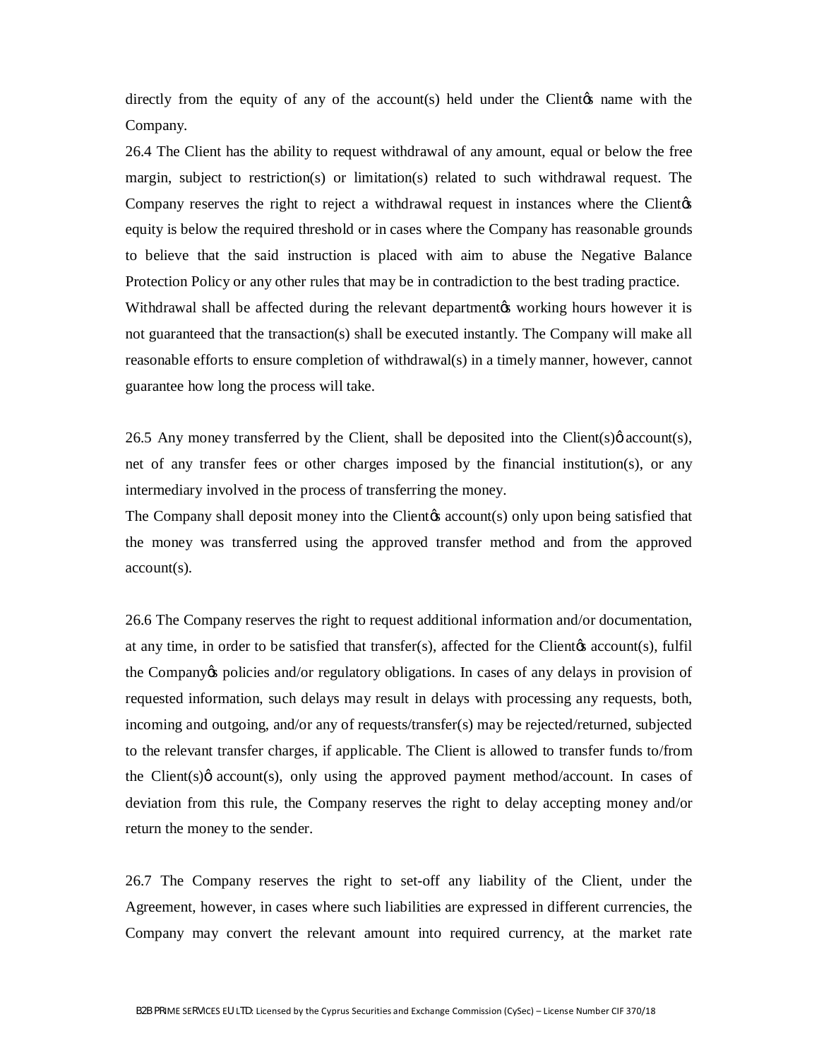directly from the equity of any of the account(s) held under the Clientǿs name with the Company.

26.4 The Client has the ability to request withdrawal of any amount, equal or below the free margin, subject to restriction(s) or limitation(s) related to such withdrawal request. The Company reserves the right to reject a withdrawal request in instances where the Clientǿs equity is below the required threshold or in cases where the Company has reasonable grounds to believe that the said instruction is placed with aim to abuse the Negative Balance Protection Policy or any other rules that may be in contradiction to the best trading practice.

Withdrawal shall be affected during the relevant departmentǿs working hours however it is not guaranteed that the transaction(s) shall be executed instantly. The Company will make all reasonable efforts to ensure completion of withdrawal(s) in a timely manner, however, cannot guarantee how long the process will take.

26.5 Any money transferred by the Client, shall be deposited into the Client(s)ǿ account(s), net of any transfer fees or other charges imposed by the financial institution(s), or any intermediary involved in the process of transferring the money.

The Company shall deposit money into the Clientǿs account(s) only upon being satisfied that the money was transferred using the approved transfer method and from the approved account(s).

26.6 The Company reserves the right to request additional information and/or documentation, at any time, in order to be satisfied that transfer(s), affected for the Clientǿs account(s), fulfil the Companyǿs policies and/or regulatory obligations. In cases of any delays in provision of requested information, such delays may result in delays with processing any requests, both, incoming and outgoing, and/or any of requests/transfer(s) may be rejected/returned, subjected to the relevant transfer charges, if applicable. The Client is allowed to transfer funds to/from the Client(s)ǿ account(s), only using the approved payment method/account. In cases of deviation from this rule, the Company reserves the right to delay accepting money and/or return the money to the sender.

26.7 The Company reserves the right to set-off any liability of the Client, under the Agreement, however, in cases where such liabilities are expressed in different currencies, the Company may convert the relevant amount into required currency, at the market rate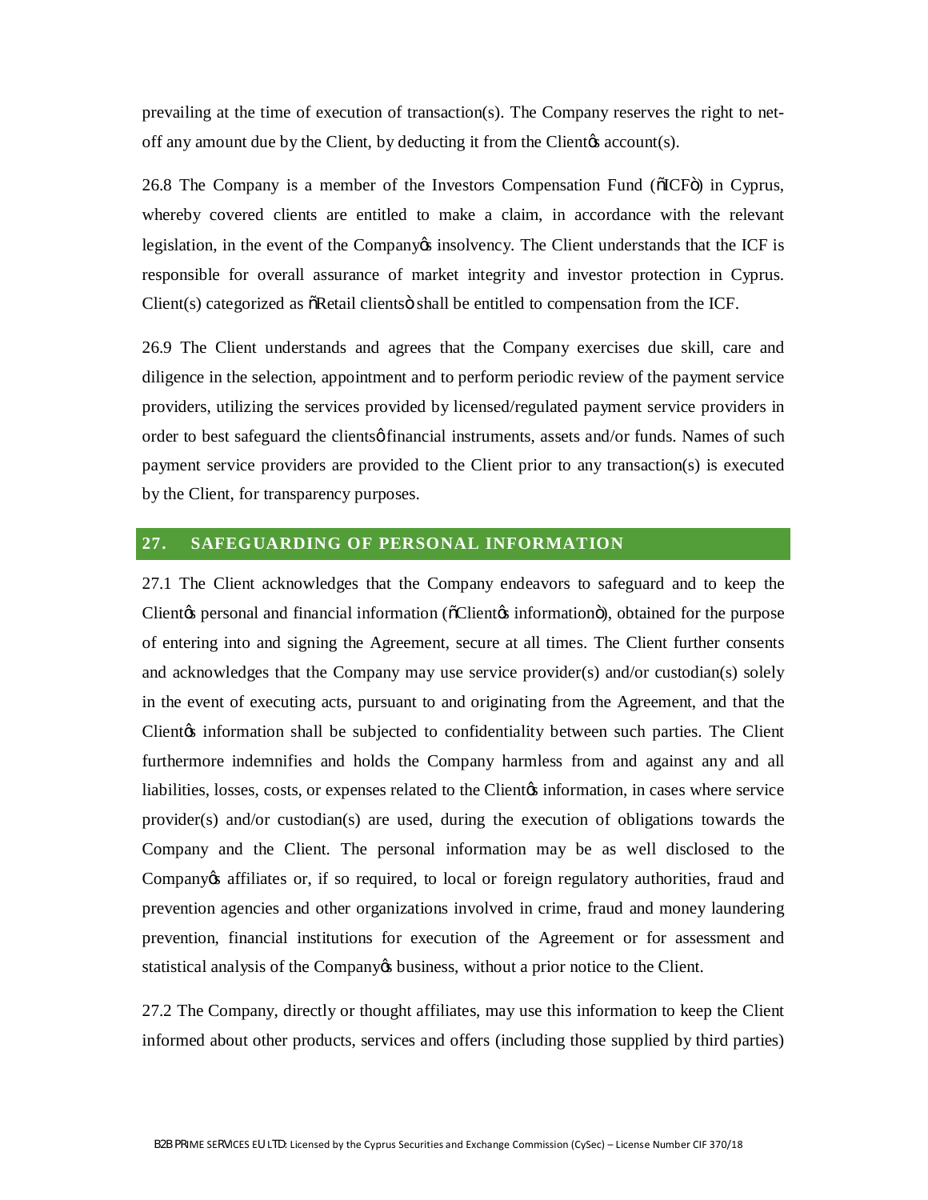prevailing at the time of execution of transaction(s). The Company reserves the right to net-off any amount due by the Client, by deducting it from the Client's account(s).

26.8 The Company is a member of the Investors Compensation Fund ("ICF") in Cyprus, whereby covered clients are entitled to make a claim, in accordance with the relevant legislation, in the event of the Company's insolvency. The Client understands that the ICF is responsible for overall assurance of market integrity and investor protection in Cyprus. Client(s) categorized as "Retail clients" shall be entitled to compensation from the ICF.

26.9 The Client understands and agrees that the Company exercises due skill, care and diligence in the selection, appointment and to perform periodic review of the payment service providers, utilizing the services provided by licensed/regulated payment service providers in order to best safeguard the clients' financial instruments, assets and/or funds. Names of such payment service providers are provided to the Client prior to any transaction(s) is executed by the Client, for transparency purposes.

## 27. SAFEGUARDING OF PERSONAL INFORMATION

27.1 The Client acknowledges that the Company endeavors to safeguard and to keep the Client's personal and financial information ("Client's information"), obtained for the purpose of entering into and signing the Agreement, secure at all times. The Client further consents and acknowledges that the Company may use service provider(s) and/or custodian(s) solely in the event of executing acts, pursuant to and originating from the Agreement, and that the Client's information shall be subjected to confidentiality between such parties. The Client furthermore indemnifies and holds the Company harmless from and against any and all liabilities, losses, costs, or expenses related to the Client's information, in cases where service provider(s) and/or custodian(s) are used, during the execution of obligations towards the Company and the Client. The personal information may be as well disclosed to the Company's affiliates or, if so required, to local or foreign regulatory authorities, fraud and prevention agencies and other organizations involved in crime, fraud and money laundering prevention, financial institutions for execution of the Agreement or for assessment and statistical analysis of the Company's business, without a prior notice to the Client.

27.2 The Company, directly or thought affiliates, may use this information to keep the Client informed about other products, services and offers (including those supplied by third parties)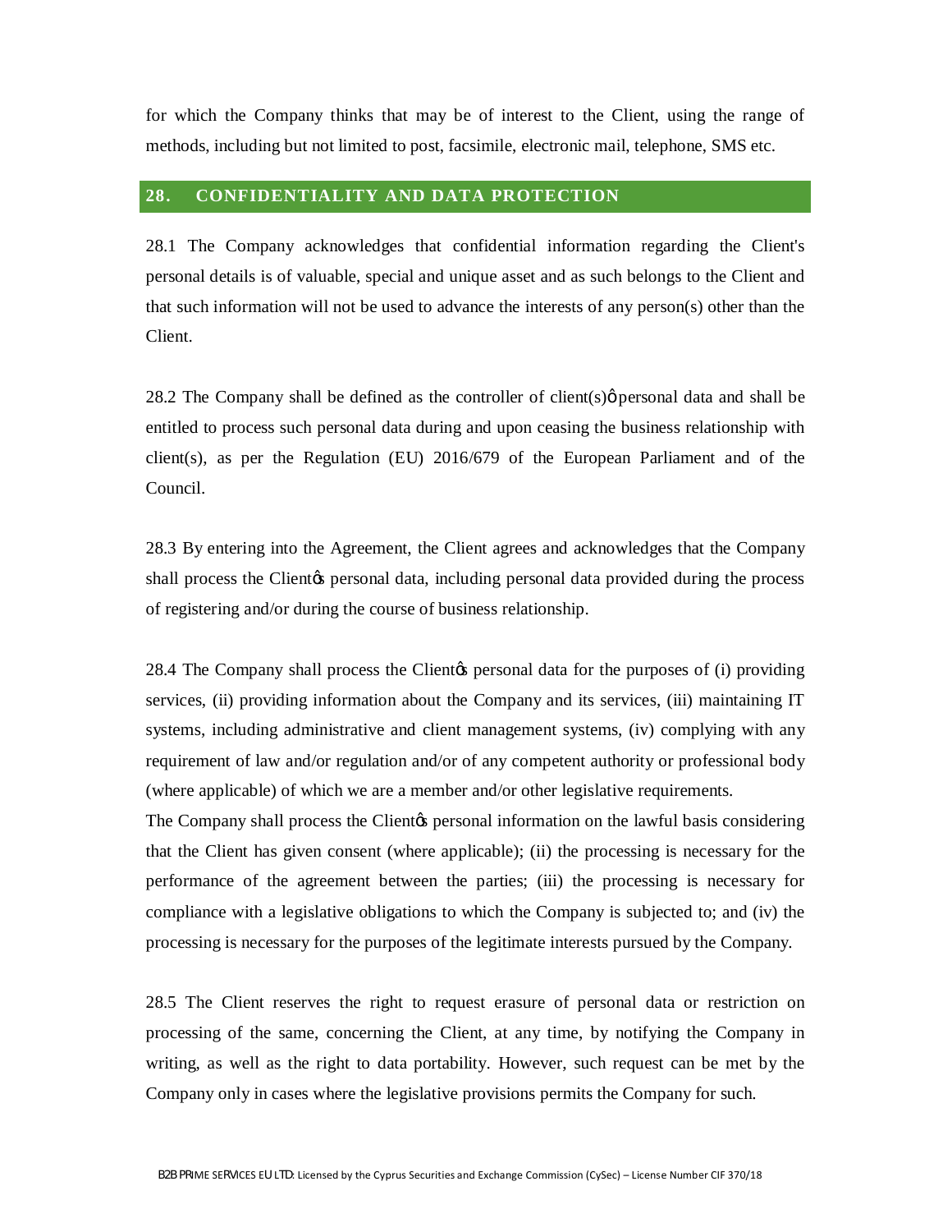for which the Company thinks that may be of interest to the Client, using the range of methods, including but not limited to post, facsimile, electronic mail, telephone, SMS etc.

## 28. CONFIDENTIALITY AND DATA PROTECTION

28.1 The Company acknowledges that confidential information regarding the Client's personal details is of valuable, special and unique asset and as such belongs to the Client and that such information will not be used to advance the interests of any person(s) other than the Client.

28.2 The Company shall be defined as the controller of client(s)ö personal data and shall be entitled to process such personal data during and upon ceasing the business relationship with client(s), as per the Regulation (EU) 2016/679 of the European Parliament and of the Council.

28.3 By entering into the Agreement, the Client agrees and acknowledges that the Company shall process the Clientøs personal data, including personal data provided during the process of registering and/or during the course of business relationship.

28.4 The Company shall process the Clientøs personal data for the purposes of (i) providing services, (ii) providing information about the Company and its services, (iii) maintaining IT systems, including administrative and client management systems, (iv) complying with any requirement of law and/or regulation and/or of any competent authority or professional body (where applicable) of which we are a member and/or other legislative requirements.
The Company shall process the Clientøs personal information on the lawful basis considering that the Client has given consent (where applicable); (ii) the processing is necessary for the performance of the agreement between the parties; (iii) the processing is necessary for compliance with a legislative obligations to which the Company is subjected to; and (iv) the processing is necessary for the purposes of the legitimate interests pursued by the Company.

28.5 The Client reserves the right to request erasure of personal data or restriction on processing of the same, concerning the Client, at any time, by notifying the Company in writing, as well as the right to data portability. However, such request can be met by the Company only in cases where the legislative provisions permits the Company for such.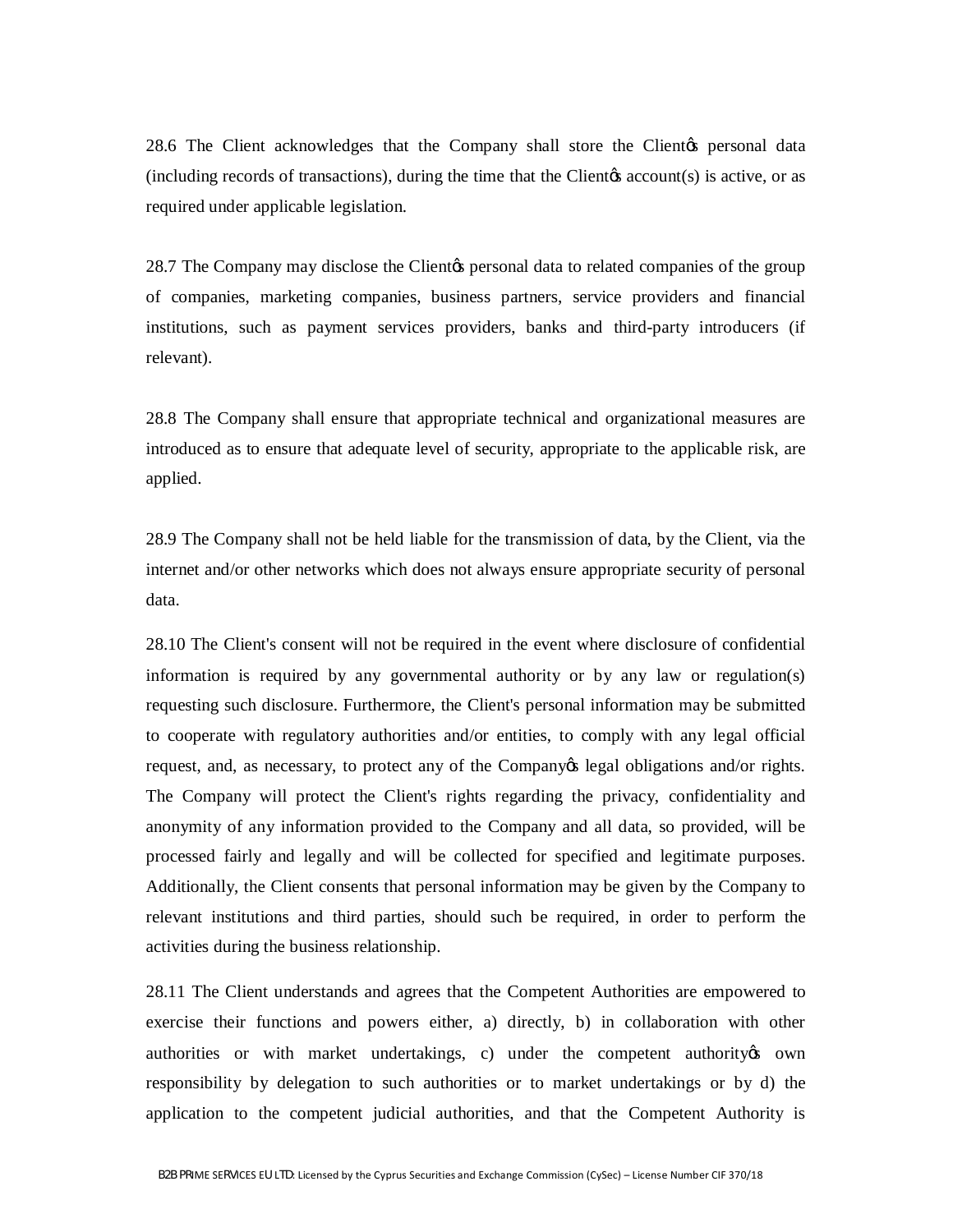28.6 The Client acknowledges that the Company shall store the Clientǿs personal data (including records of transactions), during the time that the Clientǿs account(s) is active, or as required under applicable legislation.

28.7 The Company may disclose the Clientǿs personal data to related companies of the group of companies, marketing companies, business partners, service providers and financial institutions, such as payment services providers, banks and third-party introducers (if relevant).

28.8 The Company shall ensure that appropriate technical and organizational measures are introduced as to ensure that adequate level of security, appropriate to the applicable risk, are applied.

28.9 The Company shall not be held liable for the transmission of data, by the Client, via the internet and/or other networks which does not always ensure appropriate security of personal data.

28.10 The Client's consent will not be required in the event where disclosure of confidential information is required by any governmental authority or by any law or regulation(s) requesting such disclosure. Furthermore, the Client's personal information may be submitted to cooperate with regulatory authorities and/or entities, to comply with any legal official request, and, as necessary, to protect any of the Companyǿs legal obligations and/or rights. The Company will protect the Client's rights regarding the privacy, confidentiality and anonymity of any information provided to the Company and all data, so provided, will be processed fairly and legally and will be collected for specified and legitimate purposes. Additionally, the Client consents that personal information may be given by the Company to relevant institutions and third parties, should such be required, in order to perform the activities during the business relationship.

28.11 The Client understands and agrees that the Competent Authorities are empowered to exercise their functions and powers either, a) directly, b) in collaboration with other authorities or with market undertakings, c) under the competent authorityǿs own responsibility by delegation to such authorities or to market undertakings or by d) the application to the competent judicial authorities, and that the Competent Authority is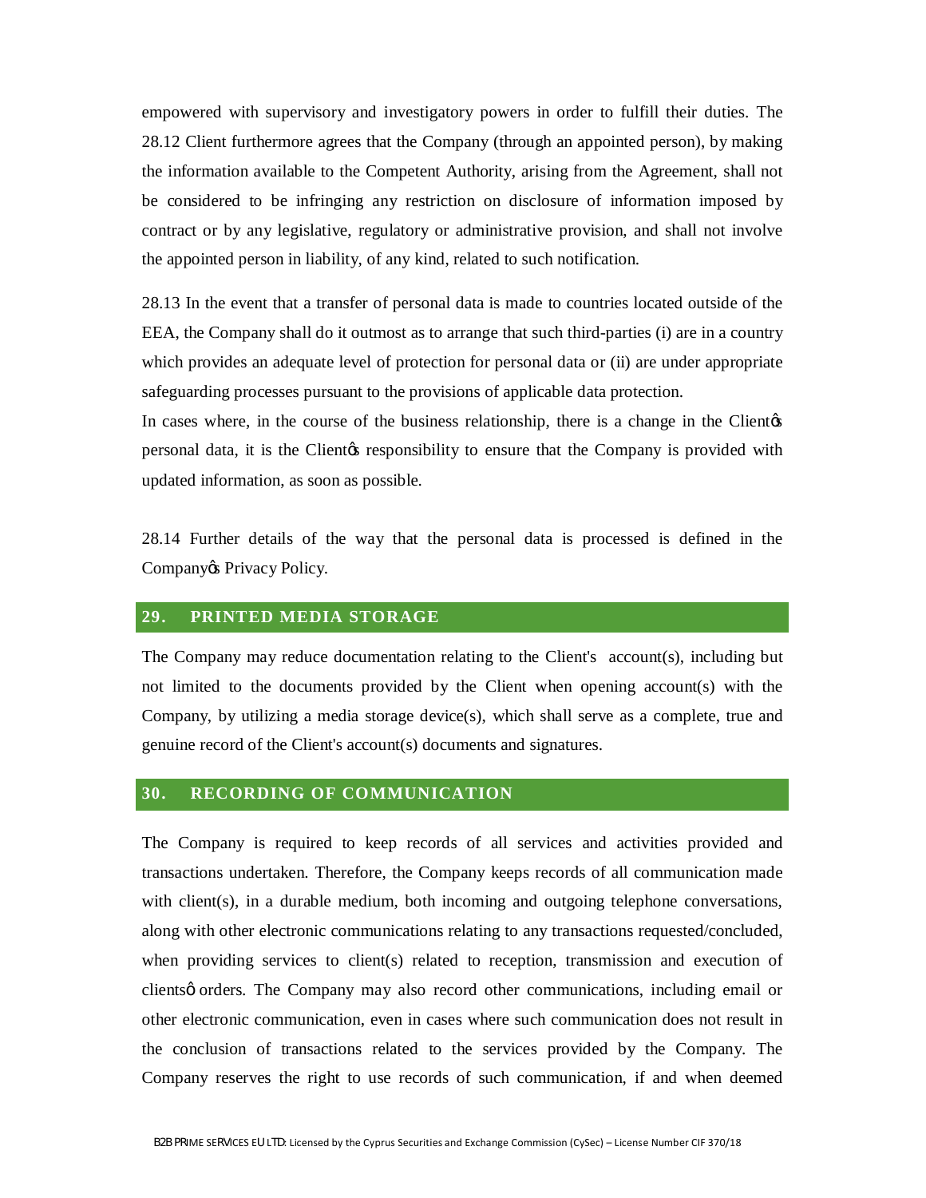empowered with supervisory and investigatory powers in order to fulfill their duties. The 28.12 Client furthermore agrees that the Company (through an appointed person), by making the information available to the Competent Authority, arising from the Agreement, shall not be considered to be infringing any restriction on disclosure of information imposed by contract or by any legislative, regulatory or administrative provision, and shall not involve the appointed person in liability, of any kind, related to such notification.

28.13 In the event that a transfer of personal data is made to countries located outside of the EEA, the Company shall do it outmost as to arrange that such third-parties (i) are in a country which provides an adequate level of protection for personal data or (ii) are under appropriate safeguarding processes pursuant to the provisions of applicable data protection.
In cases where, in the course of the business relationship, there is a change in the Client's personal data, it is the Client's responsibility to ensure that the Company is provided with updated information, as soon as possible.

28.14 Further details of the way that the personal data is processed is defined in the Company's Privacy Policy.

## 29. PRINTED MEDIA STORAGE

The Company may reduce documentation relating to the Client's account(s), including but not limited to the documents provided by the Client when opening account(s) with the Company, by utilizing a media storage device(s), which shall serve as a complete, true and genuine record of the Client's account(s) documents and signatures.

## 30. RECORDING OF COMMUNICATION

The Company is required to keep records of all services and activities provided and transactions undertaken. Therefore, the Company keeps records of all communication made with client(s), in a durable medium, both incoming and outgoing telephone conversations, along with other electronic communications relating to any transactions requested/concluded, when providing services to client(s) related to reception, transmission and execution of clients' orders. The Company may also record other communications, including email or other electronic communication, even in cases where such communication does not result in the conclusion of transactions related to the services provided by the Company. The Company reserves the right to use records of such communication, if and when deemed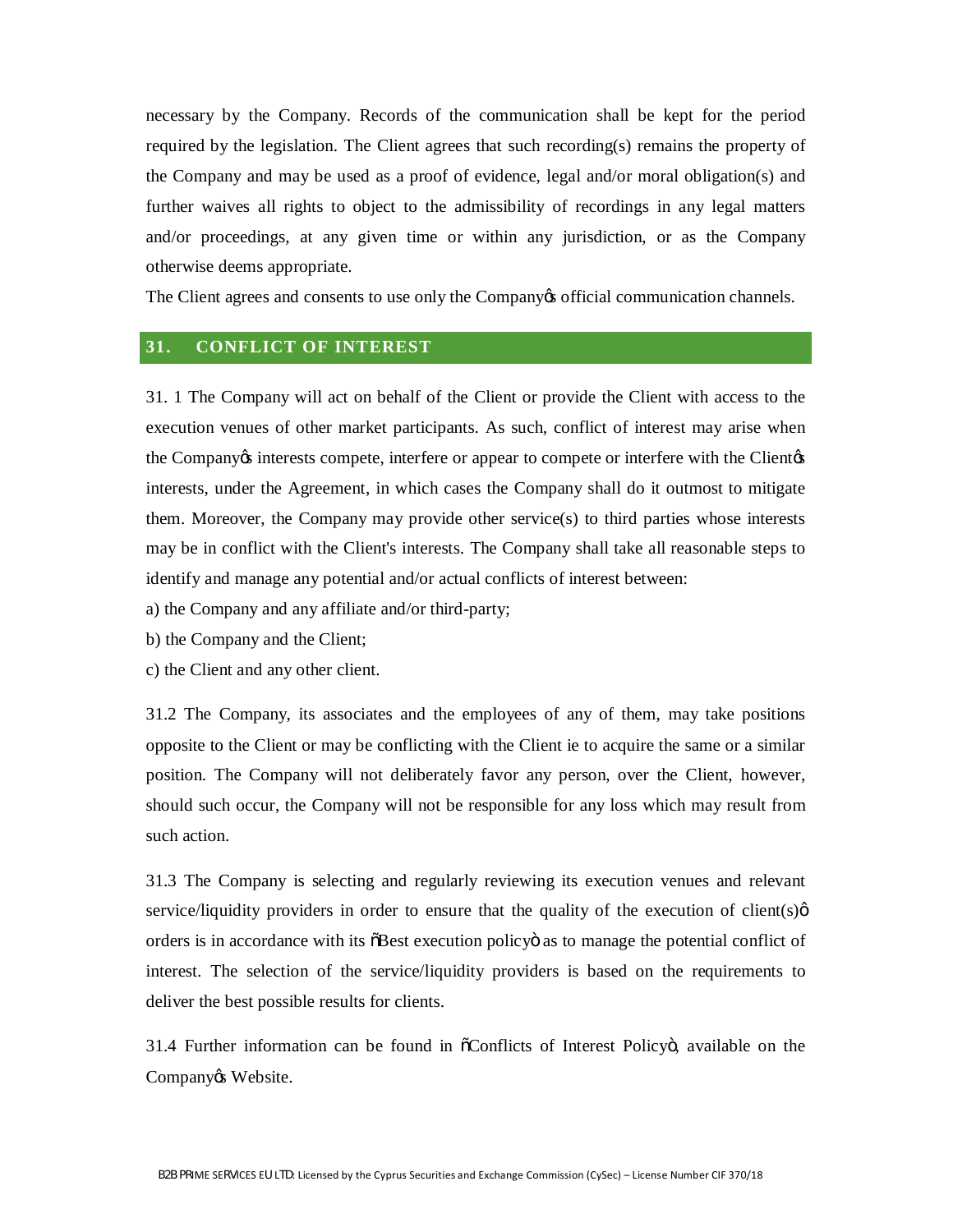necessary by the Company. Records of the communication shall be kept for the period required by the legislation. The Client agrees that such recording(s) remains the property of the Company and may be used as a proof of evidence, legal and/or moral obligation(s) and further waives all rights to object to the admissibility of recordings in any legal matters and/or proceedings, at any given time or within any jurisdiction, or as the Company otherwise deems appropriate.

The Client agrees and consents to use only the Company's official communication channels.

## 31. CONFLICT OF INTEREST

31. 1 The Company will act on behalf of the Client or provide the Client with access to the execution venues of other market participants. As such, conflict of interest may arise when the Company's interests compete, interfere or appear to compete or interfere with the Client's interests, under the Agreement, in which cases the Company shall do it outmost to mitigate them. Moreover, the Company may provide other service(s) to third parties whose interests may be in conflict with the Client's interests. The Company shall take all reasonable steps to identify and manage any potential and/or actual conflicts of interest between:

a) the Company and any affiliate and/or third-party;

b) the Company and the Client;

c) the Client and any other client.

31.2 The Company, its associates and the employees of any of them, may take positions opposite to the Client or may be conflicting with the Client ie to acquire the same or a similar position. The Company will not deliberately favor any person, over the Client, however, should such occur, the Company will not be responsible for any loss which may result from such action.

31.3 The Company is selecting and regularly reviewing its execution venues and relevant service/liquidity providers in order to ensure that the quality of the execution of client(s)' orders is in accordance with its "Best execution policy" as to manage the potential conflict of interest. The selection of the service/liquidity providers is based on the requirements to deliver the best possible results for clients.

31.4 Further information can be found in "Conflicts of Interest Policy", available on the Company's Website.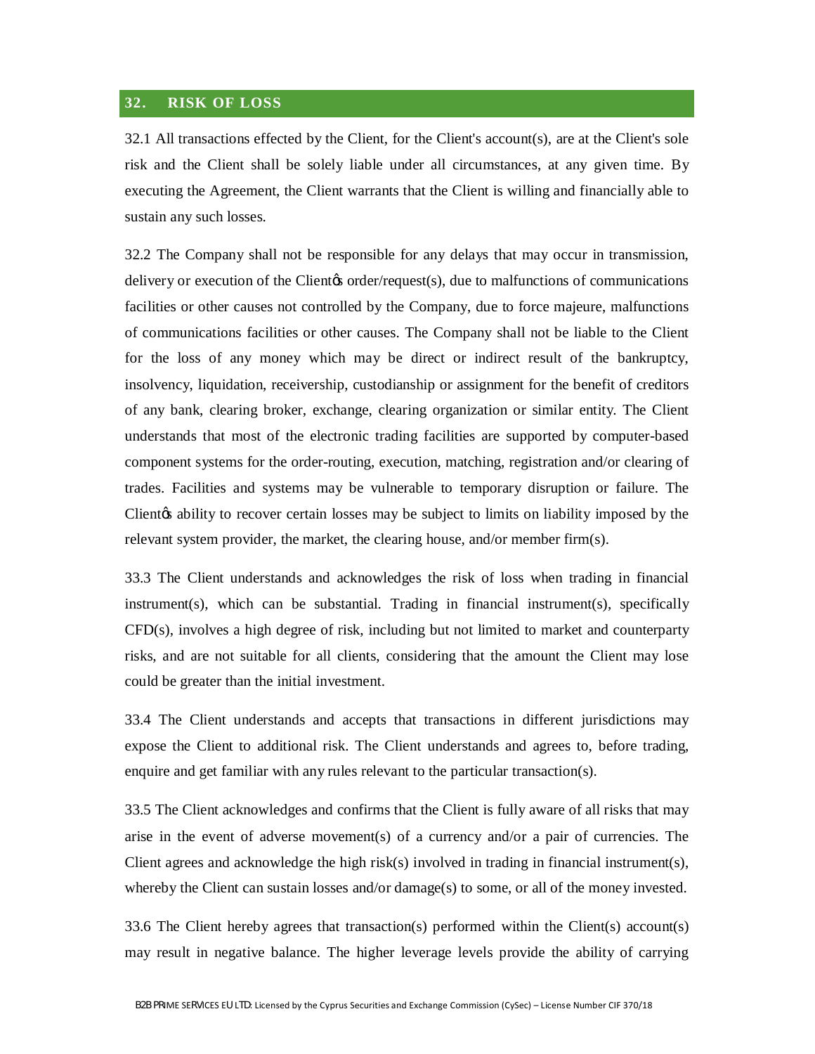## 32. RISK OF LOSS

32.1 All transactions effected by the Client, for the Client's account(s), are at the Client's sole risk and the Client shall be solely liable under all circumstances, at any given time. By executing the Agreement, the Client warrants that the Client is willing and financially able to sustain any such losses.

32.2 The Company shall not be responsible for any delays that may occur in transmission, delivery or execution of the Client's order/request(s), due to malfunctions of communications facilities or other causes not controlled by the Company, due to force majeure, malfunctions of communications facilities or other causes. The Company shall not be liable to the Client for the loss of any money which may be direct or indirect result of the bankruptcy, insolvency, liquidation, receivership, custodianship or assignment for the benefit of creditors of any bank, clearing broker, exchange, clearing organization or similar entity. The Client understands that most of the electronic trading facilities are supported by computer-based component systems for the order-routing, execution, matching, registration and/or clearing of trades. Facilities and systems may be vulnerable to temporary disruption or failure. The Client's ability to recover certain losses may be subject to limits on liability imposed by the relevant system provider, the market, the clearing house, and/or member firm(s).

33.3 The Client understands and acknowledges the risk of loss when trading in financial instrument(s), which can be substantial. Trading in financial instrument(s), specifically CFD(s), involves a high degree of risk, including but not limited to market and counterparty risks, and are not suitable for all clients, considering that the amount the Client may lose could be greater than the initial investment.

33.4 The Client understands and accepts that transactions in different jurisdictions may expose the Client to additional risk. The Client understands and agrees to, before trading, enquire and get familiar with any rules relevant to the particular transaction(s).

33.5 The Client acknowledges and confirms that the Client is fully aware of all risks that may arise in the event of adverse movement(s) of a currency and/or a pair of currencies. The Client agrees and acknowledge the high risk(s) involved in trading in financial instrument(s), whereby the Client can sustain losses and/or damage(s) to some, or all of the money invested.

33.6 The Client hereby agrees that transaction(s) performed within the Client(s) account(s) may result in negative balance. The higher leverage levels provide the ability of carrying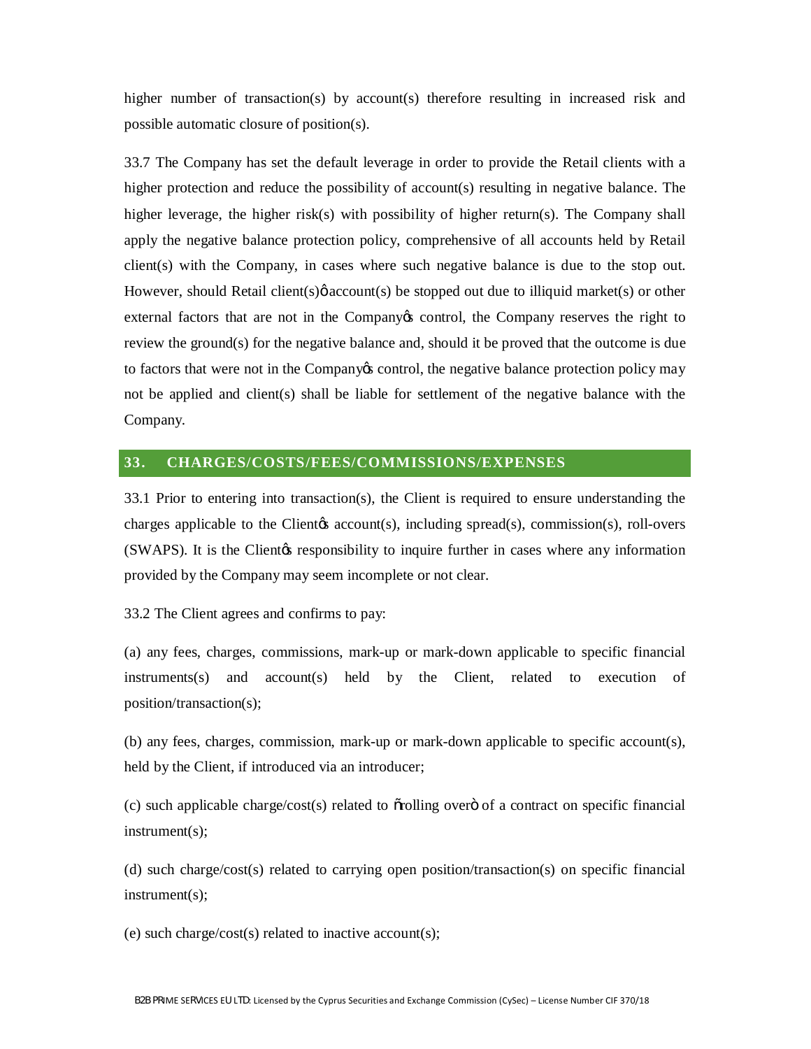higher number of transaction(s) by account(s) therefore resulting in increased risk and possible automatic closure of position(s).

33.7 The Company has set the default leverage in order to provide the Retail clients with a higher protection and reduce the possibility of account(s) resulting in negative balance. The higher leverage, the higher risk(s) with possibility of higher return(s). The Company shall apply the negative balance protection policy, comprehensive of all accounts held by Retail client(s) with the Company, in cases where such negative balance is due to the stop out. However, should Retail client(s)' account(s) be stopped out due to illiquid market(s) or other external factors that are not in the Company's control, the Company reserves the right to review the ground(s) for the negative balance and, should it be proved that the outcome is due to factors that were not in the Company's control, the negative balance protection policy may not be applied and client(s) shall be liable for settlement of the negative balance with the Company.

## 33. CHARGES/COSTS/FEES/COMMISSIONS/EXPENSES

33.1 Prior to entering into transaction(s), the Client is required to ensure understanding the charges applicable to the Client's account(s), including spread(s), commission(s), roll-overs (SWAPS). It is the Client's responsibility to inquire further in cases where any information provided by the Company may seem incomplete or not clear.

33.2 The Client agrees and confirms to pay:

(a) any fees, charges, commissions, mark-up or mark-down applicable to specific financial instruments(s) and account(s) held by the Client, related to execution of position/transaction(s);

(b) any fees, charges, commission, mark-up or mark-down applicable to specific account(s), held by the Client, if introduced via an introducer;

(c) such applicable charge/cost(s) related to "rolling over" of a contract on specific financial instrument(s);

(d) such charge/cost(s) related to carrying open position/transaction(s) on specific financial instrument(s);

(e) such charge/cost(s) related to inactive account(s);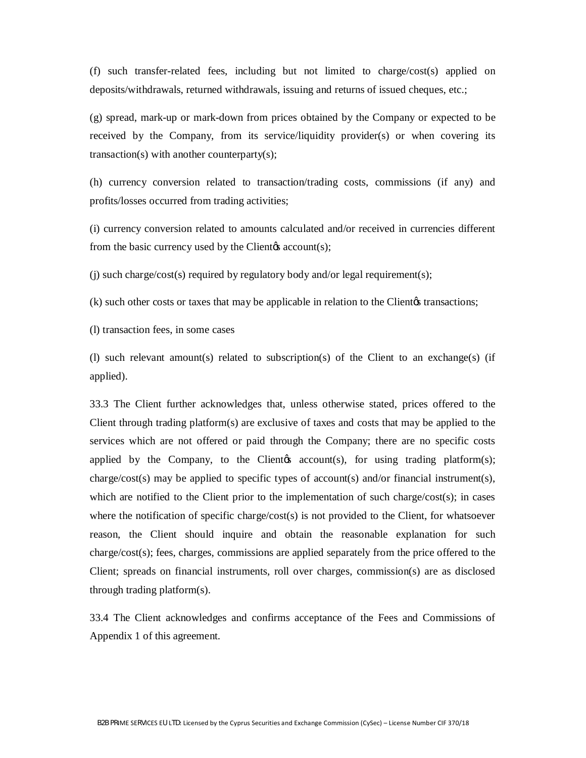(f) such transfer-related fees, including but not limited to charge/cost(s) applied on deposits/withdrawals, returned withdrawals, issuing and returns of issued cheques, etc.;

(g) spread, mark-up or mark-down from prices obtained by the Company or expected to be received by the Company, from its service/liquidity provider(s) or when covering its transaction(s) with another counterparty(s);

(h) currency conversion related to transaction/trading costs, commissions (if any) and profits/losses occurred from trading activities;

(i) currency conversion related to amounts calculated and/or received in currencies different from the basic currency used by the Client's account(s);

(j) such charge/cost(s) required by regulatory body and/or legal requirement(s);

(k) such other costs or taxes that may be applicable in relation to the Client's transactions;

(l) transaction fees, in some cases

(l) such relevant amount(s) related to subscription(s) of the Client to an exchange(s) (if applied).

33.3 The Client further acknowledges that, unless otherwise stated, prices offered to the Client through trading platform(s) are exclusive of taxes and costs that may be applied to the services which are not offered or paid through the Company; there are no specific costs applied by the Company, to the Client's account(s), for using trading platform(s); charge/cost(s) may be applied to specific types of account(s) and/or financial instrument(s), which are notified to the Client prior to the implementation of such charge/cost(s); in cases where the notification of specific charge/cost(s) is not provided to the Client, for whatsoever reason, the Client should inquire and obtain the reasonable explanation for such charge/cost(s); fees, charges, commissions are applied separately from the price offered to the Client; spreads on financial instruments, roll over charges, commission(s) are as disclosed through trading platform(s).

33.4 The Client acknowledges and confirms acceptance of the Fees and Commissions of Appendix 1 of this agreement.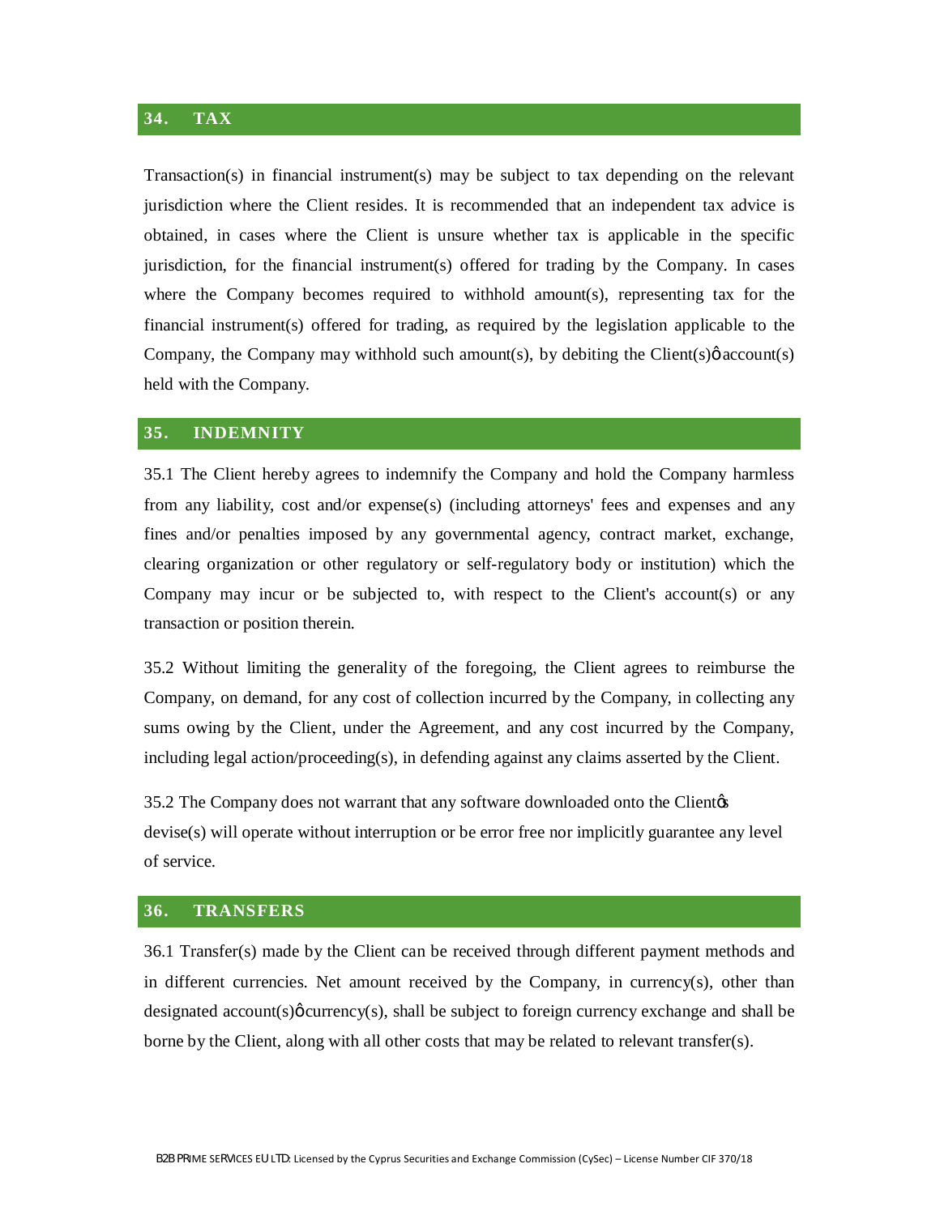## 34. TAX

Transaction(s) in financial instrument(s) may be subject to tax depending on the relevant jurisdiction where the Client resides. It is recommended that an independent tax advice is obtained, in cases where the Client is unsure whether tax is applicable in the specific jurisdiction, for the financial instrument(s) offered for trading by the Company. In cases where the Company becomes required to withhold amount(s), representing tax for the financial instrument(s) offered for trading, as required by the legislation applicable to the Company, the Company may withhold such amount(s), by debiting the Client(s)ø account(s) held with the Company.

## 35. INDEMNITY

35.1 The Client hereby agrees to indemnify the Company and hold the Company harmless from any liability, cost and/or expense(s) (including attorneys' fees and expenses and any fines and/or penalties imposed by any governmental agency, contract market, exchange, clearing organization or other regulatory or self-regulatory body or institution) which the Company may incur or be subjected to, with respect to the Client's account(s) or any transaction or position therein.

35.2 Without limiting the generality of the foregoing, the Client agrees to reimburse the Company, on demand, for any cost of collection incurred by the Company, in collecting any sums owing by the Client, under the Agreement, and any cost incurred by the Company, including legal action/proceeding(s), in defending against any claims asserted by the Client.

35.2 The Company does not warrant that any software downloaded onto the Clientøs devise(s) will operate without interruption or be error free nor implicitly guarantee any level of service.

## 36. TRANSFERS

36.1 Transfer(s) made by the Client can be received through different payment methods and in different currencies. Net amount received by the Company, in currency(s), other than designated account(s)ø currency(s), shall be subject to foreign currency exchange and shall be borne by the Client, along with all other costs that may be related to relevant transfer(s).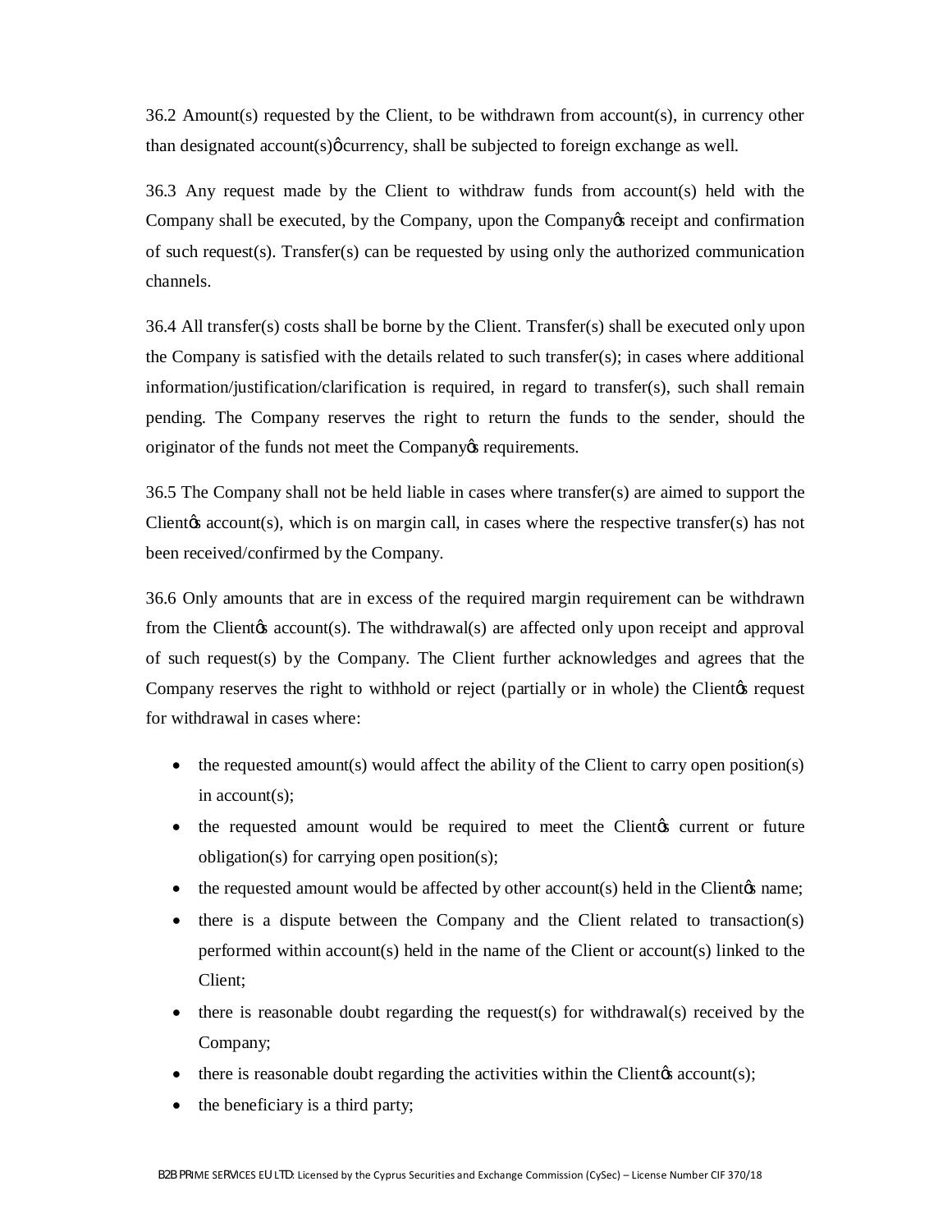36.2 Amount(s) requested by the Client, to be withdrawn from account(s), in currency other than designated account(s)ø currency, shall be subjected to foreign exchange as well.

36.3 Any request made by the Client to withdraw funds from account(s) held with the Company shall be executed, by the Company, upon the Companyøs receipt and confirmation of such request(s). Transfer(s) can be requested by using only the authorized communication channels.

36.4 All transfer(s) costs shall be borne by the Client. Transfer(s) shall be executed only upon the Company is satisfied with the details related to such transfer(s); in cases where additional information/justification/clarification is required, in regard to transfer(s), such shall remain pending. The Company reserves the right to return the funds to the sender, should the originator of the funds not meet the Companyøs requirements.

36.5 The Company shall not be held liable in cases where transfer(s) are aimed to support the Clientøs account(s), which is on margin call, in cases where the respective transfer(s) has not been received/confirmed by the Company.

36.6 Only amounts that are in excess of the required margin requirement can be withdrawn from the Clientøs account(s). The withdrawal(s) are affected only upon receipt and approval of such request(s) by the Company. The Client further acknowledges and agrees that the Company reserves the right to withhold or reject (partially or in whole) the Clientøs request for withdrawal in cases where:

- the requested amount(s) would affect the ability of the Client to carry open position(s) in account(s);
- the requested amount would be required to meet the Clientøs current or future obligation(s) for carrying open position(s);
- the requested amount would be affected by other account(s) held in the Clientøs name;
- there is a dispute between the Company and the Client related to transaction(s) performed within account(s) held in the name of the Client or account(s) linked to the Client;
- there is reasonable doubt regarding the request(s) for withdrawal(s) received by the Company;
- there is reasonable doubt regarding the activities within the Clientøs account(s);
- the beneficiary is a third party;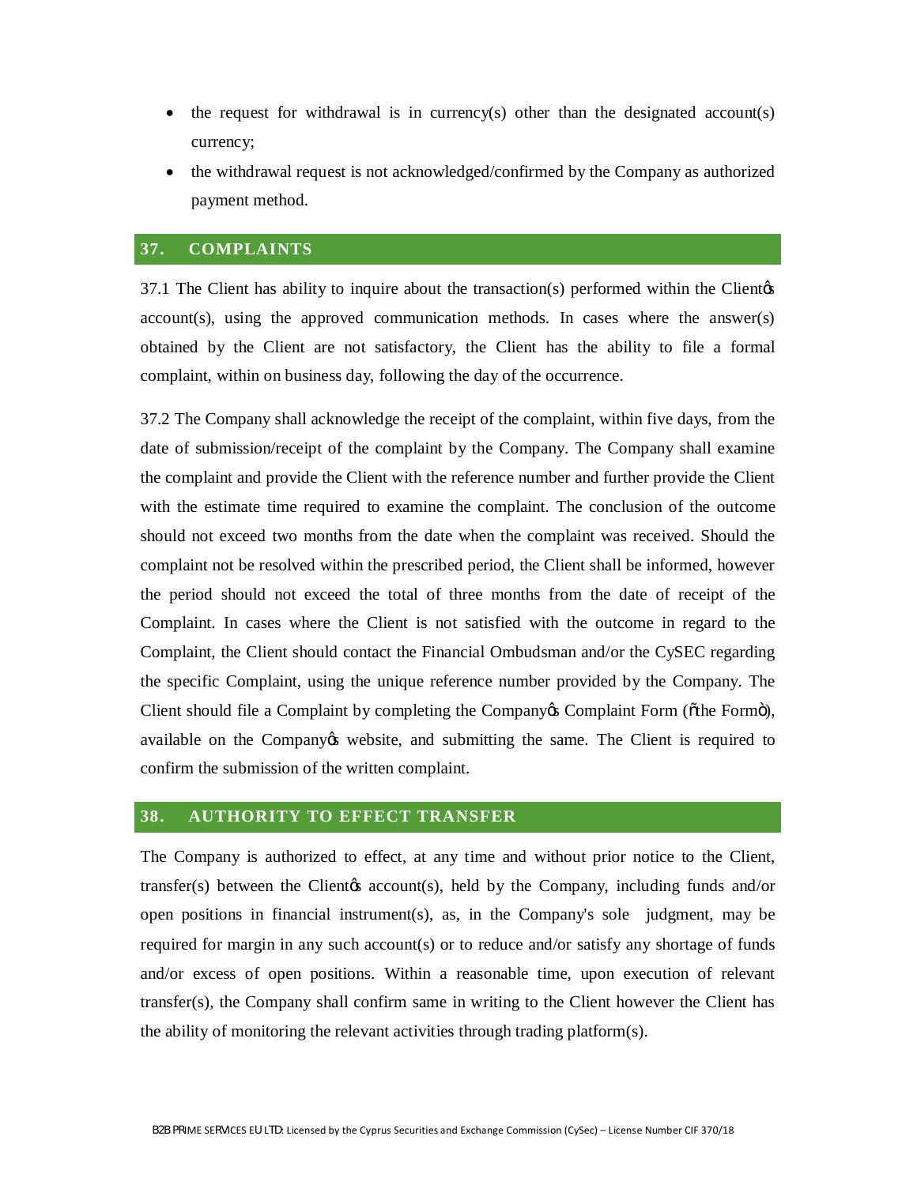- the request for withdrawal is in currency(s) other than the designated account(s) currency;
- the withdrawal request is not acknowledged/confirmed by the Company as authorized payment method.

## 37. COMPLAINTS

37.1 The Client has ability to inquire about the transaction(s) performed within the Client's account(s), using the approved communication methods. In cases where the answer(s) obtained by the Client are not satisfactory, the Client has the ability to file a formal complaint, within on business day, following the day of the occurrence.

37.2 The Company shall acknowledge the receipt of the complaint, within five days, from the date of submission/receipt of the complaint by the Company. The Company shall examine the complaint and provide the Client with the reference number and further provide the Client with the estimate time required to examine the complaint. The conclusion of the outcome should not exceed two months from the date when the complaint was received. Should the complaint not be resolved within the prescribed period, the Client shall be informed, however the period should not exceed the total of three months from the date of receipt of the Complaint. In cases where the Client is not satisfied with the outcome in regard to the Complaint, the Client should contact the Financial Ombudsman and/or the CySEC regarding the specific Complaint, using the unique reference number provided by the Company. The Client should file a Complaint by completing the Company's Complaint Form ("the Form"), available on the Company's website, and submitting the same. The Client is required to confirm the submission of the written complaint.

## 38. AUTHORITY TO EFFECT TRANSFER

The Company is authorized to effect, at any time and without prior notice to the Client, transfer(s) between the Client's account(s), held by the Company, including funds and/or open positions in financial instrument(s), as, in the Company's sole judgment, may be required for margin in any such account(s) or to reduce and/or satisfy any shortage of funds and/or excess of open positions. Within a reasonable time, upon execution of relevant transfer(s), the Company shall confirm same in writing to the Client however the Client has the ability of monitoring the relevant activities through trading platform(s).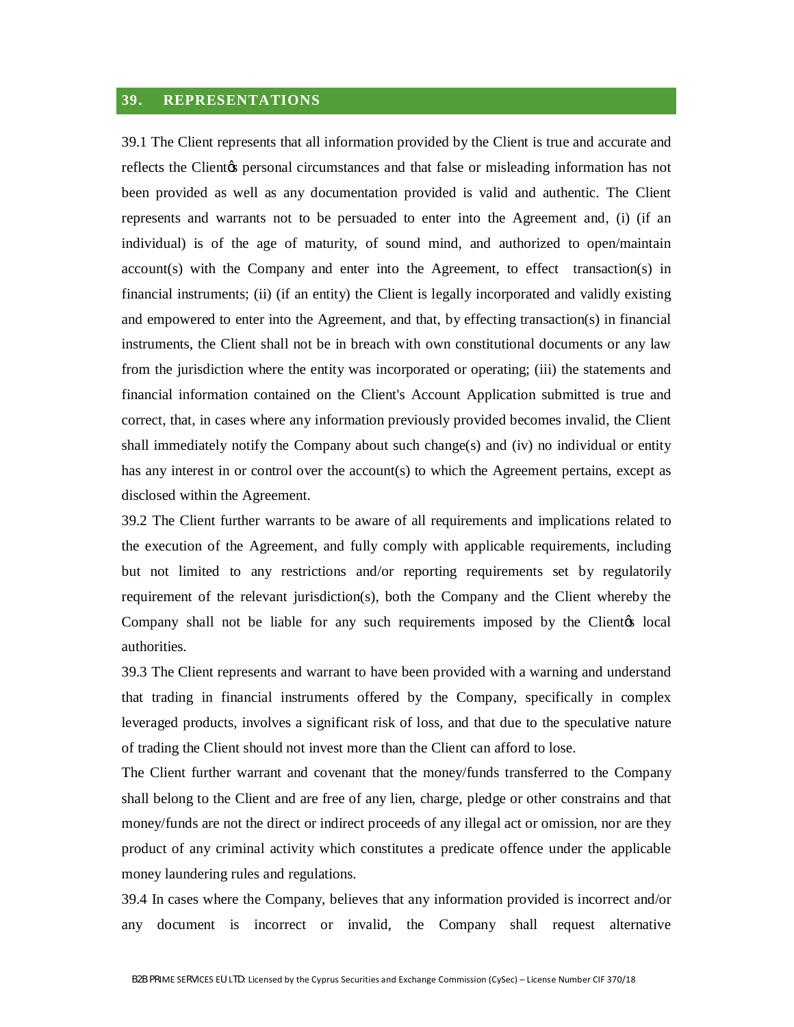## 39. REPRESENTATIONS

39.1 The Client represents that all information provided by the Client is true and accurate and reflects the Client's personal circumstances and that false or misleading information has not been provided as well as any documentation provided is valid and authentic. The Client represents and warrants not to be persuaded to enter into the Agreement and, (i) (if an individual) is of the age of maturity, of sound mind, and authorized to open/maintain account(s) with the Company and enter into the Agreement, to effect transaction(s) in financial instruments; (ii) (if an entity) the Client is legally incorporated and validly existing and empowered to enter into the Agreement, and that, by effecting transaction(s) in financial instruments, the Client shall not be in breach with own constitutional documents or any law from the jurisdiction where the entity was incorporated or operating; (iii) the statements and financial information contained on the Client's Account Application submitted is true and correct, that, in cases where any information previously provided becomes invalid, the Client shall immediately notify the Company about such change(s) and (iv) no individual or entity has any interest in or control over the account(s) to which the Agreement pertains, except as disclosed within the Agreement.

39.2 The Client further warrants to be aware of all requirements and implications related to the execution of the Agreement, and fully comply with applicable requirements, including but not limited to any restrictions and/or reporting requirements set by regulatorily requirement of the relevant jurisdiction(s), both the Company and the Client whereby the Company shall not be liable for any such requirements imposed by the Client's local authorities.

39.3 The Client represents and warrant to have been provided with a warning and understand that trading in financial instruments offered by the Company, specifically in complex leveraged products, involves a significant risk of loss, and that due to the speculative nature of trading the Client should not invest more than the Client can afford to lose.

The Client further warrant and covenant that the money/funds transferred to the Company shall belong to the Client and are free of any lien, charge, pledge or other constrains and that money/funds are not the direct or indirect proceeds of any illegal act or omission, nor are they product of any criminal activity which constitutes a predicate offence under the applicable money laundering rules and regulations.

39.4 In cases where the Company, believes that any information provided is incorrect and/or any document is incorrect or invalid, the Company shall request alternative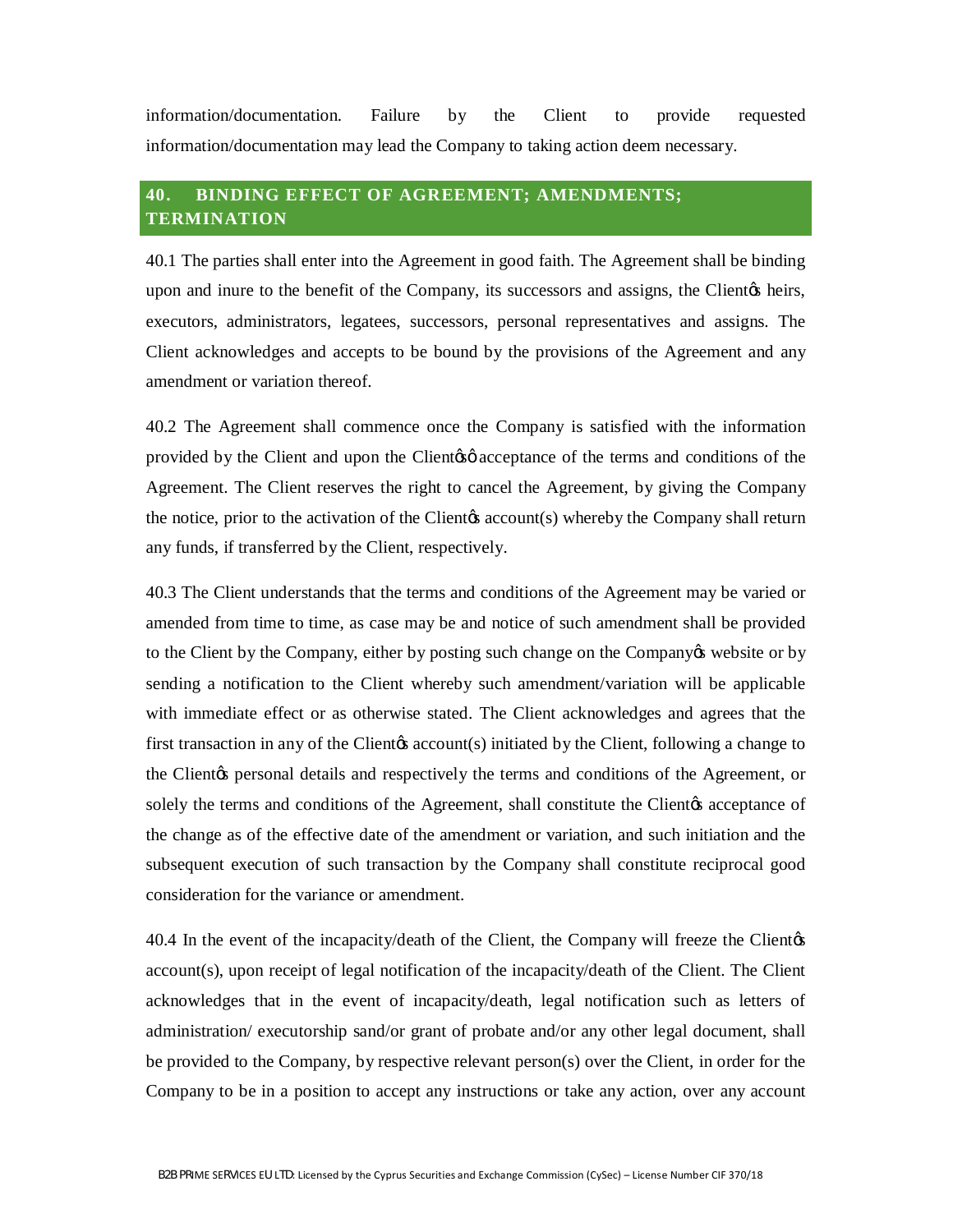information/documentation. Failure by the Client to provide requested information/documentation may lead the Company to taking action deem necessary.

## 40. BINDING EFFECT OF AGREEMENT; AMENDMENTS; TERMINATION

40.1 The parties shall enter into the Agreement in good faith. The Agreement shall be binding upon and inure to the benefit of the Company, its successors and assigns, the Client's heirs, executors, administrators, legatees, successors, personal representatives and assigns. The Client acknowledges and accepts to be bound by the provisions of the Agreement and any amendment or variation thereof.

40.2 The Agreement shall commence once the Company is satisfied with the information provided by the Client and upon the Client's' acceptance of the terms and conditions of the Agreement. The Client reserves the right to cancel the Agreement, by giving the Company the notice, prior to the activation of the Client's account(s) whereby the Company shall return any funds, if transferred by the Client, respectively.

40.3 The Client understands that the terms and conditions of the Agreement may be varied or amended from time to time, as case may be and notice of such amendment shall be provided to the Client by the Company, either by posting such change on the Company's website or by sending a notification to the Client whereby such amendment/variation will be applicable with immediate effect or as otherwise stated. The Client acknowledges and agrees that the first transaction in any of the Client's account(s) initiated by the Client, following a change to the Client's personal details and respectively the terms and conditions of the Agreement, or solely the terms and conditions of the Agreement, shall constitute the Client's acceptance of the change as of the effective date of the amendment or variation, and such initiation and the subsequent execution of such transaction by the Company shall constitute reciprocal good consideration for the variance or amendment.

40.4 In the event of the incapacity/death of the Client, the Company will freeze the Client's account(s), upon receipt of legal notification of the incapacity/death of the Client. The Client acknowledges that in the event of incapacity/death, legal notification such as letters of administration/ executorship sand/or grant of probate and/or any other legal document, shall be provided to the Company, by respective relevant person(s) over the Client, in order for the Company to be in a position to accept any instructions or take any action, over any account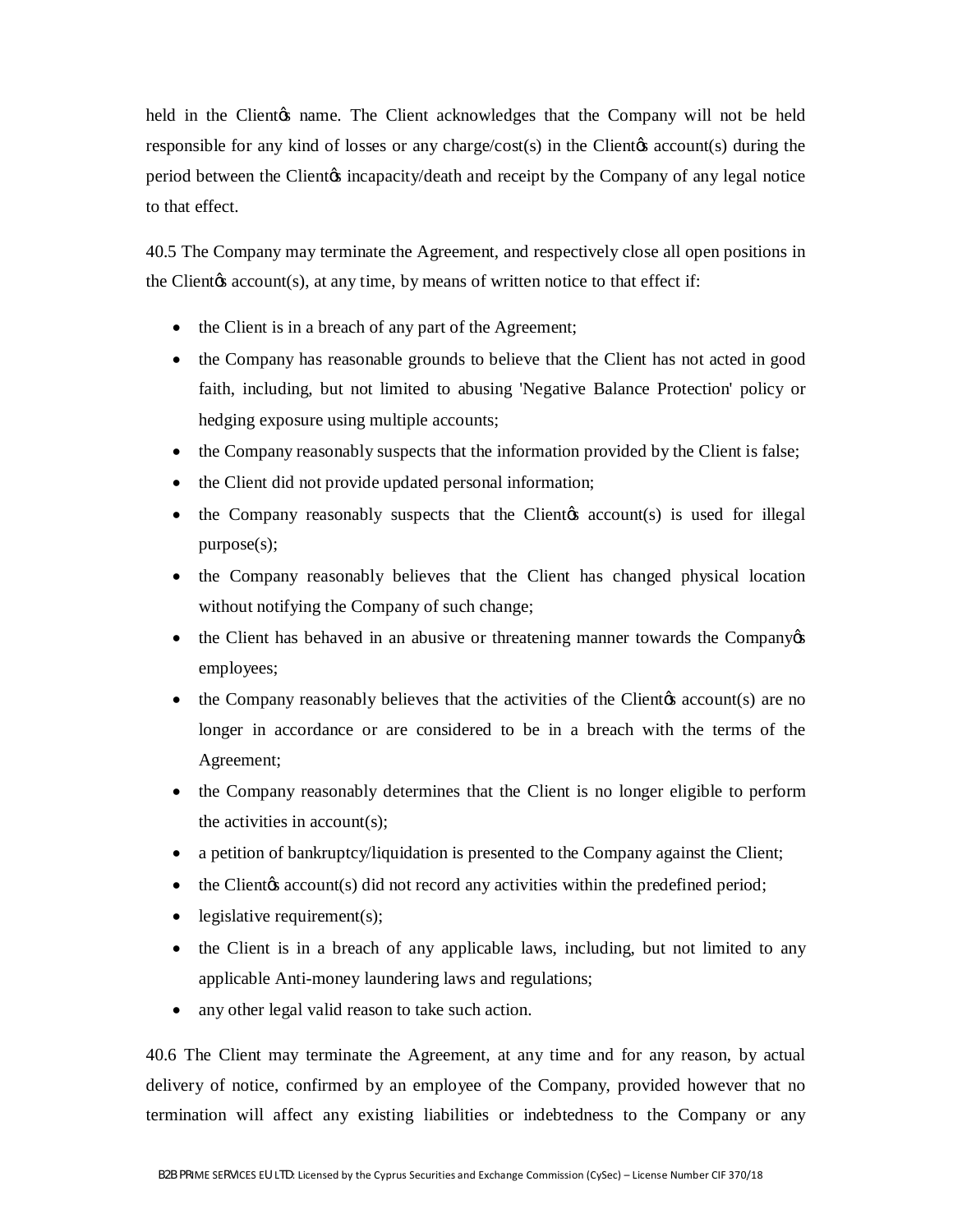held in the Clientǿs name. The Client acknowledges that the Company will not be held responsible for any kind of losses or any charge/cost(s) in the Clientǿs account(s) during the period between the Clientǿs incapacity/death and receipt by the Company of any legal notice to that effect.

40.5 The Company may terminate the Agreement, and respectively close all open positions in the Clientǿs account(s), at any time, by means of written notice to that effect if:

- the Client is in a breach of any part of the Agreement;
- the Company has reasonable grounds to believe that the Client has not acted in good faith, including, but not limited to abusing 'Negative Balance Protection' policy or hedging exposure using multiple accounts;
- the Company reasonably suspects that the information provided by the Client is false;
- the Client did not provide updated personal information;
- the Company reasonably suspects that the Clientǿs account(s) is used for illegal purpose(s);
- the Company reasonably believes that the Client has changed physical location without notifying the Company of such change;
- the Client has behaved in an abusive or threatening manner towards the Companyǿs employees;
- the Company reasonably believes that the activities of the Clientǿs account(s) are no longer in accordance or are considered to be in a breach with the terms of the Agreement;
- the Company reasonably determines that the Client is no longer eligible to perform the activities in account(s);
- a petition of bankruptcy/liquidation is presented to the Company against the Client;
- the Clientǿs account(s) did not record any activities within the predefined period;
- legislative requirement(s);
- the Client is in a breach of any applicable laws, including, but not limited to any applicable Anti-money laundering laws and regulations;
- any other legal valid reason to take such action.

40.6 The Client may terminate the Agreement, at any time and for any reason, by actual delivery of notice, confirmed by an employee of the Company, provided however that no termination will affect any existing liabilities or indebtedness to the Company or any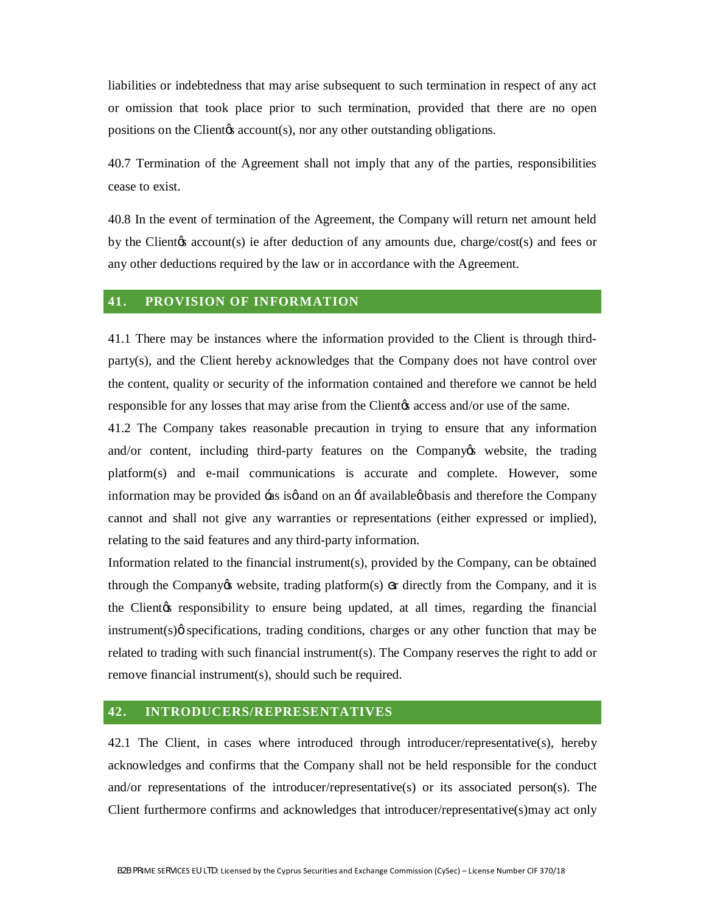liabilities or indebtedness that may arise subsequent to such termination in respect of any act or omission that took place prior to such termination, provided that there are no open positions on the Client's account(s), nor any other outstanding obligations.

40.7 Termination of the Agreement shall not imply that any of the parties, responsibilities cease to exist.

40.8 In the event of termination of the Agreement, the Company will return net amount held by the Client's account(s) ie after deduction of any amounts due, charge/cost(s) and fees or any other deductions required by the law or in accordance with the Agreement.

## 41. PROVISION OF INFORMATION

41.1 There may be instances where the information provided to the Client is through third-party(s), and the Client hereby acknowledges that the Company does not have control over the content, quality or security of the information contained and therefore we cannot be held responsible for any losses that may arise from the Client's access and/or use of the same.

41.2 The Company takes reasonable precaution in trying to ensure that any information and/or content, including third-party features on the Company's website, the trading platform(s) and e-mail communications is accurate and complete. However, some information may be provided 'as is' and on an 'if available' basis and therefore the Company cannot and shall not give any warranties or representations (either expressed or implied), relating to the said features and any third-party information.

Information related to the financial instrument(s), provided by the Company, can be obtained through the Company's website, trading platform(s) or directly from the Company, and it is the Client's responsibility to ensure being updated, at all times, regarding the financial instrument(s)' specifications, trading conditions, charges or any other function that may be related to trading with such financial instrument(s). The Company reserves the right to add or remove financial instrument(s), should such be required.

## 42. INTRODUCERS/REPRESENTATIVES

42.1 The Client, in cases where introduced through introducer/representative(s), hereby acknowledges and confirms that the Company shall not be held responsible for the conduct and/or representations of the introducer/representative(s) or its associated person(s). The Client furthermore confirms and acknowledges that introducer/representative(s)may act only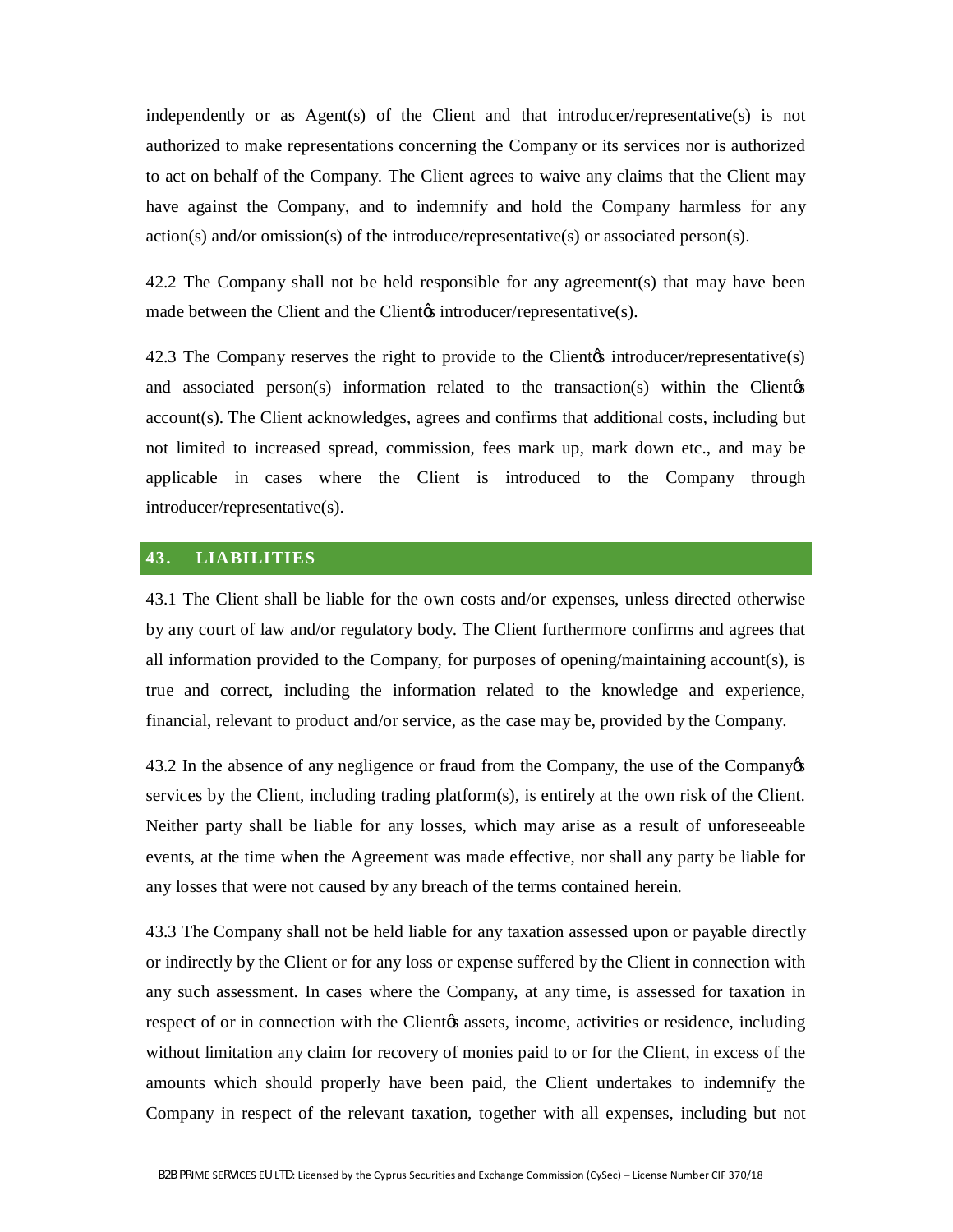independently or as Agent(s) of the Client and that introducer/representative(s) is not authorized to make representations concerning the Company or its services nor is authorized to act on behalf of the Company. The Client agrees to waive any claims that the Client may have against the Company, and to indemnify and hold the Company harmless for any action(s) and/or omission(s) of the introduce/representative(s) or associated person(s).

42.2 The Company shall not be held responsible for any agreement(s) that may have been made between the Client and the Client's introducer/representative(s).

42.3 The Company reserves the right to provide to the Client's introducer/representative(s) and associated person(s) information related to the transaction(s) within the Client's account(s). The Client acknowledges, agrees and confirms that additional costs, including but not limited to increased spread, commission, fees mark up, mark down etc., and may be applicable in cases where the Client is introduced to the Company through introducer/representative(s).

## 43. LIABILITIES

43.1 The Client shall be liable for the own costs and/or expenses, unless directed otherwise by any court of law and/or regulatory body. The Client furthermore confirms and agrees that all information provided to the Company, for purposes of opening/maintaining account(s), is true and correct, including the information related to the knowledge and experience, financial, relevant to product and/or service, as the case may be, provided by the Company.

43.2 In the absence of any negligence or fraud from the Company, the use of the Company's services by the Client, including trading platform(s), is entirely at the own risk of the Client. Neither party shall be liable for any losses, which may arise as a result of unforeseeable events, at the time when the Agreement was made effective, nor shall any party be liable for any losses that were not caused by any breach of the terms contained herein.

43.3 The Company shall not be held liable for any taxation assessed upon or payable directly or indirectly by the Client or for any loss or expense suffered by the Client in connection with any such assessment. In cases where the Company, at any time, is assessed for taxation in respect of or in connection with the Client's assets, income, activities or residence, including without limitation any claim for recovery of monies paid to or for the Client, in excess of the amounts which should properly have been paid, the Client undertakes to indemnify the Company in respect of the relevant taxation, together with all expenses, including but not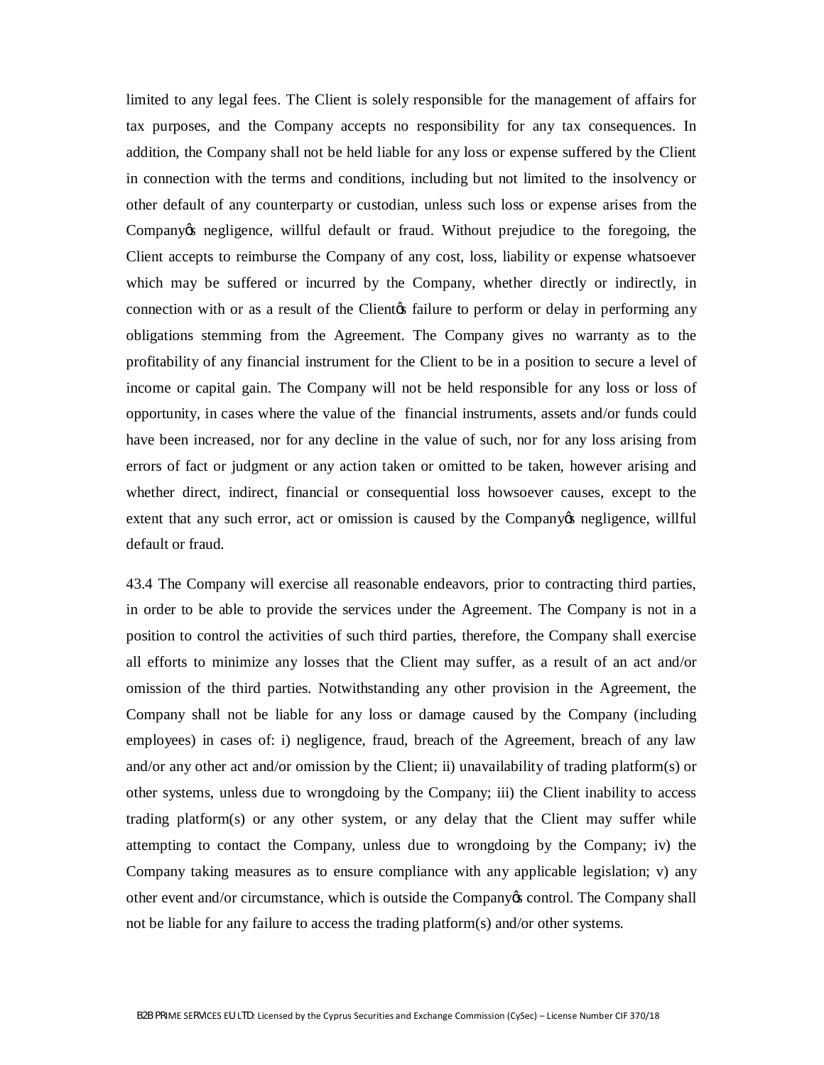limited to any legal fees. The Client is solely responsible for the management of affairs for tax purposes, and the Company accepts no responsibility for any tax consequences. In addition, the Company shall not be held liable for any loss or expense suffered by the Client in connection with the terms and conditions, including but not limited to the insolvency or other default of any counterparty or custodian, unless such loss or expense arises from the Company's negligence, willful default or fraud. Without prejudice to the foregoing, the Client accepts to reimburse the Company of any cost, loss, liability or expense whatsoever which may be suffered or incurred by the Company, whether directly or indirectly, in connection with or as a result of the Client's failure to perform or delay in performing any obligations stemming from the Agreement. The Company gives no warranty as to the profitability of any financial instrument for the Client to be in a position to secure a level of income or capital gain. The Company will not be held responsible for any loss or loss of opportunity, in cases where the value of the financial instruments, assets and/or funds could have been increased, nor for any decline in the value of such, nor for any loss arising from errors of fact or judgment or any action taken or omitted to be taken, however arising and whether direct, indirect, financial or consequential loss howsoever causes, except to the extent that any such error, act or omission is caused by the Company's negligence, willful default or fraud.

43.4 The Company will exercise all reasonable endeavors, prior to contracting third parties, in order to be able to provide the services under the Agreement. The Company is not in a position to control the activities of such third parties, therefore, the Company shall exercise all efforts to minimize any losses that the Client may suffer, as a result of an act and/or omission of the third parties. Notwithstanding any other provision in the Agreement, the Company shall not be liable for any loss or damage caused by the Company (including employees) in cases of: i) negligence, fraud, breach of the Agreement, breach of any law and/or any other act and/or omission by the Client; ii) unavailability of trading platform(s) or other systems, unless due to wrongdoing by the Company; iii) the Client inability to access trading platform(s) or any other system, or any delay that the Client may suffer while attempting to contact the Company, unless due to wrongdoing by the Company; iv) the Company taking measures as to ensure compliance with any applicable legislation; v) any other event and/or circumstance, which is outside the Company's control. The Company shall not be liable for any failure to access the trading platform(s) and/or other systems.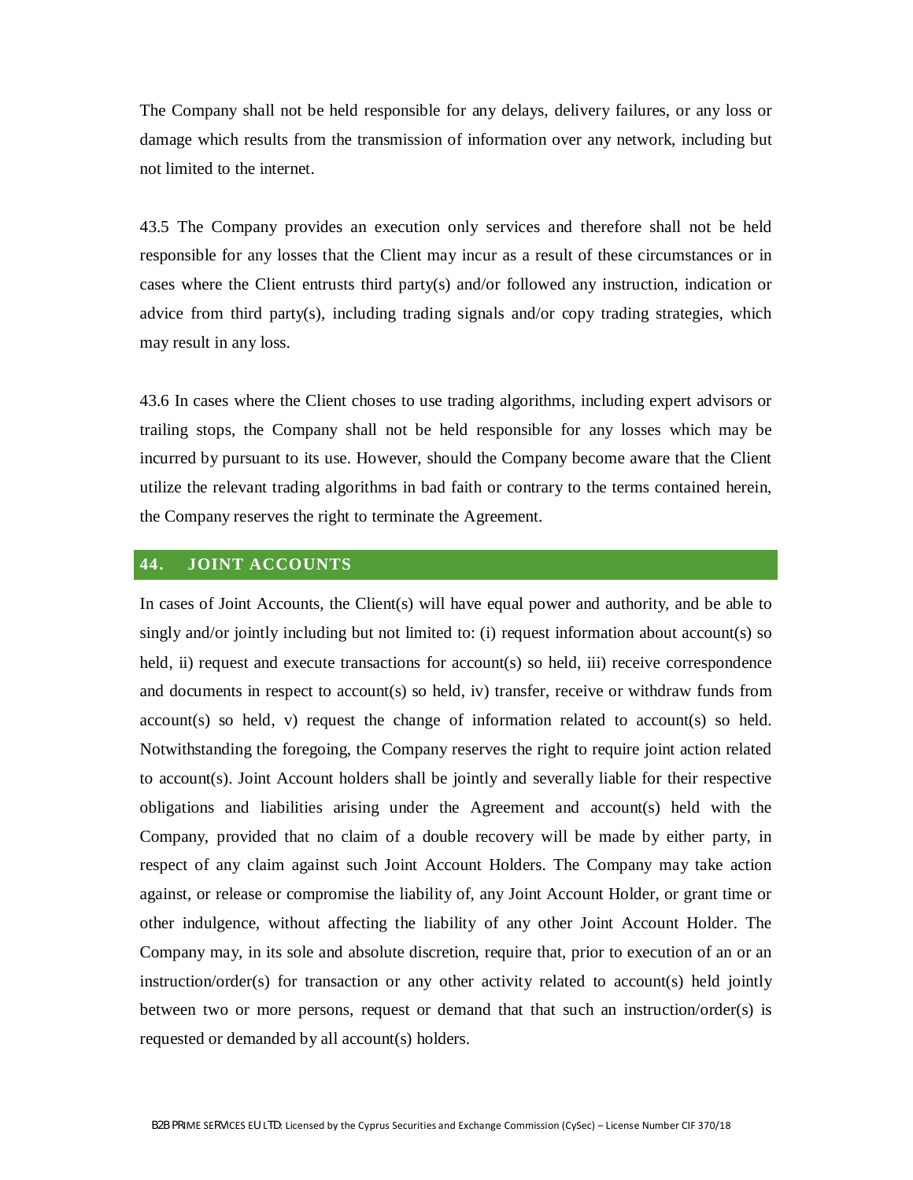The Company shall not be held responsible for any delays, delivery failures, or any loss or damage which results from the transmission of information over any network, including but not limited to the internet.

43.5 The Company provides an execution only services and therefore shall not be held responsible for any losses that the Client may incur as a result of these circumstances or in cases where the Client entrusts third party(s) and/or followed any instruction, indication or advice from third party(s), including trading signals and/or copy trading strategies, which may result in any loss.

43.6 In cases where the Client choses to use trading algorithms, including expert advisors or trailing stops, the Company shall not be held responsible for any losses which may be incurred by pursuant to its use. However, should the Company become aware that the Client utilize the relevant trading algorithms in bad faith or contrary to the terms contained herein, the Company reserves the right to terminate the Agreement.

## 44. JOINT ACCOUNTS

In cases of Joint Accounts, the Client(s) will have equal power and authority, and be able to singly and/or jointly including but not limited to: (i) request information about account(s) so held, ii) request and execute transactions for account(s) so held, iii) receive correspondence and documents in respect to account(s) so held, iv) transfer, receive or withdraw funds from account(s) so held, v) request the change of information related to account(s) so held. Notwithstanding the foregoing, the Company reserves the right to require joint action related to account(s). Joint Account holders shall be jointly and severally liable for their respective obligations and liabilities arising under the Agreement and account(s) held with the Company, provided that no claim of a double recovery will be made by either party, in respect of any claim against such Joint Account Holders. The Company may take action against, or release or compromise the liability of, any Joint Account Holder, or grant time or other indulgence, without affecting the liability of any other Joint Account Holder. The Company may, in its sole and absolute discretion, require that, prior to execution of an or an instruction/order(s) for transaction or any other activity related to account(s) held jointly between two or more persons, request or demand that that such an instruction/order(s) is requested or demanded by all account(s) holders.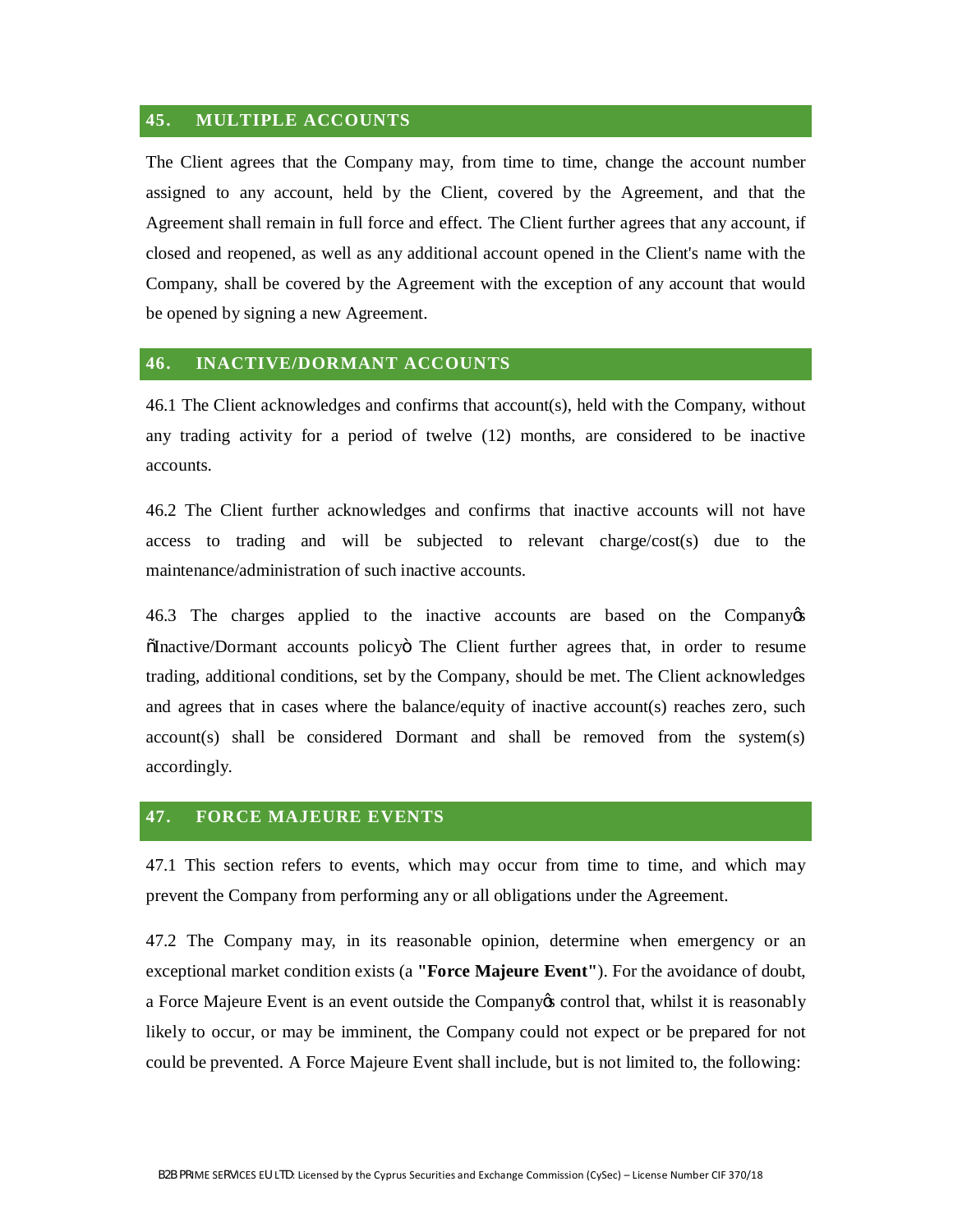## 45. MULTIPLE ACCOUNTS

The Client agrees that the Company may, from time to time, change the account number assigned to any account, held by the Client, covered by the Agreement, and that the Agreement shall remain in full force and effect. The Client further agrees that any account, if closed and reopened, as well as any additional account opened in the Client's name with the Company, shall be covered by the Agreement with the exception of any account that would be opened by signing a new Agreement.

## 46. INACTIVE/DORMANT ACCOUNTS

46.1 The Client acknowledges and confirms that account(s), held with the Company, without any trading activity for a period of twelve (12) months, are considered to be inactive accounts.

46.2 The Client further acknowledges and confirms that inactive accounts will not have access to trading and will be subjected to relevant charge/cost(s) due to the maintenance/administration of such inactive accounts.

46.3 The charges applied to the inactive accounts are based on the Company's "Inactive/Dormant accounts policy". The Client further agrees that, in order to resume trading, additional conditions, set by the Company, should be met. The Client acknowledges and agrees that in cases where the balance/equity of inactive account(s) reaches zero, such account(s) shall be considered Dormant and shall be removed from the system(s) accordingly.

## 47. FORCE MAJEURE EVENTS

47.1 This section refers to events, which may occur from time to time, and which may prevent the Company from performing any or all obligations under the Agreement.

47.2 The Company may, in its reasonable opinion, determine when emergency or an exceptional market condition exists (a **"Force Majeure Event"**). For the avoidance of doubt, a Force Majeure Event is an event outside the Company's control that, whilst it is reasonably likely to occur, or may be imminent, the Company could not expect or be prepared for not could be prevented. A Force Majeure Event shall include, but is not limited to, the following: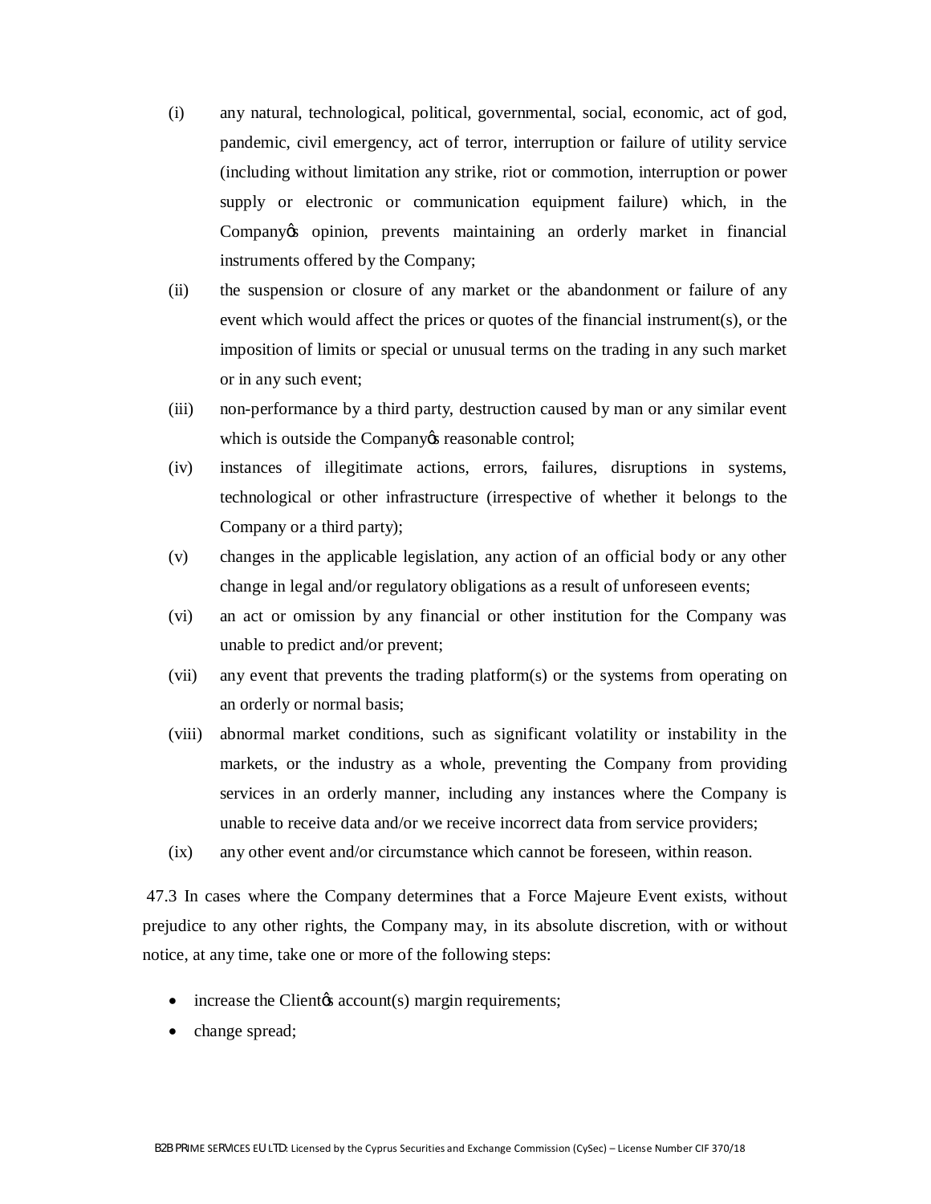(i) any natural, technological, political, governmental, social, economic, act of god, pandemic, civil emergency, act of terror, interruption or failure of utility service (including without limitation any strike, riot or commotion, interruption or power supply or electronic or communication equipment failure) which, in the Company's opinion, prevents maintaining an orderly market in financial instruments offered by the Company;

(ii) the suspension or closure of any market or the abandonment or failure of any event which would affect the prices or quotes of the financial instrument(s), or the imposition of limits or special or unusual terms on the trading in any such market or in any such event;

(iii) non-performance by a third party, destruction caused by man or any similar event which is outside the Company's reasonable control;

(iv) instances of illegitimate actions, errors, failures, disruptions in systems, technological or other infrastructure (irrespective of whether it belongs to the Company or a third party);

(v) changes in the applicable legislation, any action of an official body or any other change in legal and/or regulatory obligations as a result of unforeseen events;

(vi) an act or omission by any financial or other institution for the Company was unable to predict and/or prevent;

(vii) any event that prevents the trading platform(s) or the systems from operating on an orderly or normal basis;

(viii) abnormal market conditions, such as significant volatility or instability in the markets, or the industry as a whole, preventing the Company from providing services in an orderly manner, including any instances where the Company is unable to receive data and/or we receive incorrect data from service providers;

(ix) any other event and/or circumstance which cannot be foreseen, within reason.

47.3 In cases where the Company determines that a Force Majeure Event exists, without prejudice to any other rights, the Company may, in its absolute discretion, with or without notice, at any time, take one or more of the following steps:

- increase the Client's account(s) margin requirements;
- change spread;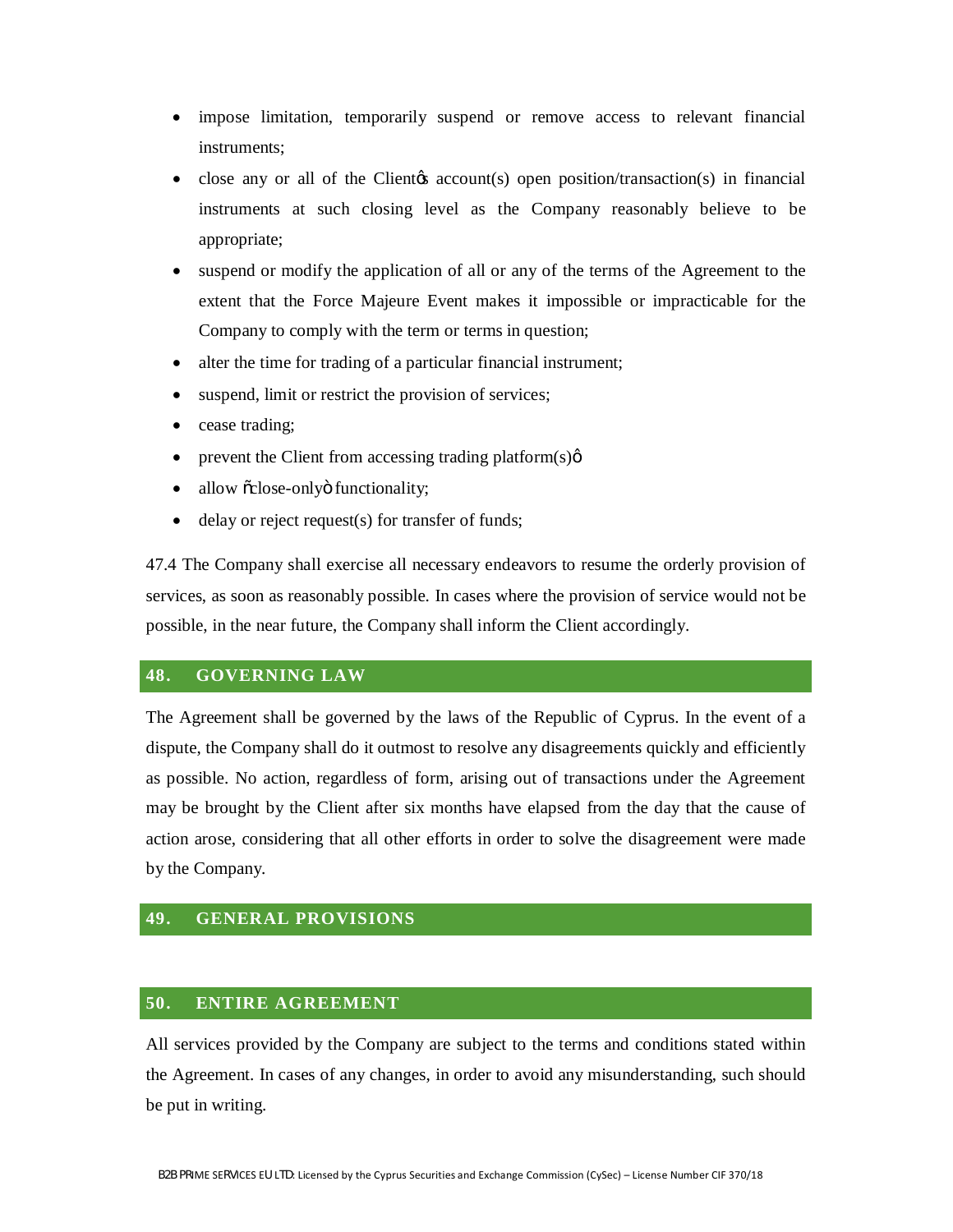- impose limitation, temporarily suspend or remove access to relevant financial instruments;
- close any or all of the Clientǿs account(s) open position/transaction(s) in financial instruments at such closing level as the Company reasonably believe to be appropriate;
- suspend or modify the application of all or any of the terms of the Agreement to the extent that the Force Majeure Event makes it impossible or impracticable for the Company to comply with the term or terms in question;
- alter the time for trading of a particular financial instrument;
- suspend, limit or restrict the provision of services;
- cease trading;
- prevent the Client from accessing trading platform(s)ô
- allow õclose-onlyö functionality;
- delay or reject request(s) for transfer of funds;

47.4 The Company shall exercise all necessary endeavors to resume the orderly provision of services, as soon as reasonably possible. In cases where the provision of service would not be possible, in the near future, the Company shall inform the Client accordingly.

## 48. GOVERNING LAW

The Agreement shall be governed by the laws of the Republic of Cyprus. In the event of a dispute, the Company shall do it outmost to resolve any disagreements quickly and efficiently as possible. No action, regardless of form, arising out of transactions under the Agreement may be brought by the Client after six months have elapsed from the day that the cause of action arose, considering that all other efforts in order to solve the disagreement were made by the Company.

## 49. GENERAL PROVISIONS

## 50. ENTIRE AGREEMENT

All services provided by the Company are subject to the terms and conditions stated within the Agreement. In cases of any changes, in order to avoid any misunderstanding, such should be put in writing.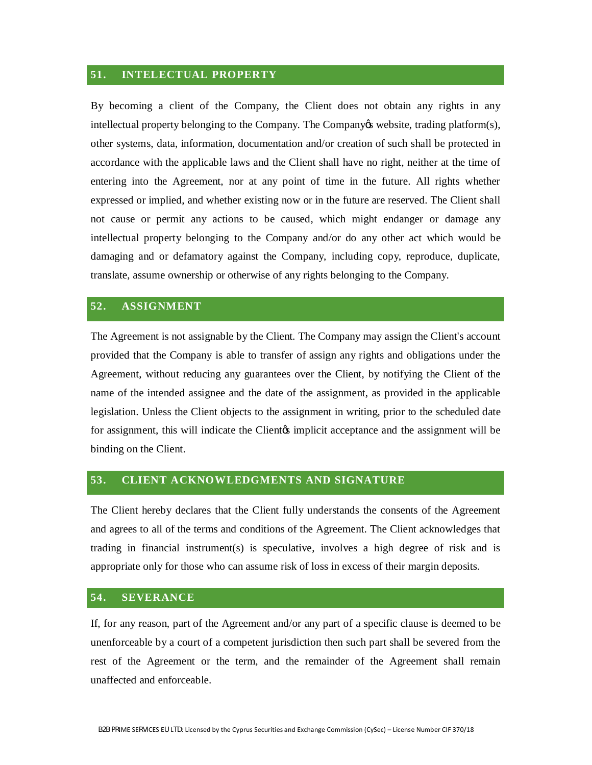## 51. INTELECTUAL PROPERTY

By becoming a client of the Company, the Client does not obtain any rights in any intellectual property belonging to the Company. The Company's website, trading platform(s), other systems, data, information, documentation and/or creation of such shall be protected in accordance with the applicable laws and the Client shall have no right, neither at the time of entering into the Agreement, nor at any point of time in the future. All rights whether expressed or implied, and whether existing now or in the future are reserved. The Client shall not cause or permit any actions to be caused, which might endanger or damage any intellectual property belonging to the Company and/or do any other act which would be damaging and or defamatory against the Company, including copy, reproduce, duplicate, translate, assume ownership or otherwise of any rights belonging to the Company.

## 52. ASSIGNMENT

The Agreement is not assignable by the Client. The Company may assign the Client's account provided that the Company is able to transfer of assign any rights and obligations under the Agreement, without reducing any guarantees over the Client, by notifying the Client of the name of the intended assignee and the date of the assignment, as provided in the applicable legislation. Unless the Client objects to the assignment in writing, prior to the scheduled date for assignment, this will indicate the Client's implicit acceptance and the assignment will be binding on the Client.

## 53. CLIENT ACKNOWLEDGMENTS AND SIGNATURE

The Client hereby declares that the Client fully understands the consents of the Agreement and agrees to all of the terms and conditions of the Agreement. The Client acknowledges that trading in financial instrument(s) is speculative, involves a high degree of risk and is appropriate only for those who can assume risk of loss in excess of their margin deposits.

## 54. SEVERANCE

If, for any reason, part of the Agreement and/or any part of a specific clause is deemed to be unenforceable by a court of a competent jurisdiction then such part shall be severed from the rest of the Agreement or the term, and the remainder of the Agreement shall remain unaffected and enforceable.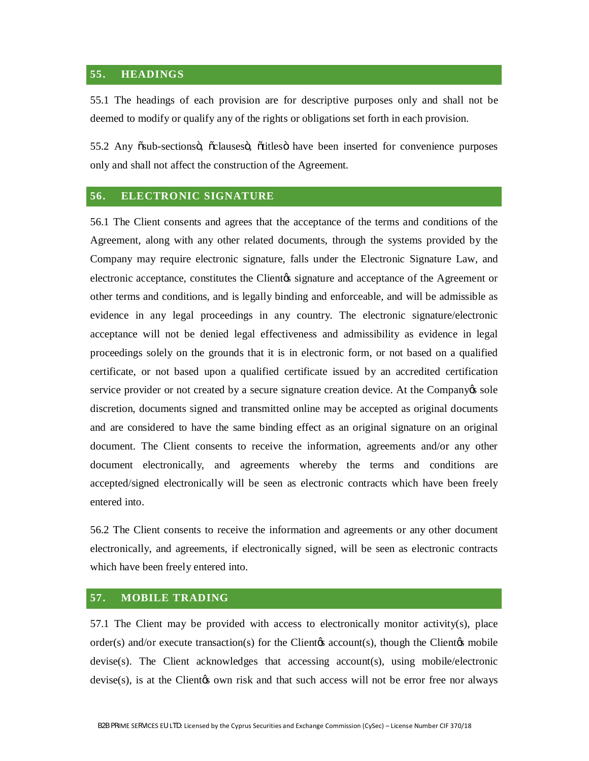## 55. HEADINGS

55.1 The headings of each provision are for descriptive purposes only and shall not be deemed to modify or qualify any of the rights or obligations set forth in each provision.

55.2 Any õsub-sectionsö, õclausesö, õtitlesö have been inserted for convenience purposes only and shall not affect the construction of the Agreement.

## 56. ELECTRONIC SIGNATURE

56.1 The Client consents and agrees that the acceptance of the terms and conditions of the Agreement, along with any other related documents, through the systems provided by the Company may require electronic signature, falls under the Electronic Signature Law, and electronic acceptance, constitutes the Clientøs signature and acceptance of the Agreement or other terms and conditions, and is legally binding and enforceable, and will be admissible as evidence in any legal proceedings in any country. The electronic signature/electronic acceptance will not be denied legal effectiveness and admissibility as evidence in legal proceedings solely on the grounds that it is in electronic form, or not based on a qualified certificate, or not based upon a qualified certificate issued by an accredited certification service provider or not created by a secure signature creation device. At the Companyøs sole discretion, documents signed and transmitted online may be accepted as original documents and are considered to have the same binding effect as an original signature on an original document. The Client consents to receive the information, agreements and/or any other document electronically, and agreements whereby the terms and conditions are accepted/signed electronically will be seen as electronic contracts which have been freely entered into.

56.2 The Client consents to receive the information and agreements or any other document electronically, and agreements, if electronically signed, will be seen as electronic contracts which have been freely entered into.

## 57. MOBILE TRADING

57.1 The Client may be provided with access to electronically monitor activity(s), place order(s) and/or execute transaction(s) for the Clientøs account(s), though the Clientøs mobile devise(s). The Client acknowledges that accessing account(s), using mobile/electronic devise(s), is at the Clientøs own risk and that such access will not be error free nor always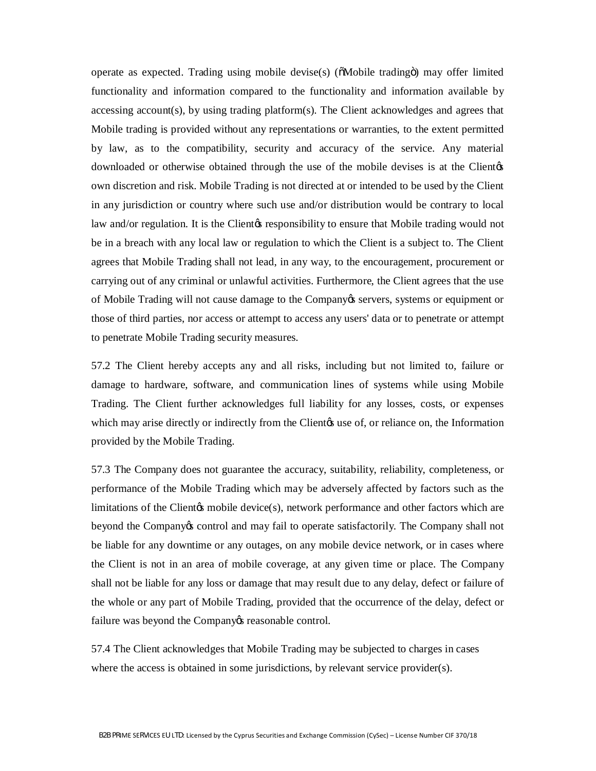operate as expected. Trading using mobile devise(s) (ñMobile tradingò) may offer limited functionality and information compared to the functionality and information available by accessing account(s), by using trading platform(s). The Client acknowledges and agrees that Mobile trading is provided without any representations or warranties, to the extent permitted by law, as to the compatibility, security and accuracy of the service. Any material downloaded or otherwise obtained through the use of the mobile devises is at the Clientǿs own discretion and risk. Mobile Trading is not directed at or intended to be used by the Client in any jurisdiction or country where such use and/or distribution would be contrary to local law and/or regulation. It is the Clientǿs responsibility to ensure that Mobile trading would not be in a breach with any local law or regulation to which the Client is a subject to. The Client agrees that Mobile Trading shall not lead, in any way, to the encouragement, procurement or carrying out of any criminal or unlawful activities. Furthermore, the Client agrees that the use of Mobile Trading will not cause damage to the Companyǿs servers, systems or equipment or those of third parties, nor access or attempt to access any users' data or to penetrate or attempt to penetrate Mobile Trading security measures.

57.2 The Client hereby accepts any and all risks, including but not limited to, failure or damage to hardware, software, and communication lines of systems while using Mobile Trading. The Client further acknowledges full liability for any losses, costs, or expenses which may arise directly or indirectly from the Clientǿs use of, or reliance on, the Information provided by the Mobile Trading.

57.3 The Company does not guarantee the accuracy, suitability, reliability, completeness, or performance of the Mobile Trading which may be adversely affected by factors such as the limitations of the Clientǿs mobile device(s), network performance and other factors which are beyond the Companyǿs control and may fail to operate satisfactorily. The Company shall not be liable for any downtime or any outages, on any mobile device network, or in cases where the Client is not in an area of mobile coverage, at any given time or place. The Company shall not be liable for any loss or damage that may result due to any delay, defect or failure of the whole or any part of Mobile Trading, provided that the occurrence of the delay, defect or failure was beyond the Companyǿs reasonable control.

57.4 The Client acknowledges that Mobile Trading may be subjected to charges in cases where the access is obtained in some jurisdictions, by relevant service provider(s).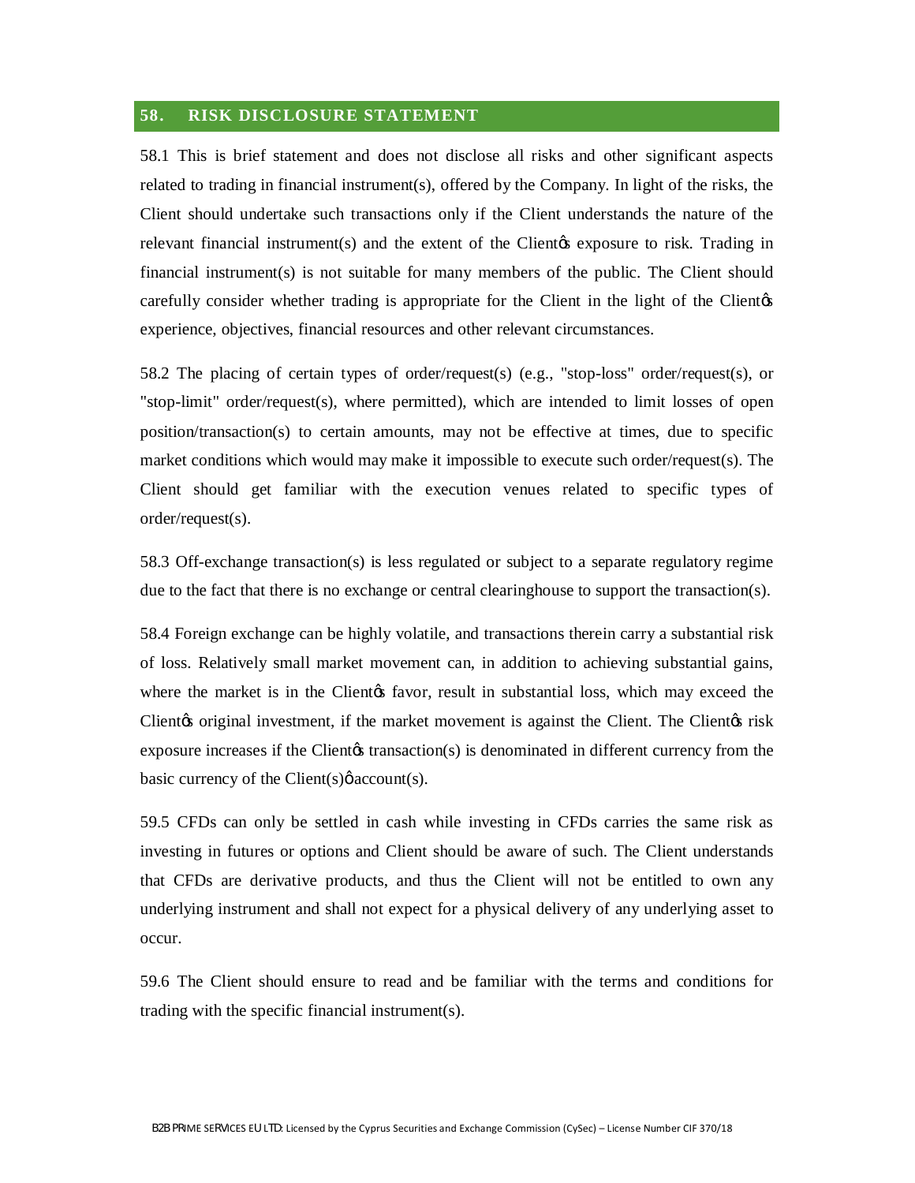## 58. RISK DISCLOSURE STATEMENT

58.1 This is brief statement and does not disclose all risks and other significant aspects related to trading in financial instrument(s), offered by the Company. In light of the risks, the Client should undertake such transactions only if the Client understands the nature of the relevant financial instrument(s) and the extent of the Client׳s exposure to risk. Trading in financial instrument(s) is not suitable for many members of the public. The Client should carefully consider whether trading is appropriate for the Client in the light of the Client׳s experience, objectives, financial resources and other relevant circumstances.

58.2 The placing of certain types of order/request(s) (e.g., "stop-loss" order/request(s), or "stop-limit" order/request(s), where permitted), which are intended to limit losses of open position/transaction(s) to certain amounts, may not be effective at times, due to specific market conditions which would may make it impossible to execute such order/request(s). The Client should get familiar with the execution venues related to specific types of order/request(s).

58.3 Off-exchange transaction(s) is less regulated or subject to a separate regulatory regime due to the fact that there is no exchange or central clearinghouse to support the transaction(s).

58.4 Foreign exchange can be highly volatile, and transactions therein carry a substantial risk of loss. Relatively small market movement can, in addition to achieving substantial gains, where the market is in the Client׳s favor, result in substantial loss, which may exceed the Client׳s original investment, if the market movement is against the Client. The Client׳s risk exposure increases if the Client׳s transaction(s) is denominated in different currency from the basic currency of the Client(s)׳ account(s).

59.5 CFDs can only be settled in cash while investing in CFDs carries the same risk as investing in futures or options and Client should be aware of such. The Client understands that CFDs are derivative products, and thus the Client will not be entitled to own any underlying instrument and shall not expect for a physical delivery of any underlying asset to occur.

59.6 The Client should ensure to read and be familiar with the terms and conditions for trading with the specific financial instrument(s).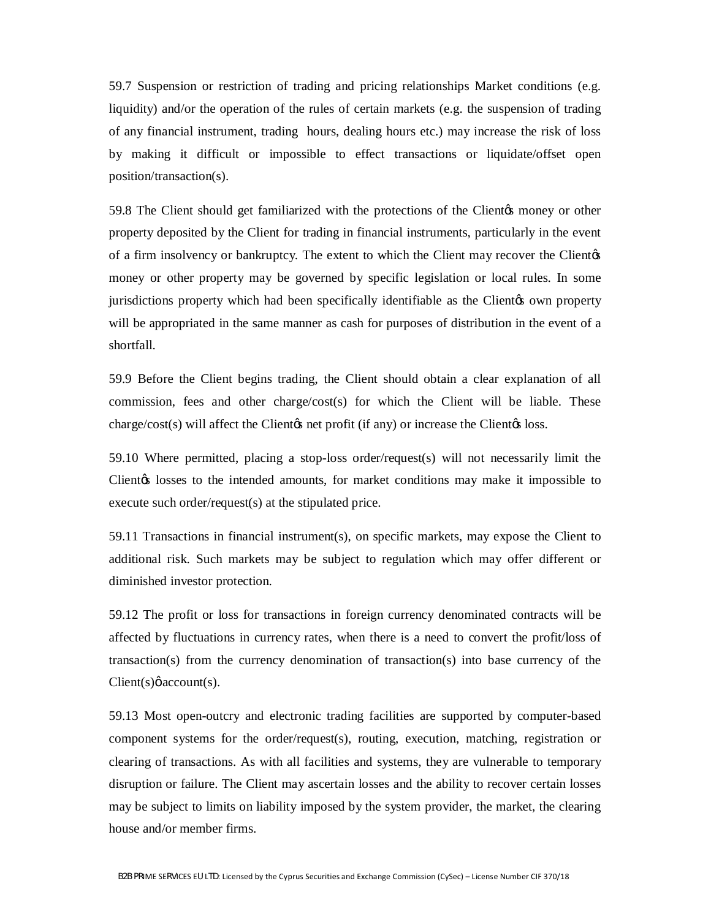59.7 Suspension or restriction of trading and pricing relationships Market conditions (e.g. liquidity) and/or the operation of the rules of certain markets (e.g. the suspension of trading of any financial instrument, trading hours, dealing hours etc.) may increase the risk of loss by making it difficult or impossible to effect transactions or liquidate/offset open position/transaction(s).

59.8 The Client should get familiarized with the protections of the Clientφs money or other property deposited by the Client for trading in financial instruments, particularly in the event of a firm insolvency or bankruptcy. The extent to which the Client may recover the Clientφs money or other property may be governed by specific legislation or local rules. In some jurisdictions property which had been specifically identifiable as the Clientφs own property will be appropriated in the same manner as cash for purposes of distribution in the event of a shortfall.

59.9 Before the Client begins trading, the Client should obtain a clear explanation of all commission, fees and other charge/cost(s) for which the Client will be liable. These charge/cost(s) will affect the Clientφs net profit (if any) or increase the Clientφs loss.

59.10 Where permitted, placing a stop-loss order/request(s) will not necessarily limit the Clientφs losses to the intended amounts, for market conditions may make it impossible to execute such order/request(s) at the stipulated price.

59.11 Transactions in financial instrument(s), on specific markets, may expose the Client to additional risk. Such markets may be subject to regulation which may offer different or diminished investor protection.

59.12 The profit or loss for transactions in foreign currency denominated contracts will be affected by fluctuations in currency rates, when there is a need to convert the profit/loss of transaction(s) from the currency denomination of transaction(s) into base currency of the Client(s)φ account(s).

59.13 Most open-outcry and electronic trading facilities are supported by computer-based component systems for the order/request(s), routing, execution, matching, registration or clearing of transactions. As with all facilities and systems, they are vulnerable to temporary disruption or failure. The Client may ascertain losses and the ability to recover certain losses may be subject to limits on liability imposed by the system provider, the market, the clearing house and/or member firms.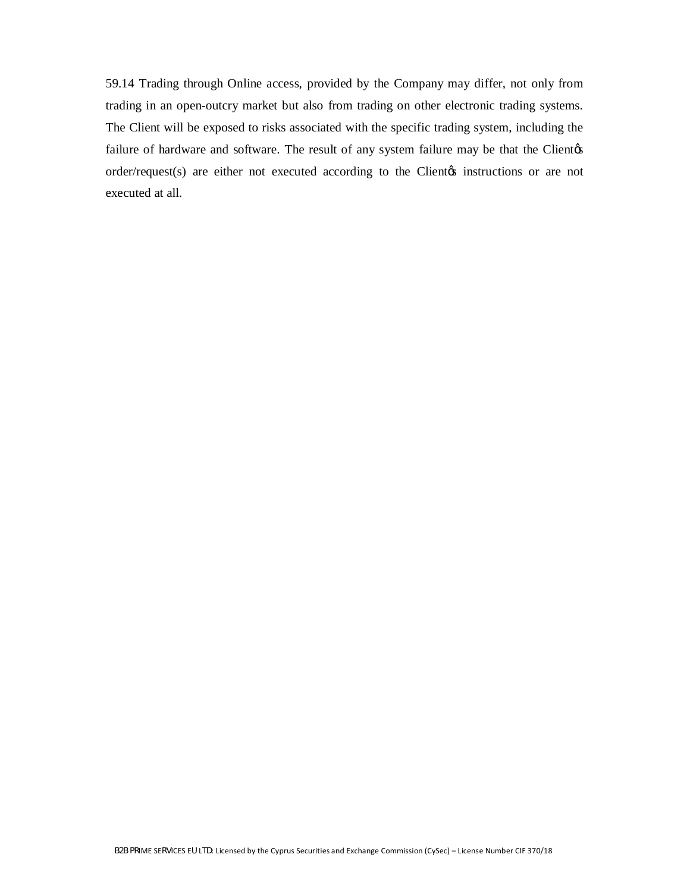59.14 Trading through Online access, provided by the Company may differ, not only from trading in an open-outcry market but also from trading on other electronic trading systems. The Client will be exposed to risks associated with the specific trading system, including the failure of hardware and software. The result of any system failure may be that the Clientŝs order/request(s) are either not executed according to the Clientŝs instructions or are not executed at all.